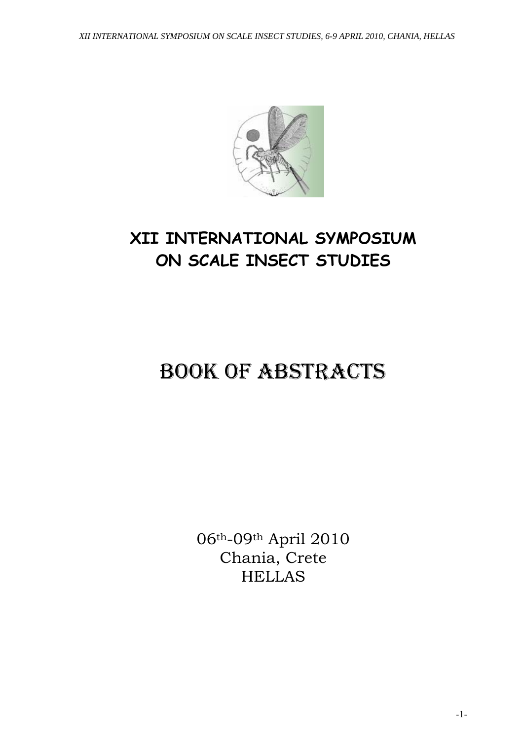# XII INTERNATIONAL SYMPOSIUM ON SCALE INSECT STUDIES

# BOOK OF ABSTRACTS

06th-09th April 2010
Chania, Crete
HELLAS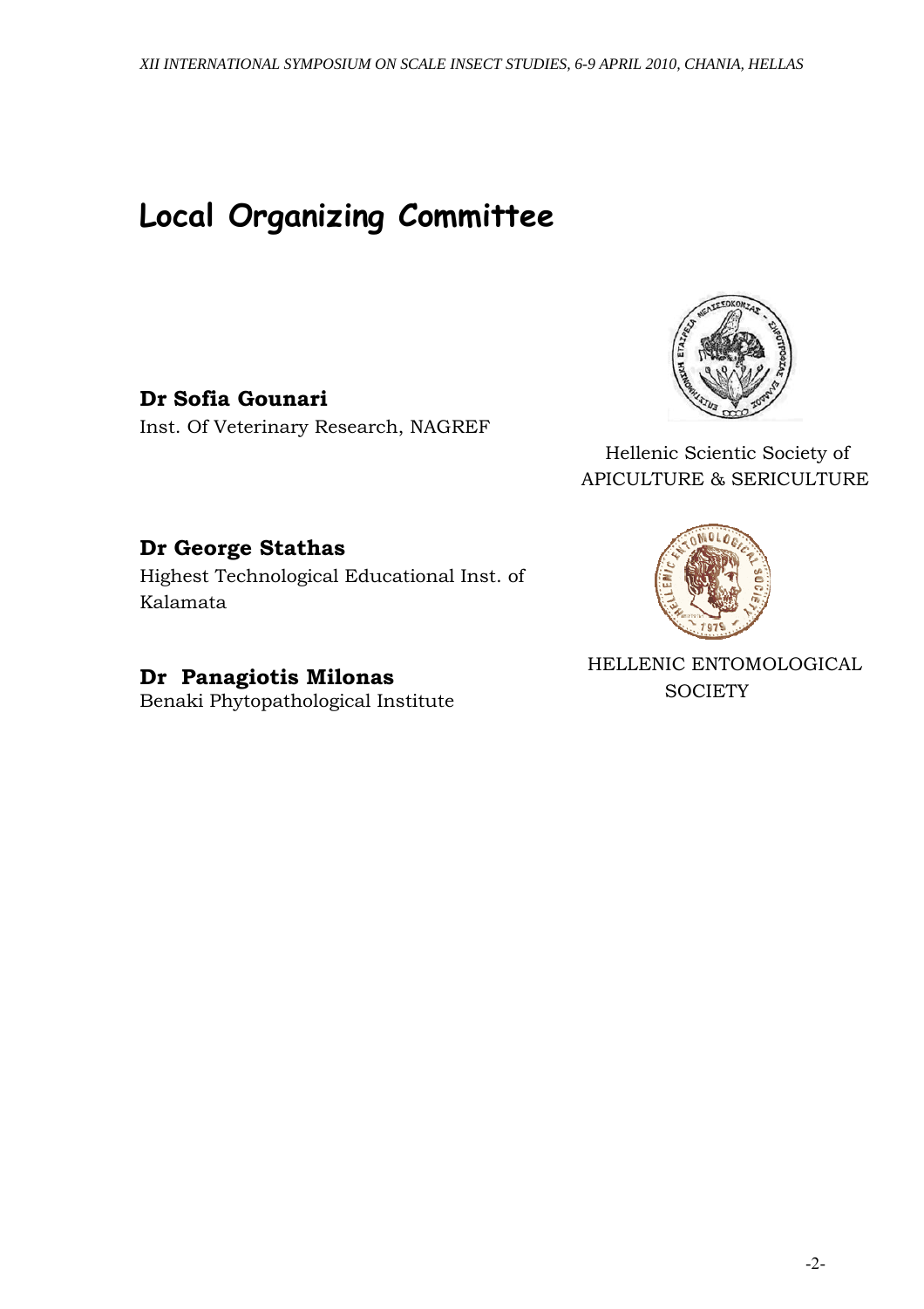# Local Organizing Committee

**Dr Sofia Gounari**
Inst. Of Veterinary Research, NAGREF

Hellenic Scientic Society of
APICULTURE & SERICULTURE

**Dr George Stathas**
Highest Technological Educational Inst. of Kalamata

**Dr Panagiotis Milonas**
Benaki Phytopathological Institute

HELLENIC ENTOMOLOGICAL SOCIETY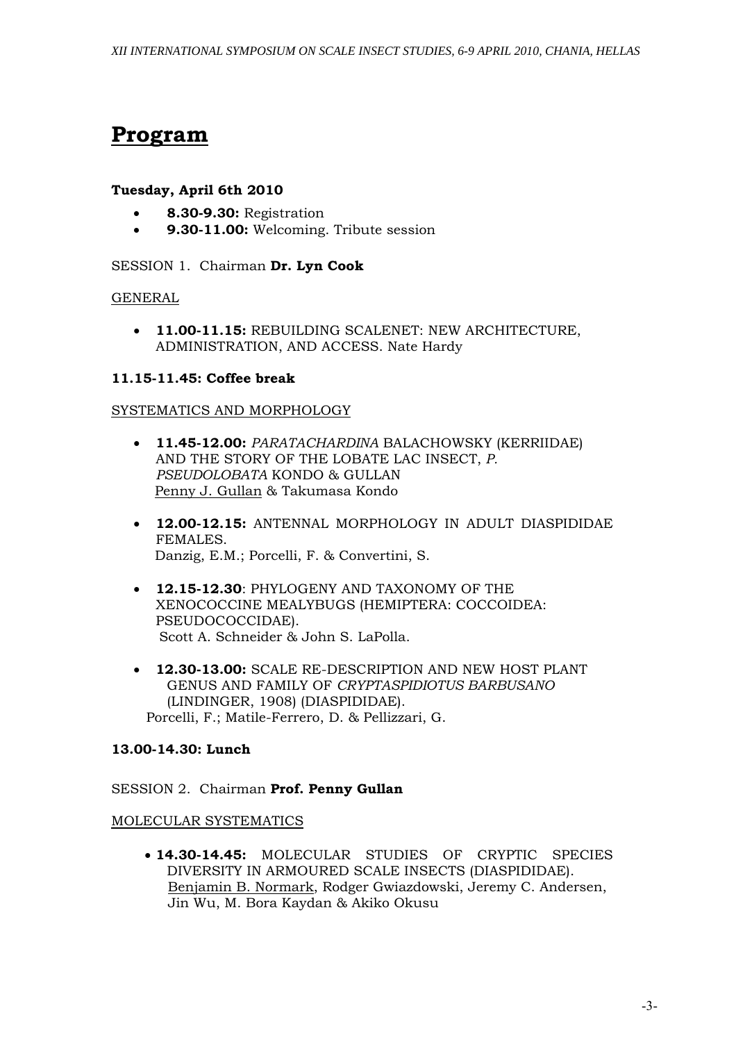# Program

### Tuesday, April 6th 2010

- **8.30-9.30:** Registration
- **9.30-11.00:** Welcoming. Tribute session

SESSION 1. Chairman **Dr. Lyn Cook**

GENERAL

- **11.00-11.15:** REBUILDING SCALENET: NEW ARCHITECTURE, ADMINISTRATION, AND ACCESS. Nate Hardy

**11.15-11.45: Coffee break**

SYSTEMATICS AND MORPHOLOGY

- **11.45-12.00:** *PARATACHARDINA* BALACHOWSKY (KERRIIDAE) AND THE STORY OF THE LOBATE LAC INSECT, *P. PSEUDOLOBATA* KONDO & GULLAN
  Penny J. Gullan & Takumasa Kondo

- **12.00-12.15:** ANTENNAL MORPHOLOGY IN ADULT DIASPIDIDAE FEMALES.
  Danzig, E.M.; Porcelli, F. & Convertini, S.

- **12.15-12.30**: PHYLOGENY AND TAXONOMY OF THE XENOCOCCINE MEALYBUGS (HEMIPTERA: COCCOIDEA: PSEUDOCOCCIDAE).
  Scott A. Schneider & John S. LaPolla.

- **12.30-13.00:** SCALE RE-DESCRIPTION AND NEW HOST PLANT GENUS AND FAMILY OF *CRYPTASPIDIOTUS BARBUSANO* (LINDINGER, 1908) (DIASPIDIDAE).
  Porcelli, F.; Matile-Ferrero, D. & Pellizzari, G.

**13.00-14.30: Lunch**

SESSION 2. Chairman **Prof. Penny Gullan**

MOLECULAR SYSTEMATICS

- **14.30-14.45:** MOLECULAR STUDIES OF CRYPTIC SPECIES DIVERSITY IN ARMOURED SCALE INSECTS (DIASPIDIDAE).
  Benjamin B. Normark, Rodger Gwiazdowski, Jeremy C. Andersen, Jin Wu, M. Bora Kaydan & Akiko Okusu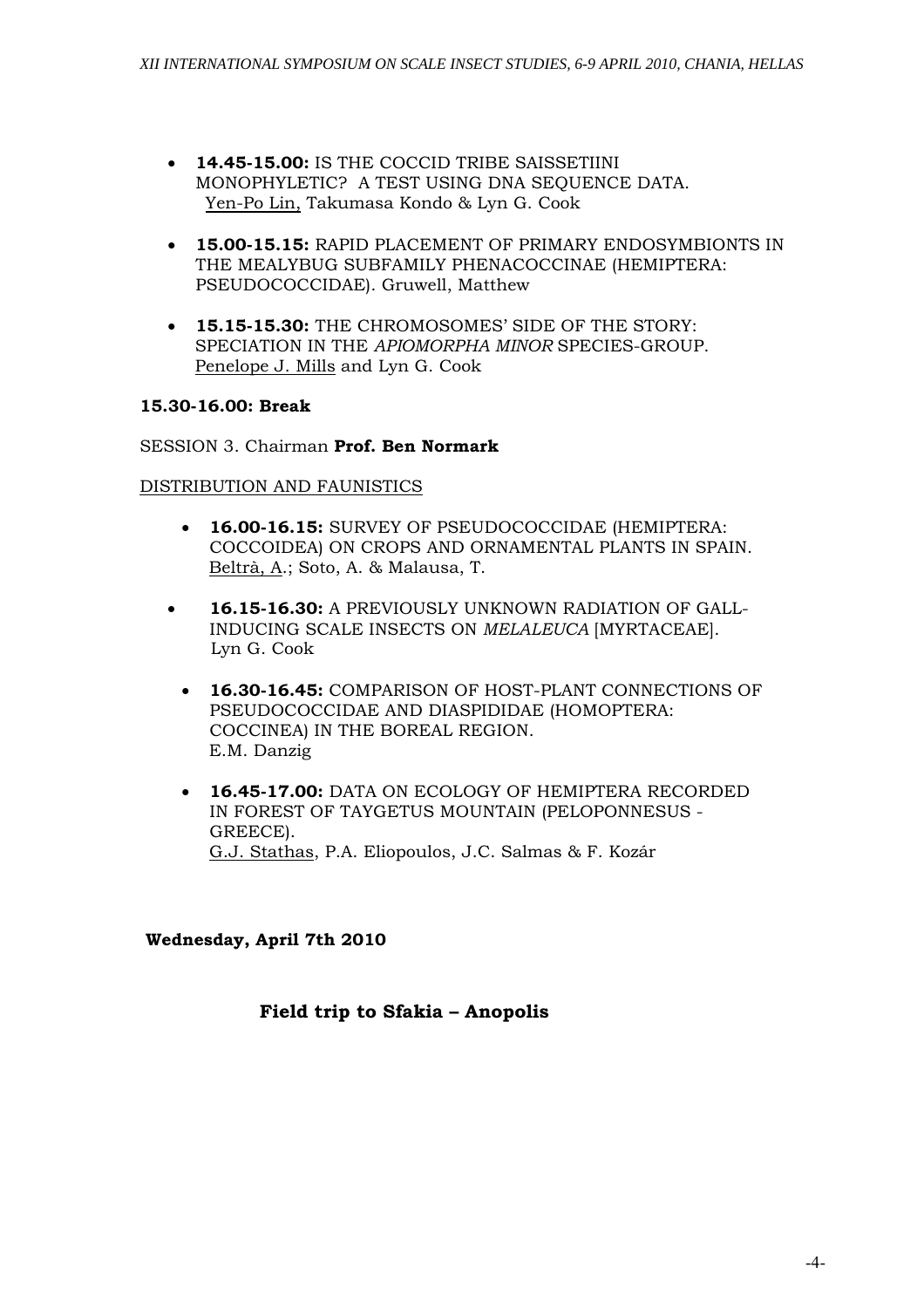- **14.45-15.00:** IS THE COCCID TRIBE SAISSETIINI MONOPHYLETIC? A TEST USING DNA SEQUENCE DATA. <u>Yen-Po Lin,</u> Takumasa Kondo & Lyn G. Cook

- **15.00-15.15:** RAPID PLACEMENT OF PRIMARY ENDOSYMBIONTS IN THE MEALYBUG SUBFAMILY PHENACOCCINAE (HEMIPTERA: PSEUDOCOCCIDAE). Gruwell, Matthew

- **15.15-15.30:** THE CHROMOSOMES' SIDE OF THE STORY: SPECIATION IN THE *APIOMORPHA MINOR* SPECIES-GROUP. <u>Penelope J. Mills</u> and Lyn G. Cook

**15.30-16.00: Break**

SESSION 3. Chairman **Prof. Ben Normark**

<u>DISTRIBUTION AND FAUNISTICS</u>

- **16.00-16.15:** SURVEY OF PSEUDOCOCCIDAE (HEMIPTERA: COCCOIDEA) ON CROPS AND ORNAMENTAL PLANTS IN SPAIN. <u>Beltrà, A</u>.; Soto, A. & Malausa, T.

- **16.15-16.30:** A PREVIOUSLY UNKNOWN RADIATION OF GALL-INDUCING SCALE INSECTS ON *MELALEUCA* [MYRTACEAE]. Lyn G. Cook

- **16.30-16.45:** COMPARISON OF HOST-PLANT CONNECTIONS OF PSEUDOCOCCIDAE AND DIASPIDIDAE (HOMOPTERA: COCCINEA) IN THE BOREAL REGION. E.M. Danzig

- **16.45-17.00:** DATA ON ECOLOGY OF HEMIPTERA RECORDED IN FOREST OF TAYGETUS MOUNTAIN (PELOPONNESUS - GREECE). <u>G.J. Stathas</u>, P.A. Eliopoulos, J.C. Salmas & F. Kozár

**Wednesday, April 7th 2010**

**Field trip to Sfakia – Anopolis**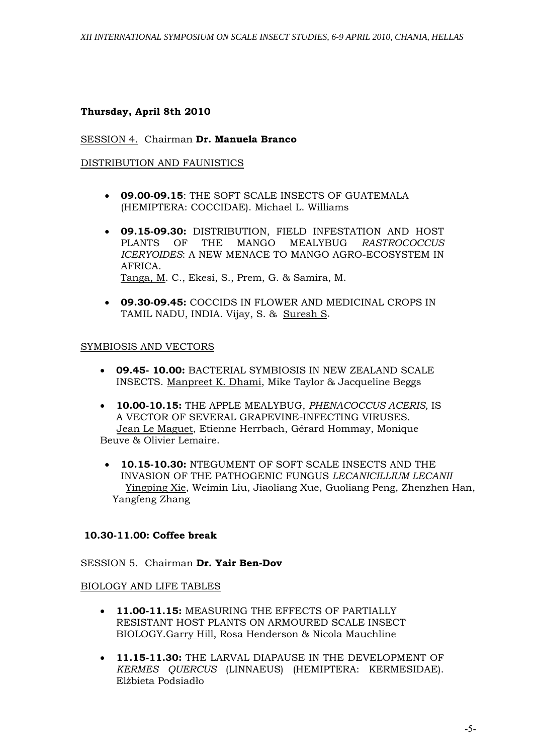**Thursday, April 8th 2010**

<u>SESSION 4.</u> Chairman **Dr. Manuela Branco**

<u>DISTRIBUTION AND FAUNISTICS</u>

- **09.00-09.15**: THE SOFT SCALE INSECTS OF GUATEMALA (HEMIPTERA: COCCIDAE). Michael L. Williams

- **09.15-09.30:** DISTRIBUTION, FIELD INFESTATION AND HOST PLANTS OF THE MANGO MEALYBUG *RASTROCOCCUS ICERYOIDES*: A NEW MENACE TO MANGO AGRO-ECOSYSTEM IN AFRICA.
  <u>Tanga, M</u>. C., Ekesi, S., Prem, G. & Samira, M.

- **09.30-09.45:** COCCIDS IN FLOWER AND MEDICINAL CROPS IN TAMIL NADU, INDIA. Vijay, S. & <u>Suresh S</u>.

<u>SYMBIOSIS AND VECTORS</u>

- **09.45- 10.00:** BACTERIAL SYMBIOSIS IN NEW ZEALAND SCALE INSECTS. <u>Manpreet K. Dhami</u>, Mike Taylor & Jacqueline Beggs

- **10.00-10.15:** THE APPLE MEALYBUG, *PHENACOCCUS ACERIS,* IS A VECTOR OF SEVERAL GRAPEVINE-INFECTING VIRUSES. <u>Jean Le Maguet</u>, Etienne Herrbach, Gérard Hommay, Monique Beuve & Olivier Lemaire.

- **10.15-10.30:** NTEGUMENT OF SOFT SCALE INSECTS AND THE INVASION OF THE PATHOGENIC FUNGUS *LECANICILLIUM LECANII* <u>Yingping Xie</u>, Weimin Liu, Jiaoliang Xue, Guoliang Peng, Zhenzhen Han, Yangfeng Zhang

**10.30-11.00: Coffee break**

SESSION 5. Chairman **Dr. Yair Ben-Dov**

<u>BIOLOGY AND LIFE TABLES</u>

- **11.00-11.15:** MEASURING THE EFFECTS OF PARTIALLY RESISTANT HOST PLANTS ON ARMOURED SCALE INSECT BIOLOGY.<u>Garry Hill</u>, Rosa Henderson & Nicola Mauchline

- **11.15-11.30:** THE LARVAL DIAPAUSE IN THE DEVELOPMENT OF *KERMES QUERCUS* (LINNAEUS) (HEMIPTERA: KERMESIDAE). Elżbieta Podsiadło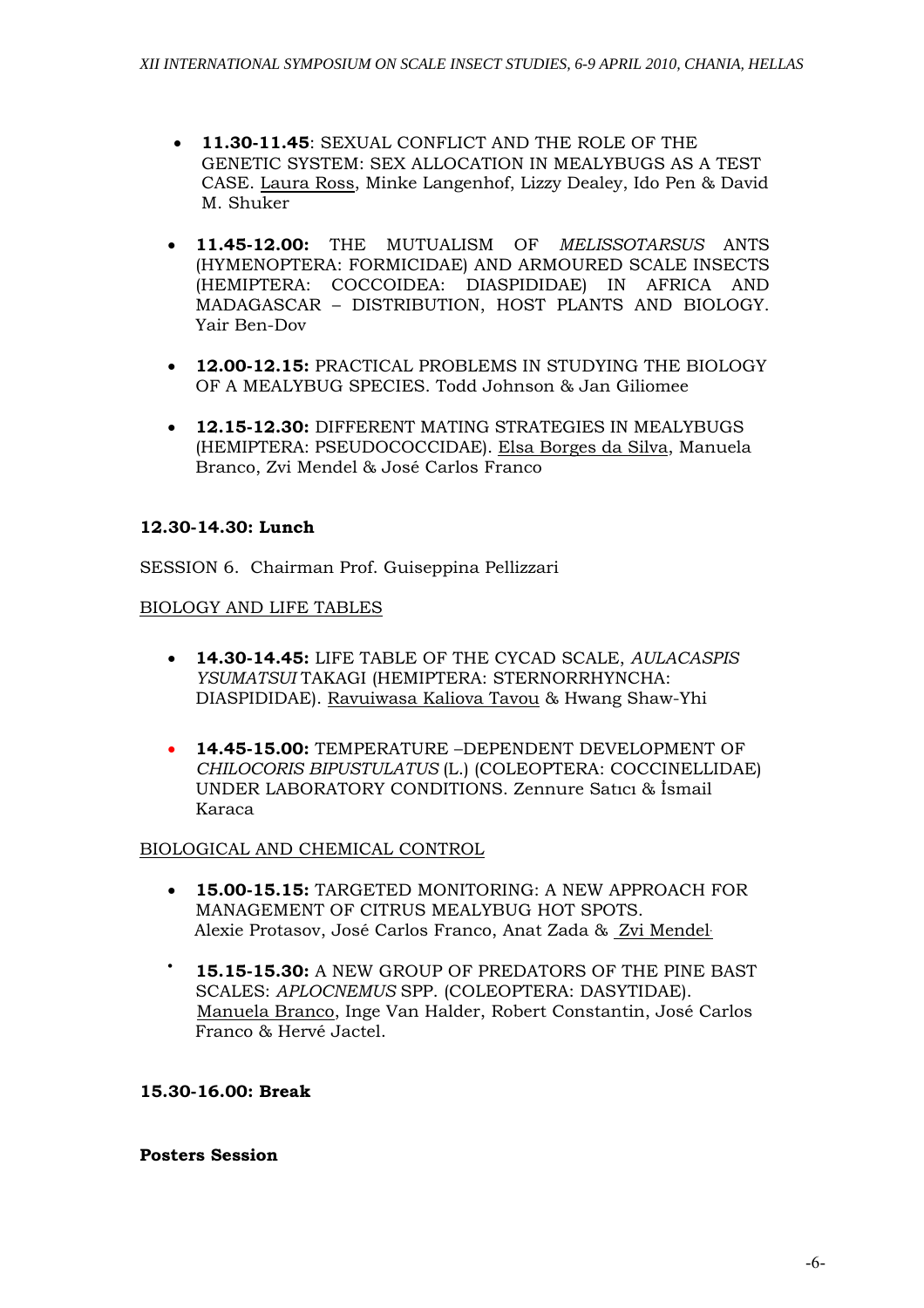- **11.30-11.45**: SEXUAL CONFLICT AND THE ROLE OF THE GENETIC SYSTEM: SEX ALLOCATION IN MEALYBUGS AS A TEST CASE. Laura Ross, Minke Langenhof, Lizzy Dealey, Ido Pen & David M. Shuker

- **11.45-12.00:** THE MUTUALISM OF *MELISSOTARSUS* ANTS (HYMENOPTERA: FORMICIDAE) AND ARMOURED SCALE INSECTS (HEMIPTERA: COCCOIDEA: DIASPIDIDAE) IN AFRICA AND MADAGASCAR – DISTRIBUTION, HOST PLANTS AND BIOLOGY. Yair Ben-Dov

- **12.00-12.15:** PRACTICAL PROBLEMS IN STUDYING THE BIOLOGY OF A MEALYBUG SPECIES. Todd Johnson & Jan Giliomee

- **12.15-12.30:** DIFFERENT MATING STRATEGIES IN MEALYBUGS (HEMIPTERA: PSEUDOCOCCIDAE). Elsa Borges da Silva, Manuela Branco, Zvi Mendel & José Carlos Franco

**12.30-14.30: Lunch**

SESSION 6. Chairman Prof. Guiseppina Pellizzari

BIOLOGY AND LIFE TABLES

- **14.30-14.45:** LIFE TABLE OF THE CYCAD SCALE, *AULACASPIS YSUMATSUI* TAKAGI (HEMIPTERA: STERNORRHYNCHA: DIASPIDIDAE). Ravuiwasa Kaliova Tavou & Hwang Shaw-Yhi

- **14.45-15.00:** TEMPERATURE –DEPENDENT DEVELOPMENT OF *CHILOCORIS BIPUSTULATUS* (L.) (COLEOPTERA: COCCINELLIDAE) UNDER LABORATORY CONDITIONS. Zennure Satıcı & İsmail Karaca

BIOLOGICAL AND CHEMICAL CONTROL

- **15.00-15.15:** TARGETED MONITORING: A NEW APPROACH FOR MANAGEMENT OF CITRUS MEALYBUG HOT SPOTS. Alexie Protasov, José Carlos Franco, Anat Zada & Zvi Mendel.

- **15.15-15.30:** A NEW GROUP OF PREDATORS OF THE PINE BAST SCALES: *APLOCNEMUS* SPP. (COLEOPTERA: DASYTIDAE). Manuela Branco, Inge Van Halder, Robert Constantin, José Carlos Franco & Hervé Jactel.

**15.30-16.00: Break**

**Posters Session**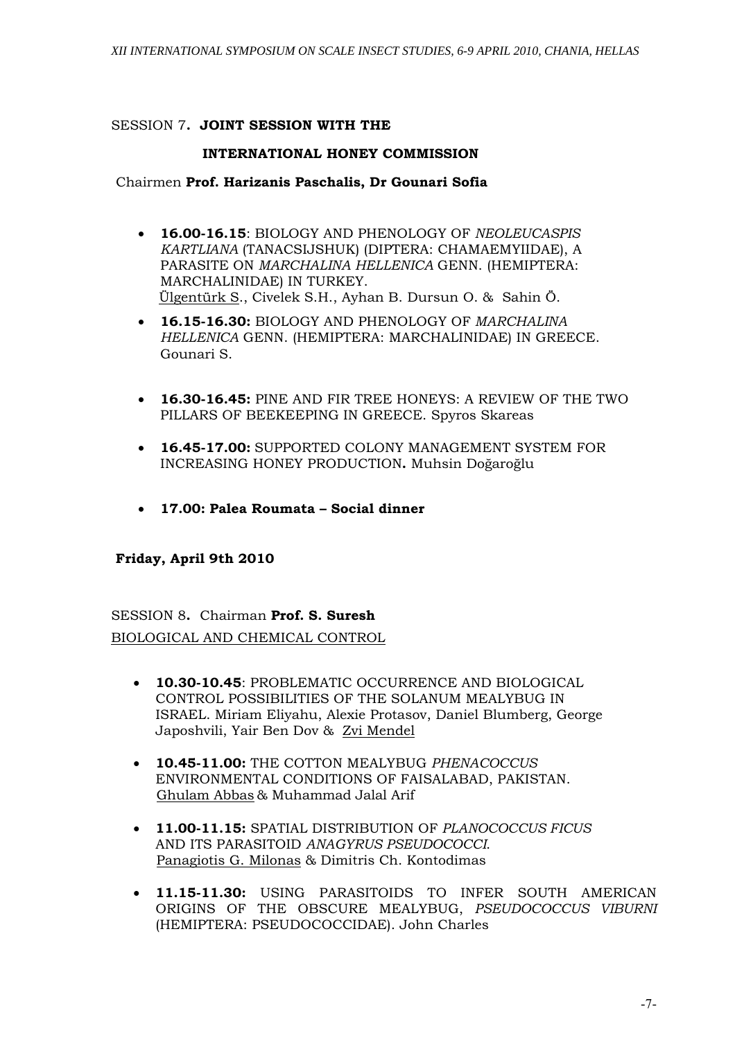SESSION 7**. JOINT SESSION WITH THE INTERNATIONAL HONEY COMMISSION**

Chairmen **Prof. Harizanis Paschalis, Dr Gounari Sofia**

- **16.00-16.15**: BIOLOGY AND PHENOLOGY OF *NEOLEUCASPIS KARTLIANA* (TANACSIJSHUK) (DIPTERA: CHAMAEMYIIDAE), A PARASITE ON *MARCHALINA HELLENICA* GENN. (HEMIPTERA: MARCHALINIDAE) IN TURKEY. Ülgentürk S., Civelek S.H., Ayhan B. Dursun O. & Sahin Ö.
- **16.15-16.30:** BIOLOGY AND PHENOLOGY OF *MARCHALINA HELLENICA* GENN. (HEMIPTERA: MARCHALINIDAE) IN GREECE. Gounari S.
- **16.30-16.45:** PINE AND FIR TREE HONEYS: A REVIEW OF THE TWO PILLARS OF BEEKEEPING IN GREECE. Spyros Skareas
- **16.45-17.00:** SUPPORTED COLONY MANAGEMENT SYSTEM FOR INCREASING HONEY PRODUCTION**.** Muhsin Doğaroğlu
- **17.00: Palea Roumata – Social dinner**

**Friday, April 9th 2010**

SESSION 8**.** Chairman **Prof. S. Suresh**

BIOLOGICAL AND CHEMICAL CONTROL

- **10.30-10.45**: PROBLEMATIC OCCURRENCE AND BIOLOGICAL CONTROL POSSIBILITIES OF THE SOLANUM MEALYBUG IN ISRAEL. Miriam Eliyahu, Alexie Protasov, Daniel Blumberg, George Japoshvili, Yair Ben Dov & Zvi Mendel
- **10.45-11.00:** THE COTTON MEALYBUG *PHENACOCCUS* ENVIRONMENTAL CONDITIONS OF FAISALABAD, PAKISTAN. Ghulam Abbas & Muhammad Jalal Arif
- **11.00-11.15:** SPATIAL DISTRIBUTION OF *PLANOCOCCUS FICUS* AND ITS PARASITOID *ANAGYRUS PSEUDOCOCCI*. Panagiotis G. Milonas & Dimitris Ch. Kontodimas
- **11.15-11.30:** USING PARASITOIDS TO INFER SOUTH AMERICAN ORIGINS OF THE OBSCURE MEALYBUG, *PSEUDOCOCCUS VIBURNI* (HEMIPTERA: PSEUDOCOCCIDAE). John Charles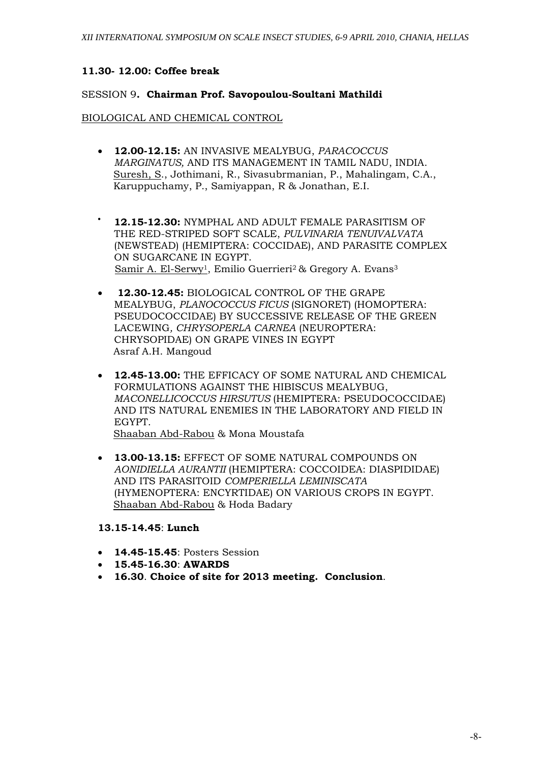**11.30- 12.00: Coffee break**

SESSION 9**. Chairman Prof. Savopoulou-Soultani Mathildi**

BIOLOGICAL AND CHEMICAL CONTROL

- **12.00-12.15:** AN INVASIVE MEALYBUG, *PARACOCCUS MARGINATUS,* AND ITS MANAGEMENT IN TAMIL NADU, INDIA. Suresh, S., Jothimani, R., Sivasubrmanian, P., Mahalingam, C.A., Karuppuchamy, P., Samiyappan, R & Jonathan, E.I.

- **12.15-12.30:** NYMPHAL AND ADULT FEMALE PARASITISM OF THE RED-STRIPED SOFT SCALE, *PULVINARIA TENUIVALVATA* (NEWSTEAD) (HEMIPTERA: COCCIDAE), AND PARASITE COMPLEX ON SUGARCANE IN EGYPT. Samir A. El-Serwy[1], Emilio Guerrieri[2] & Gregory A. Evans[3]

- **12.30-12.45:** BIOLOGICAL CONTROL OF THE GRAPE MEALYBUG, *PLANOCOCCUS FICUS* (SIGNORET) (HOMOPTERA: PSEUDOCOCCIDAE) BY SUCCESSIVE RELEASE OF THE GREEN LACEWING*, CHRYSOPERLA CARNEA* (NEUROPTERA: CHRYSOPIDAE) ON GRAPE VINES IN EGYPT Asraf A.H. Mangoud

- **12.45-13.00:** THE EFFICACY OF SOME NATURAL AND CHEMICAL FORMULATIONS AGAINST THE HIBISCUS MEALYBUG, *MACONELLICOCCUS HIRSUTUS* (HEMIPTERA: PSEUDOCOCCIDAE) AND ITS NATURAL ENEMIES IN THE LABORATORY AND FIELD IN EGYPT. Shaaban Abd-Rabou & Mona Moustafa

- **13.00-13.15:** EFFECT OF SOME NATURAL COMPOUNDS ON *AONIDIELLA AURANTII* (HEMIPTERA: COCCOIDEA: DIASPIDIDAE) AND ITS PARASITOID *COMPERIELLA LEMINISCATA* (HYMENOPTERA: ENCYRTIDAE) ON VARIOUS CROPS IN EGYPT. Shaaban Abd-Rabou & Hoda Badary

**13.15-14.45**: **Lunch**

- **14.45-15.45**: Posters Session
- **15.45-16.30**: **AWARDS**
- **16.30**. **Choice of site for 2013 meeting. Conclusion**.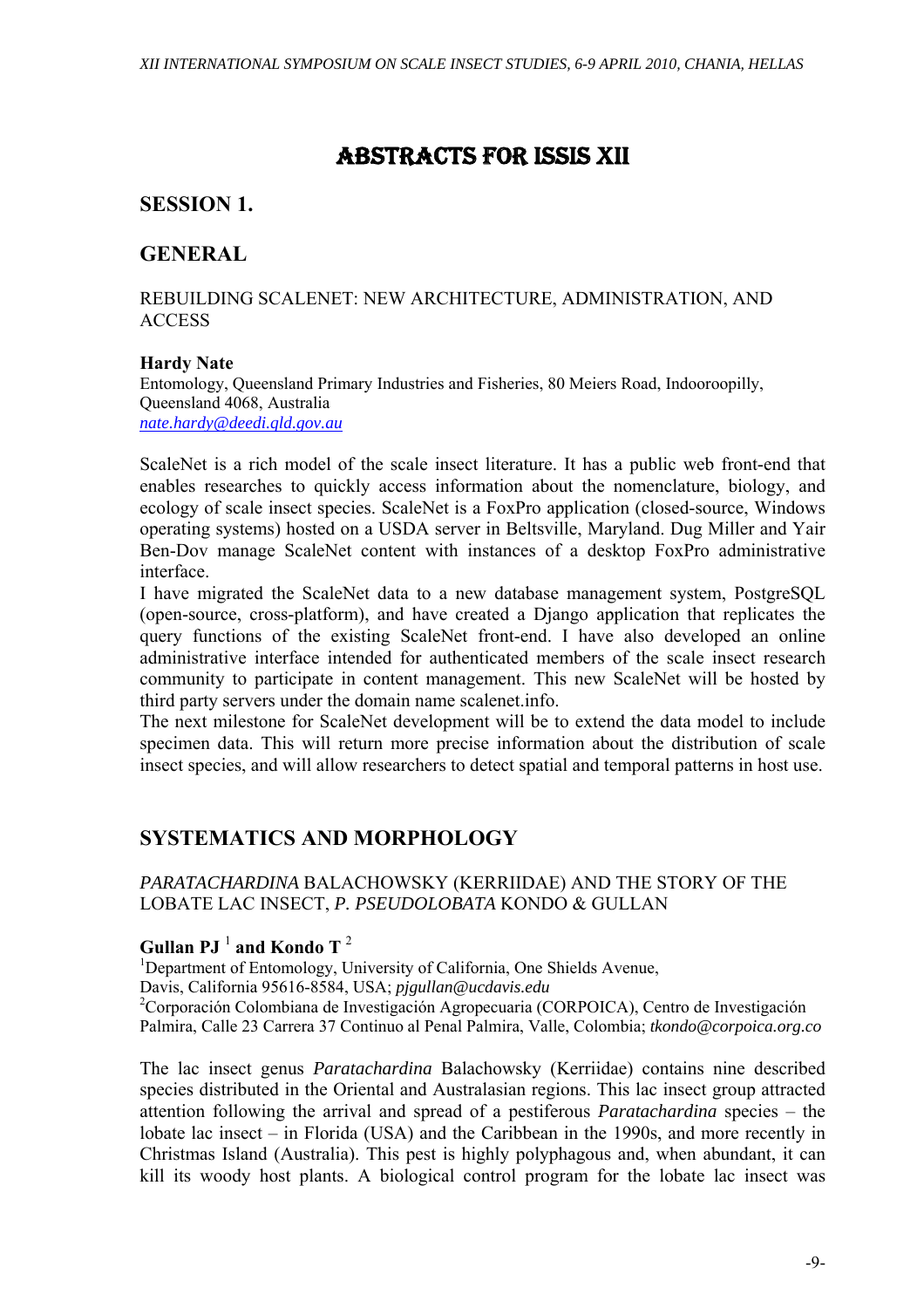# ABSTRACTS FOR ISSIS XII

## SESSION 1.

## GENERAL

REBUILDING SCALENET: NEW ARCHITECTURE, ADMINISTRATION, AND ACCESS

**Hardy Nate**
Entomology, Queensland Primary Industries and Fisheries, 80 Meiers Road, Indooroopilly, Queensland 4068, Australia
*nate.hardy@deedi.qld.gov.au*

ScaleNet is a rich model of the scale insect literature. It has a public web front-end that enables researches to quickly access information about the nomenclature, biology, and ecology of scale insect species. ScaleNet is a FoxPro application (closed-source, Windows operating systems) hosted on a USDA server in Beltsville, Maryland. Dug Miller and Yair Ben-Dov manage ScaleNet content with instances of a desktop FoxPro administrative interface.
I have migrated the ScaleNet data to a new database management system, PostgreSQL (open-source, cross-platform), and have created a Django application that replicates the query functions of the existing ScaleNet front-end. I have also developed an online administrative interface intended for authenticated members of the scale insect research community to participate in content management. This new ScaleNet will be hosted by third party servers under the domain name scalenet.info.
The next milestone for ScaleNet development will be to extend the data model to include specimen data. This will return more precise information about the distribution of scale insect species, and will allow researchers to detect spatial and temporal patterns in host use.

## SYSTEMATICS AND MORPHOLOGY

*PARATACHARDINA* BALACHOWSKY (KERRIIDAE) AND THE STORY OF THE LOBATE LAC INSECT, *P. PSEUDOLOBATA* KONDO & GULLAN

**Gullan PJ [1] and Kondo T [2]**
[1]Department of Entomology, University of California, One Shields Avenue, Davis, California 95616-8584, USA; *pjgullan@ucdavis.edu*
[2]Corporación Colombiana de Investigación Agropecuaria (CORPOICA), Centro de Investigación Palmira, Calle 23 Carrera 37 Continuo al Penal Palmira, Valle, Colombia; *tkondo@corpoica.org.co*

The lac insect genus *Paratachardina* Balachowsky (Kerriidae) contains nine described species distributed in the Oriental and Australasian regions. This lac insect group attracted attention following the arrival and spread of a pestiferous *Paratachardina* species – the lobate lac insect – in Florida (USA) and the Caribbean in the 1990s, and more recently in Christmas Island (Australia). This pest is highly polyphagous and, when abundant, it can kill its woody host plants. A biological control program for the lobate lac insect was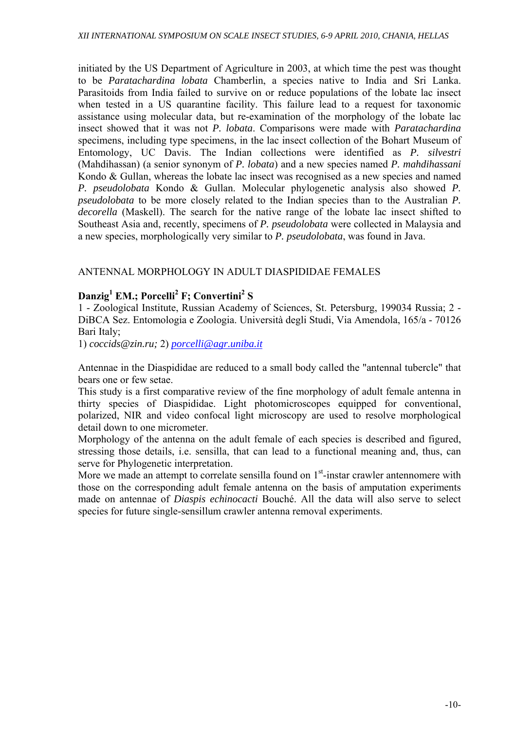initiated by the US Department of Agriculture in 2003, at which time the pest was thought to be *Paratachardina lobata* Chamberlin, a species native to India and Sri Lanka. Parasitoids from India failed to survive on or reduce populations of the lobate lac insect when tested in a US quarantine facility. This failure lead to a request for taxonomic assistance using molecular data, but re-examination of the morphology of the lobate lac insect showed that it was not *P. lobata*. Comparisons were made with *Paratachardina* specimens, including type specimens, in the lac insect collection of the Bohart Museum of Entomology, UC Davis. The Indian collections were identified as *P. silvestri* (Mahdihassan) (a senior synonym of *P. lobata*) and a new species named *P. mahdihassani* Kondo & Gullan, whereas the lobate lac insect was recognised as a new species and named *P. pseudolobata* Kondo & Gullan. Molecular phylogenetic analysis also showed *P. pseudolobata* to be more closely related to the Indian species than to the Australian *P. decorella* (Maskell). The search for the native range of the lobate lac insect shifted to Southeast Asia and, recently, specimens of *P. pseudolobata* were collected in Malaysia and a new species, morphologically very similar to *P. pseudolobata*, was found in Java.

## ANTENNAL MORPHOLOGY IN ADULT DIASPIDIDAE FEMALES

**Danzig[1] EM.; Porcelli[2] F; Convertini[2] S**

1 - Zoological Institute, Russian Academy of Sciences, St. Petersburg, 199034 Russia; 2 - DiBCA Sez. Entomologia e Zoologia. Università degli Studi, Via Amendola, 165/a - 70126 Bari Italy;

1) *coccids@zin.ru;* 2) *porcelli@agr.uniba.it*

Antennae in the Diaspididae are reduced to a small body called the "antennal tubercle" that bears one or few setae.

This study is a first comparative review of the fine morphology of adult female antenna in thirty species of Diaspididae. Light photomicroscopes equipped for conventional, polarized, NIR and video confocal light microscopy are used to resolve morphological detail down to one micrometer.

Morphology of the antenna on the adult female of each species is described and figured, stressing those details, i.e. sensilla, that can lead to a functional meaning and, thus, can serve for Phylogenetic interpretation.

More we made an attempt to correlate sensilla found on 1st-instar crawler antennomere with those on the corresponding adult female antenna on the basis of amputation experiments made on antennae of *Diaspis echinocacti* Bouché. All the data will also serve to select species for future single-sensillum crawler antenna removal experiments.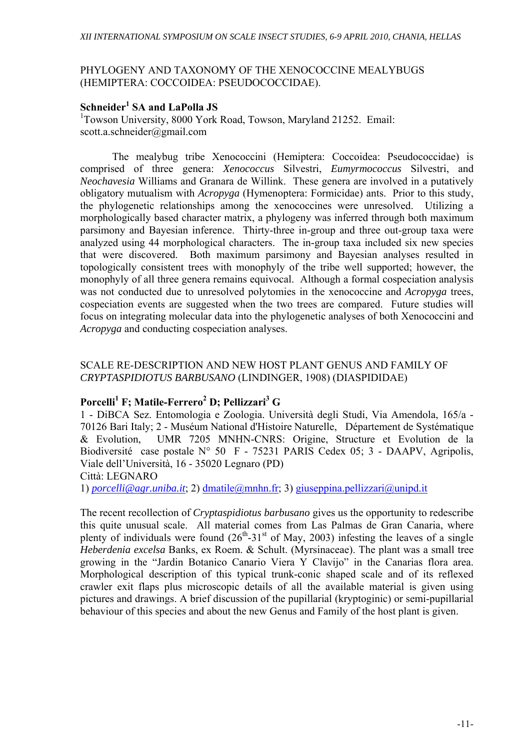## PHYLOGENY AND TAXONOMY OF THE XENOCOCCINE MEALYBUGS (HEMIPTERA: COCCOIDEA: PSEUDOCOCCIDAE).

**Schneider[1] SA and LaPolla JS**

[1]Towson University, 8000 York Road, Towson, Maryland 21252. Email: scott.a.schneider@gmail.com

The mealybug tribe Xenococcini (Hemiptera: Coccoidea: Pseudococcidae) is comprised of three genera: *Xenococcus* Silvestri, *Eumyrmococcus* Silvestri, and *Neochavesia* Williams and Granara de Willink. These genera are involved in a putatively obligatory mutualism with *Acropyga* (Hymenoptera: Formicidae) ants. Prior to this study, the phylogenetic relationships among the xenococcines were unresolved. Utilizing a morphologically based character matrix, a phylogeny was inferred through both maximum parsimony and Bayesian inference. Thirty-three in-group and three out-group taxa were analyzed using 44 morphological characters. The in-group taxa included six new species that were discovered. Both maximum parsimony and Bayesian analyses resulted in topologically consistent trees with monophyly of the tribe well supported; however, the monophyly of all three genera remains equivocal. Although a formal cospeciation analysis was not conducted due to unresolved polytomies in the xenococcine and *Acropyga* trees, cospeciation events are suggested when the two trees are compared. Future studies will focus on integrating molecular data into the phylogenetic analyses of both Xenococcini and *Acropyga* and conducting cospeciation analyses.

## SCALE RE-DESCRIPTION AND NEW HOST PLANT GENUS AND FAMILY OF *CRYPTASPIDIOTUS BARBUSANO* (LINDINGER, 1908) (DIASPIDIDAE)

**Porcelli[1] F; Matile-Ferrero[2] D; Pellizzari[3] G**

1 - DiBCA Sez. Entomologia e Zoologia. Università degli Studi, Via Amendola, 165/a - 70126 Bari Italy; 2 - Muséum National d'Histoire Naturelle, Département de Systématique & Evolution, UMR 7205 MNHN-CNRS: Origine, Structure et Evolution de la Biodiversité case postale N° 50 F - 75231 PARIS Cedex 05; 3 - DAAPV, Agripolis, Viale dell'Università, 16 - 35020 Legnaro (PD)
Città: LEGNARO
1) *porcelli@agr.uniba.it*; 2) dmatile@mnhn.fr; 3) giuseppina.pellizzari@unipd.it

The recent recollection of *Cryptaspidiotus barbusano* gives us the opportunity to redescribe this quite unusual scale. All material comes from Las Palmas de Gran Canaria, where plenty of individuals were found (26th-31st of May, 2003) infesting the leaves of a single *Heberdenia excelsa* Banks, ex Roem. & Schult. (Myrsinaceae). The plant was a small tree growing in the "Jardin Botanico Canario Viera Y Clavijo" in the Canarias flora area. Morphological description of this typical trunk-conic shaped scale and of its reflexed crawler exit flaps plus microscopic details of all the available material is given using pictures and drawings. A brief discussion of the pupillarial (kryptoginic) or semi-pupillarial behaviour of this species and about the new Genus and Family of the host plant is given.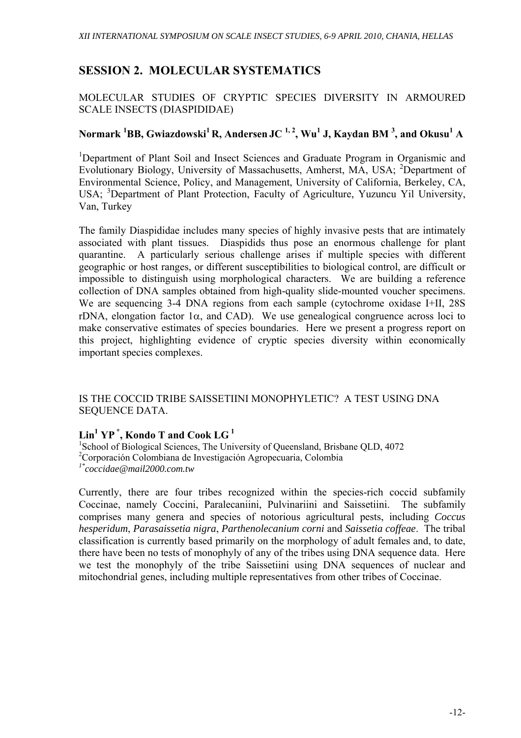## SESSION 2. MOLECULAR SYSTEMATICS

MOLECULAR STUDIES OF CRYPTIC SPECIES DIVERSITY IN ARMOURED SCALE INSECTS (DIASPIDIDAE)

**Normark [1]BB, Gwiazdowski[1] R, Andersen JC [1,2], Wu[1] J, Kaydan BM [3], and Okusu[1] A**

[1]Department of Plant Soil and Insect Sciences and Graduate Program in Organismic and Evolutionary Biology, University of Massachusetts, Amherst, MA, USA; [2]Department of Environmental Science, Policy, and Management, University of California, Berkeley, CA, USA; [3]Department of Plant Protection, Faculty of Agriculture, Yuzuncu Yil University, Van, Turkey

The family Diaspididae includes many species of highly invasive pests that are intimately associated with plant tissues. Diaspidids thus pose an enormous challenge for plant quarantine. A particularly serious challenge arises if multiple species with different geographic or host ranges, or different susceptibilities to biological control, are difficult or impossible to distinguish using morphological characters. We are building a reference collection of DNA samples obtained from high-quality slide-mounted voucher specimens. We are sequencing 3-4 DNA regions from each sample (cytochrome oxidase I+II, 28S rDNA, elongation factor 1$\alpha$, and CAD). We use genealogical congruence across loci to make conservative estimates of species boundaries. Here we present a progress report on this project, highlighting evidence of cryptic species diversity within economically important species complexes.

IS THE COCCID TRIBE SAISSETIINI MONOPHYLETIC? A TEST USING DNA SEQUENCE DATA.

**Lin[1] YP [*], Kondo T and Cook LG [1]**

[1]School of Biological Sciences, The University of Queensland, Brisbane QLD, 4072
[2]Corporación Colombiana de Investigación Agropecuaria, Colombia
[1*]*coccidae@mail2000.com.tw*

Currently, there are four tribes recognized within the species-rich coccid subfamily Coccinae, namely Coccini, Paralecaniini, Pulvinariini and Saissetiini. The subfamily comprises many genera and species of notorious agricultural pests, including *Coccus hesperidum*, *Parasaissetia nigra*, *Parthenolecanium corni* and *Saissetia coffeae*. The tribal classification is currently based primarily on the morphology of adult females and, to date, there have been no tests of monophyly of any of the tribes using DNA sequence data. Here we test the monophyly of the tribe Saissetiini using DNA sequences of nuclear and mitochondrial genes, including multiple representatives from other tribes of Coccinae.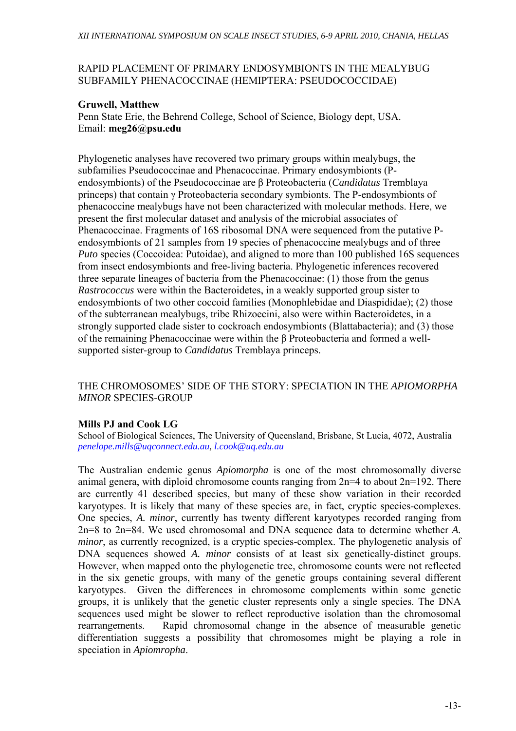## RAPID PLACEMENT OF PRIMARY ENDOSYMBIONTS IN THE MEALYBUG SUBFAMILY PHENACOCCINAE (HEMIPTERA: PSEUDOCOCCIDAE)

**Gruwell, Matthew**
Penn State Erie, the Behrend College, School of Science, Biology dept, USA.
Email: **meg26@psu.edu**

Phylogenetic analyses have recovered two primary groups within mealybugs, the subfamilies Pseudococcinae and Phenacoccinae. Primary endosymbionts (P-endosymbionts) of the Pseudococcinae are β Proteobacteria (*Candidatus* Tremblaya princeps) that contain γ Proteobacteria secondary symbionts. The P-endosymbionts of phenacoccine mealybugs have not been characterized with molecular methods. Here, we present the first molecular dataset and analysis of the microbial associates of Phenacoccinae. Fragments of 16S ribosomal DNA were sequenced from the putative P-endosymbionts of 21 samples from 19 species of phenacoccine mealybugs and of three *Puto* species (Coccoidea: Putoidae), and aligned to more than 100 published 16S sequences from insect endosymbionts and free-living bacteria. Phylogenetic inferences recovered three separate lineages of bacteria from the Phenacoccinae: (1) those from the genus *Rastrococcus* were within the Bacteroidetes, in a weakly supported group sister to endosymbionts of two other coccoid families (Monophlebidae and Diaspididae); (2) those of the subterranean mealybugs, tribe Rhizoecini, also were within Bacteroidetes, in a strongly supported clade sister to cockroach endosymbionts (Blattabacteria); and (3) those of the remaining Phenacoccinae were within the β Proteobacteria and formed a well-supported sister-group to *Candidatus* Tremblaya princeps.

## THE CHROMOSOMES' SIDE OF THE STORY: SPECIATION IN THE *APIOMORPHA MINOR* SPECIES-GROUP

**Mills PJ and Cook LG**
School of Biological Sciences, The University of Queensland, Brisbane, St Lucia, 4072, Australia
*penelope.mills@uqconnect.edu.au, l.cook@uq.edu.au*

The Australian endemic genus *Apiomorpha* is one of the most chromosomally diverse animal genera, with diploid chromosome counts ranging from 2n=4 to about 2n=192. There are currently 41 described species, but many of these show variation in their recorded karyotypes. It is likely that many of these species are, in fact, cryptic species-complexes. One species, *A. minor*, currently has twenty different karyotypes recorded ranging from 2n=8 to 2n=84. We used chromosomal and DNA sequence data to determine whether *A. minor*, as currently recognized, is a cryptic species-complex. The phylogenetic analysis of DNA sequences showed *A. minor* consists of at least six genetically-distinct groups. However, when mapped onto the phylogenetic tree, chromosome counts were not reflected in the six genetic groups, with many of the genetic groups containing several different karyotypes. Given the differences in chromosome complements within some genetic groups, it is unlikely that the genetic cluster represents only a single species. The DNA sequences used might be slower to reflect reproductive isolation than the chromosomal rearrangements. Rapid chromosomal change in the absence of measurable genetic differentiation suggests a possibility that chromosomes might be playing a role in speciation in *Apiomropha*.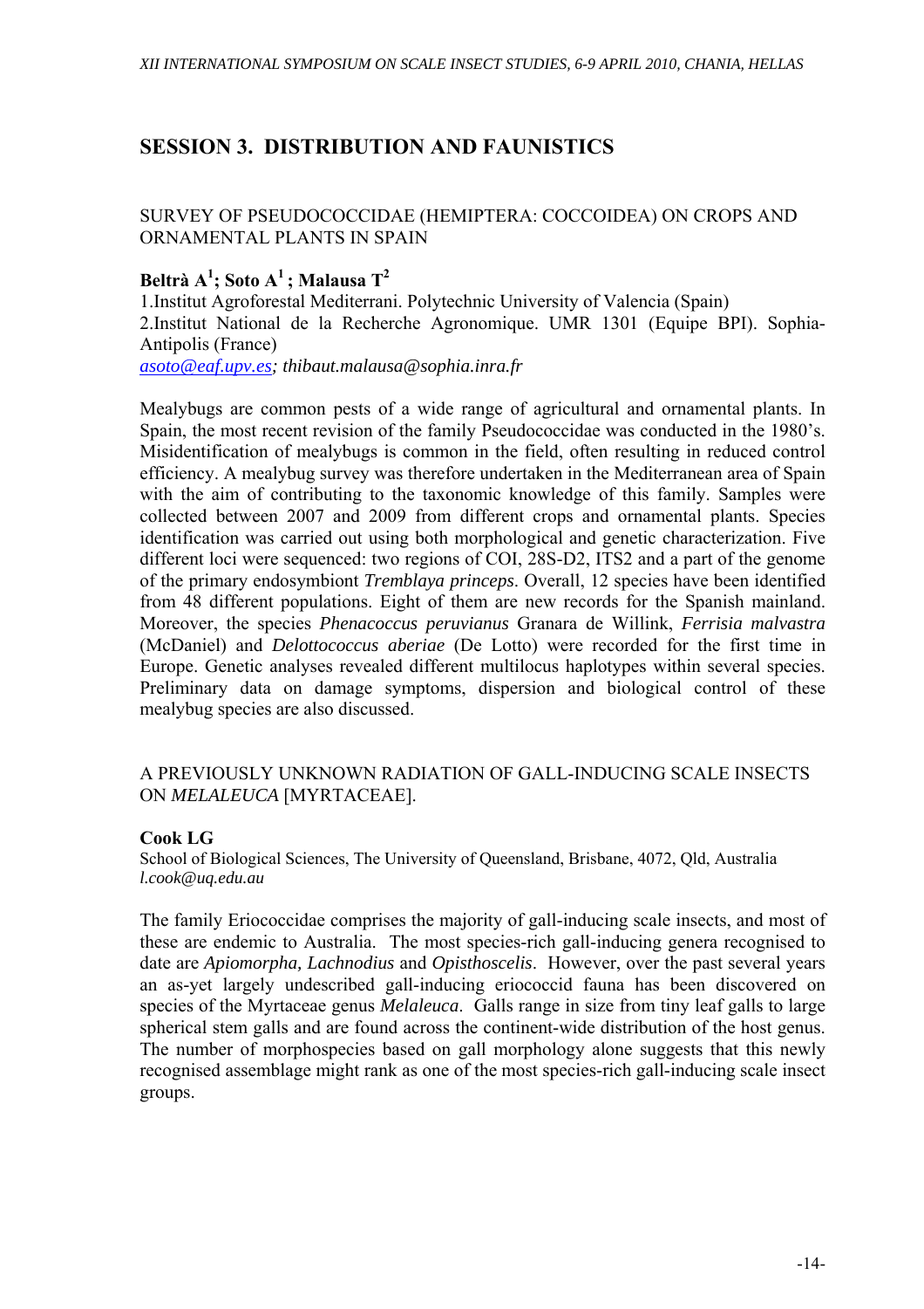# SESSION 3. DISTRIBUTION AND FAUNISTICS

SURVEY OF PSEUDOCOCCIDAE (HEMIPTERA: COCCOIDEA) ON CROPS AND ORNAMENTAL PLANTS IN SPAIN

**Beltrà A[1]; Soto A[1] ; Malausa T[2]**

1.Institut Agroforestal Mediterrani. Polytechnic University of Valencia (Spain)
2.Institut National de la Recherche Agronomique. UMR 1301 (Equipe BPI). Sophia-Antipolis (France)
*asoto@eaf.upv.es; thibaut.malausa@sophia.inra.fr*

Mealybugs are common pests of a wide range of agricultural and ornamental plants. In Spain, the most recent revision of the family Pseudococcidae was conducted in the 1980's. Misidentification of mealybugs is common in the field, often resulting in reduced control efficiency. A mealybug survey was therefore undertaken in the Mediterranean area of Spain with the aim of contributing to the taxonomic knowledge of this family. Samples were collected between 2007 and 2009 from different crops and ornamental plants. Species identification was carried out using both morphological and genetic characterization. Five different loci were sequenced: two regions of COI, 28S-D2, ITS2 and a part of the genome of the primary endosymbiont *Tremblaya princeps*. Overall, 12 species have been identified from 48 different populations. Eight of them are new records for the Spanish mainland. Moreover, the species *Phenacoccus peruvianus* Granara de Willink, *Ferrisia malvastra* (McDaniel) and *Delottococcus aberiae* (De Lotto) were recorded for the first time in Europe. Genetic analyses revealed different multilocus haplotypes within several species. Preliminary data on damage symptoms, dispersion and biological control of these mealybug species are also discussed.

A PREVIOUSLY UNKNOWN RADIATION OF GALL-INDUCING SCALE INSECTS ON *MELALEUCA* [MYRTACEAE].

**Cook LG**

School of Biological Sciences, The University of Queensland, Brisbane, 4072, Qld, Australia
*l.cook@uq.edu.au*

The family Eriococcidae comprises the majority of gall-inducing scale insects, and most of these are endemic to Australia. The most species-rich gall-inducing genera recognised to date are *Apiomorpha, Lachnodius* and *Opisthoscelis*. However, over the past several years an as-yet largely undescribed gall-inducing eriococcid fauna has been discovered on species of the Myrtaceae genus *Melaleuca*. Galls range in size from tiny leaf galls to large spherical stem galls and are found across the continent-wide distribution of the host genus. The number of morphospecies based on gall morphology alone suggests that this newly recognised assemblage might rank as one of the most species-rich gall-inducing scale insect groups.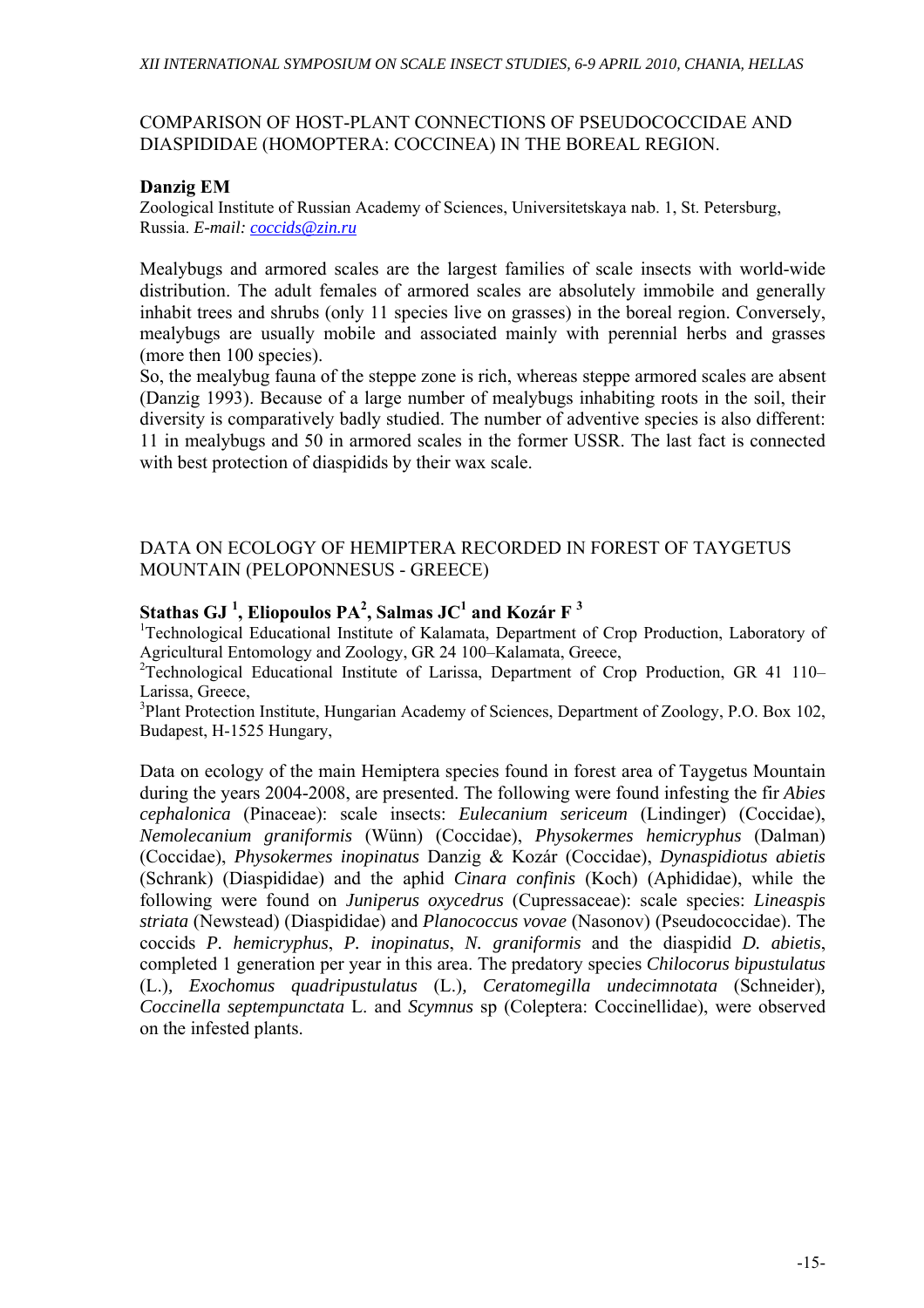## COMPARISON OF HOST-PLANT CONNECTIONS OF PSEUDOCOCCIDAE AND DIASPIDIDAE (HOMOPTERA: COCCINEA) IN THE BOREAL REGION.

**Danzig EM**

Zoological Institute of Russian Academy of Sciences, Universitetskaya nab. 1, St. Petersburg, Russia. *E-mail:* coccids@zin.ru

Mealybugs and armored scales are the largest families of scale insects with world-wide distribution. The adult females of armored scales are absolutely immobile and generally inhabit trees and shrubs (only 11 species live on grasses) in the boreal region. Conversely, mealybugs are usually mobile and associated mainly with perennial herbs and grasses (more then 100 species).

So, the mealybug fauna of the steppe zone is rich, whereas steppe armored scales are absent (Danzig 1993). Because of a large number of mealybugs inhabiting roots in the soil, their diversity is comparatively badly studied. The number of adventive species is also different: 11 in mealybugs and 50 in armored scales in the former USSR. The last fact is connected with best protection of diaspidids by their wax scale.

## DATA ON ECOLOGY OF HEMIPTERA RECORDED IN FOREST OF TAYGETUS MOUNTAIN (PELOPONNESUS - GREECE)

**Stathas GJ [1], Eliopoulos PA[2], Salmas JC[1] and Kozár F [3]**

[1]Technological Educational Institute of Kalamata, Department of Crop Production, Laboratory of Agricultural Entomology and Zoology, GR 24 100–Kalamata, Greece,

[2]Technological Educational Institute of Larissa, Department of Crop Production, GR 41 110–Larissa, Greece,

[3]Plant Protection Institute, Hungarian Academy of Sciences, Department of Zoology, P.O. Box 102, Budapest, H-1525 Hungary,

Data on ecology of the main Hemiptera species found in forest area of Taygetus Mountain during the years 2004-2008, are presented. The following were found infesting the fir *Abies cephalonica* (Pinaceae): scale insects: *Eulecanium sericeum* (Lindinger) (Coccidae), *Nemolecanium graniformis* (Wünn) (Coccidae), *Physokermes hemicryphus* (Dalman) (Coccidae), *Physokermes inopinatus* Danzig & Kozár (Coccidae), *Dynaspidiotus abietis* (Schrank) (Diaspididae) and the aphid *Cinara confinis* (Koch) (Aphididae), while the following were found on *Juniperus oxycedrus* (Cupressaceae): scale species: *Lineaspis striata* (Newstead) (Diaspididae) and *Planococcus vovae* (Nasonov) (Pseudococcidae). The coccids *P. hemicryphus*, *P. inopinatus*, *N. graniformis* and the diaspidid *D. abietis*, completed 1 generation per year in this area. The predatory species *Chilocorus bipustulatus* (L.), *Exochomus quadripustulatus* (L.), *Ceratomegilla undecimnotata* (Schneider), *Coccinella septempunctata* L. and *Scymnus* sp (Coleptera: Coccinellidae), were observed on the infested plants.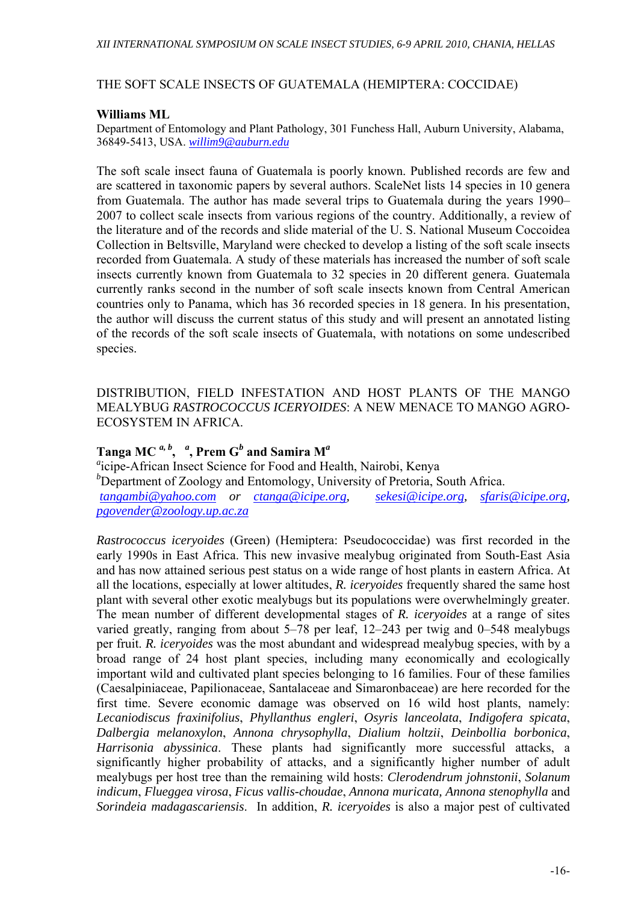## THE SOFT SCALE INSECTS OF GUATEMALA (HEMIPTERA: COCCIDAE)

**Williams ML**

Department of Entomology and Plant Pathology, 301 Funchess Hall, Auburn University, Alabama, 36849-5413, USA. *willim9@auburn.edu*

The soft scale insect fauna of Guatemala is poorly known. Published records are few and are scattered in taxonomic papers by several authors. ScaleNet lists 14 species in 10 genera from Guatemala. The author has made several trips to Guatemala during the years 1990–2007 to collect scale insects from various regions of the country. Additionally, a review of the literature and of the records and slide material of the U. S. National Museum Coccoidea Collection in Beltsville, Maryland were checked to develop a listing of the soft scale insects recorded from Guatemala. A study of these materials has increased the number of soft scale insects currently known from Guatemala to 32 species in 20 different genera. Guatemala currently ranks second in the number of soft scale insects known from Central American countries only to Panama, which has 36 recorded species in 18 genera. In his presentation, the author will discuss the current status of this study and will present an annotated listing of the records of the soft scale insects of Guatemala, with notations on some undescribed species.

## DISTRIBUTION, FIELD INFESTATION AND HOST PLANTS OF THE MANGO MEALYBUG *RASTROCOCCUS ICERYOIDES*: A NEW MENACE TO MANGO AGRO-ECOSYSTEM IN AFRICA.

**Tanga MC [a, b], [a], Prem G[b] and Samira M[a]**

[a]icipe-African Insect Science for Food and Health, Nairobi, Kenya
[b]Department of Zoology and Entomology, University of Pretoria, South Africa.
*tangambi@yahoo.com* or *ctanga@icipe.org*, *sekesi@icipe.org*, *sfaris@icipe.org*, *pgovender@zoology.up.ac.za*

*Rastrococcus iceryoides* (Green) (Hemiptera: Pseudococcidae) was first recorded in the early 1990s in East Africa. This new invasive mealybug originated from South-East Asia and has now attained serious pest status on a wide range of host plants in eastern Africa. At all the locations, especially at lower altitudes, *R. iceryoides* frequently shared the same host plant with several other exotic mealybugs but its populations were overwhelmingly greater. The mean number of different developmental stages of *R. iceryoides* at a range of sites varied greatly, ranging from about 5–78 per leaf, 12–243 per twig and 0–548 mealybugs per fruit. *R. iceryoides* was the most abundant and widespread mealybug species, with by a broad range of 24 host plant species, including many economically and ecologically important wild and cultivated plant species belonging to 16 families. Four of these families (Caesalpiniaceae, Papilionaceae, Santalaceae and Simaronbaceae) are here recorded for the first time. Severe economic damage was observed on 16 wild host plants, namely: *Lecaniodiscus fraxinifolius*, *Phyllanthus engleri*, *Osyris lanceolata*, *Indigofera spicata*, *Dalbergia melanoxylon*, *Annona chrysophylla*, *Dialium holtzii*, *Deinbollia borbonica*, *Harrisonia abyssinica*. These plants had significantly more successful attacks, a significantly higher probability of attacks, and a significantly higher number of adult mealybugs per host tree than the remaining wild hosts: *Clerodendrum johnstonii*, *Solanum indicum*, *Flueggea virosa*, *Ficus vallis-choudae*, *Annona muricata, Annona stenophylla* and *Sorindeia madagascariensis*. In addition, *R. iceryoides* is also a major pest of cultivated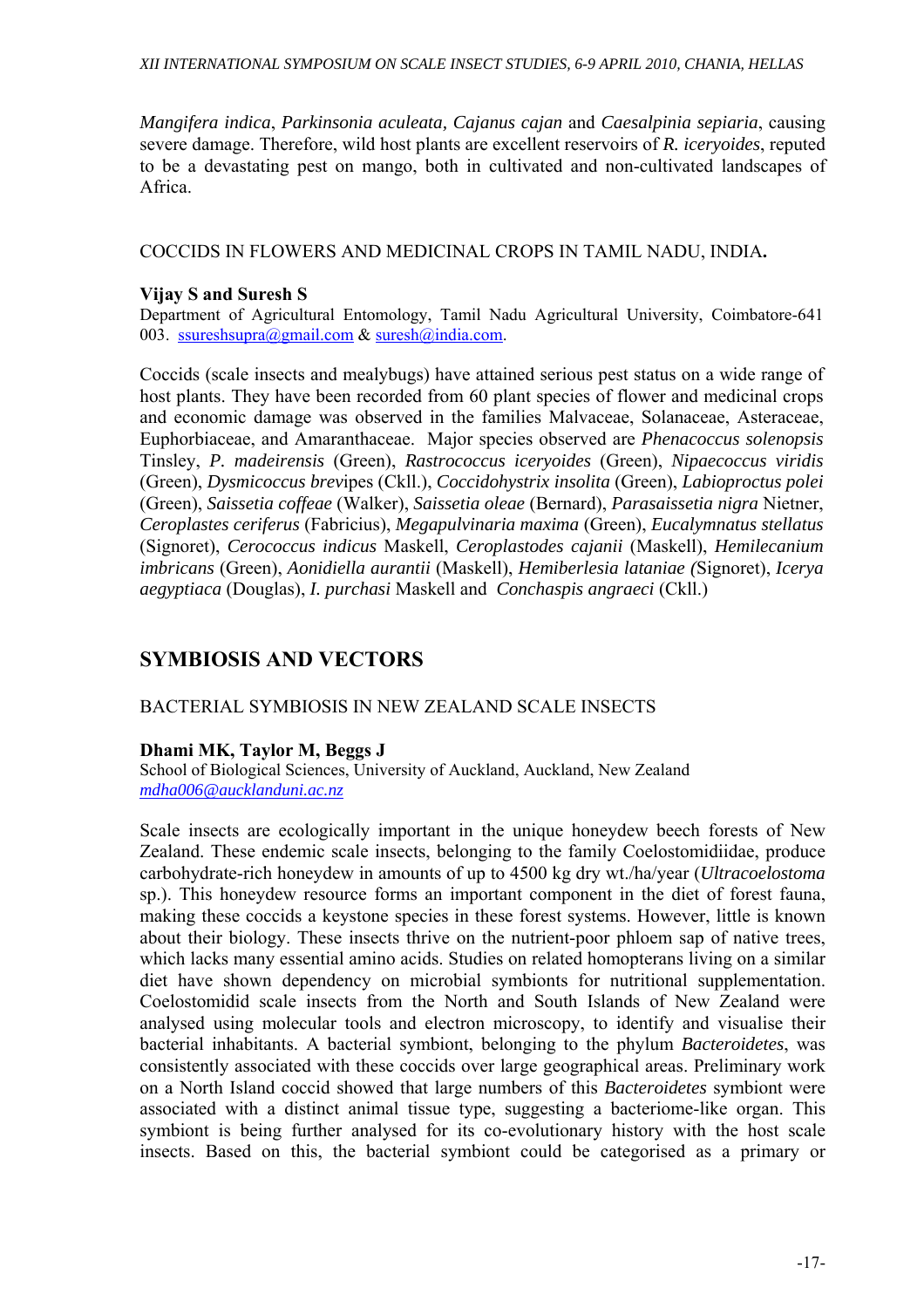*Mangifera indica*, *Parkinsonia aculeata, Cajanus cajan* and *Caesalpinia sepiaria*, causing severe damage. Therefore, wild host plants are excellent reservoirs of *R. iceryoides*, reputed to be a devastating pest on mango, both in cultivated and non-cultivated landscapes of Africa.

COCCIDS IN FLOWERS AND MEDICINAL CROPS IN TAMIL NADU, INDIA**.**

**Vijay S and Suresh S**
Department of Agricultural Entomology, Tamil Nadu Agricultural University, Coimbatore-641 003. ssureshsupra@gmail.com & suresh@india.com.

Coccids (scale insects and mealybugs) have attained serious pest status on a wide range of host plants. They have been recorded from 60 plant species of flower and medicinal crops and economic damage was observed in the families Malvaceae, Solanaceae, Asteraceae, Euphorbiaceae, and Amaranthaceae. Major species observed are *Phenacoccus solenopsis* Tinsley, *P. madeirensis* (Green), *Rastrococcus iceryoides* (Green), *Nipaecoccus viridis* (Green), *Dysmicoccus bre*vipes (Ckll.), *Coccidohystrix insolita* (Green), *Labioproctus polei* (Green), *Saissetia coffeae* (Walker), *Saissetia oleae* (Bernard), *Parasaissetia nigra* Nietner, *Ceroplastes ceriferus* (Fabricius), *Megapulvinaria maxima* (Green), *Eucalymnatus stellatus* (Signoret), *Cerococcus indicus* Maskell, *Ceroplastodes cajanii* (Maskell), *Hemilecanium imbricans* (Green), *Aonidiella aurantii* (Maskell), *Hemiberlesia lataniae (*Signoret), *Icerya aegyptiaca* (Douglas), *I. purchasi* Maskell and *Conchaspis angraeci* (Ckll.)

## SYMBIOSIS AND VECTORS

BACTERIAL SYMBIOSIS IN NEW ZEALAND SCALE INSECTS

**Dhami MK, Taylor M, Beggs J**
School of Biological Sciences, University of Auckland, Auckland, New Zealand
*mdha006@aucklanduni.ac.nz*

Scale insects are ecologically important in the unique honeydew beech forests of New Zealand. These endemic scale insects, belonging to the family Coelostomidiidae, produce carbohydrate-rich honeydew in amounts of up to 4500 kg dry wt./ha/year (*Ultracoelostoma* sp.). This honeydew resource forms an important component in the diet of forest fauna, making these coccids a keystone species in these forest systems. However, little is known about their biology. These insects thrive on the nutrient-poor phloem sap of native trees, which lacks many essential amino acids. Studies on related homopterans living on a similar diet have shown dependency on microbial symbionts for nutritional supplementation. Coelostomidid scale insects from the North and South Islands of New Zealand were analysed using molecular tools and electron microscopy, to identify and visualise their bacterial inhabitants. A bacterial symbiont, belonging to the phylum *Bacteroidetes*, was consistently associated with these coccids over large geographical areas. Preliminary work on a North Island coccid showed that large numbers of this *Bacteroidetes* symbiont were associated with a distinct animal tissue type, suggesting a bacteriome-like organ. This symbiont is being further analysed for its co-evolutionary history with the host scale insects. Based on this, the bacterial symbiont could be categorised as a primary or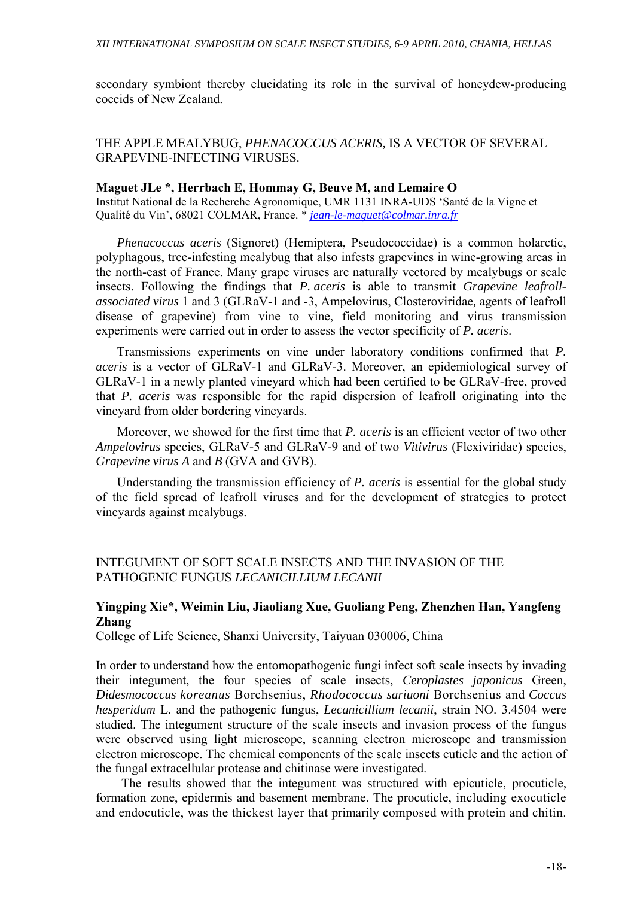secondary symbiont thereby elucidating its role in the survival of honeydew-producing coccids of New Zealand.

## THE APPLE MEALYBUG, *PHENACOCCUS ACERIS*, IS A VECTOR OF SEVERAL GRAPEVINE-INFECTING VIRUSES.

**Maguet JLe \*, Herrbach E, Hommay G, Beuve M, and Lemaire O**
Institut National de la Recherche Agronomique, UMR 1131 INRA-UDS 'Santé de la Vigne et Qualité du Vin', 68021 COLMAR, France. \* jean-le-maguet@colmar.inra.fr

*Phenacoccus aceris* (Signoret) (Hemiptera, Pseudococcidae) is a common holarctic, polyphagous, tree-infesting mealybug that also infests grapevines in wine-growing areas in the north-east of France. Many grape viruses are naturally vectored by mealybugs or scale insects. Following the findings that *P. aceris* is able to transmit *Grapevine leafroll-associated virus* 1 and 3 (GLRaV-1 and -3, Ampelovirus, Closteroviridae, agents of leafroll disease of grapevine) from vine to vine, field monitoring and virus transmission experiments were carried out in order to assess the vector specificity of *P. aceris*.

Transmissions experiments on vine under laboratory conditions confirmed that *P. aceris* is a vector of GLRaV-1 and GLRaV-3. Moreover, an epidemiological survey of GLRaV-1 in a newly planted vineyard which had been certified to be GLRaV-free, proved that *P. aceris* was responsible for the rapid dispersion of leafroll originating into the vineyard from older bordering vineyards.

Moreover, we showed for the first time that *P. aceris* is an efficient vector of two other *Ampelovirus* species, GLRaV-5 and GLRaV-9 and of two *Vitivirus* (Flexiviridae) species, *Grapevine virus A* and *B* (GVA and GVB).

Understanding the transmission efficiency of *P. aceris* is essential for the global study of the field spread of leafroll viruses and for the development of strategies to protect vineyards against mealybugs.

## INTEGUMENT OF SOFT SCALE INSECTS AND THE INVASION OF THE PATHOGENIC FUNGUS *LECANICILLIUM LECANII*

**Yingping Xie\*, Weimin Liu, Jiaoliang Xue, Guoliang Peng, Zhenzhen Han, Yangfeng Zhang**
College of Life Science, Shanxi University, Taiyuan 030006, China

In order to understand how the entomopathogenic fungi infect soft scale insects by invading their integument, the four species of scale insects, *Ceroplastes japonicus* Green, *Didesmococcus koreanus* Borchsenius, *Rhodococcus sariuoni* Borchsenius and *Coccus hesperidum* L. and the pathogenic fungus, *Lecanicillium lecanii*, strain NO. 3.4504 were studied. The integument structure of the scale insects and invasion process of the fungus were observed using light microscope, scanning electron microscope and transmission electron microscope. The chemical components of the scale insects cuticle and the action of the fungal extracellular protease and chitinase were investigated.

The results showed that the integument was structured with epicuticle, procuticle, formation zone, epidermis and basement membrane. The procuticle, including exocuticle and endocuticle, was the thickest layer that primarily composed with protein and chitin.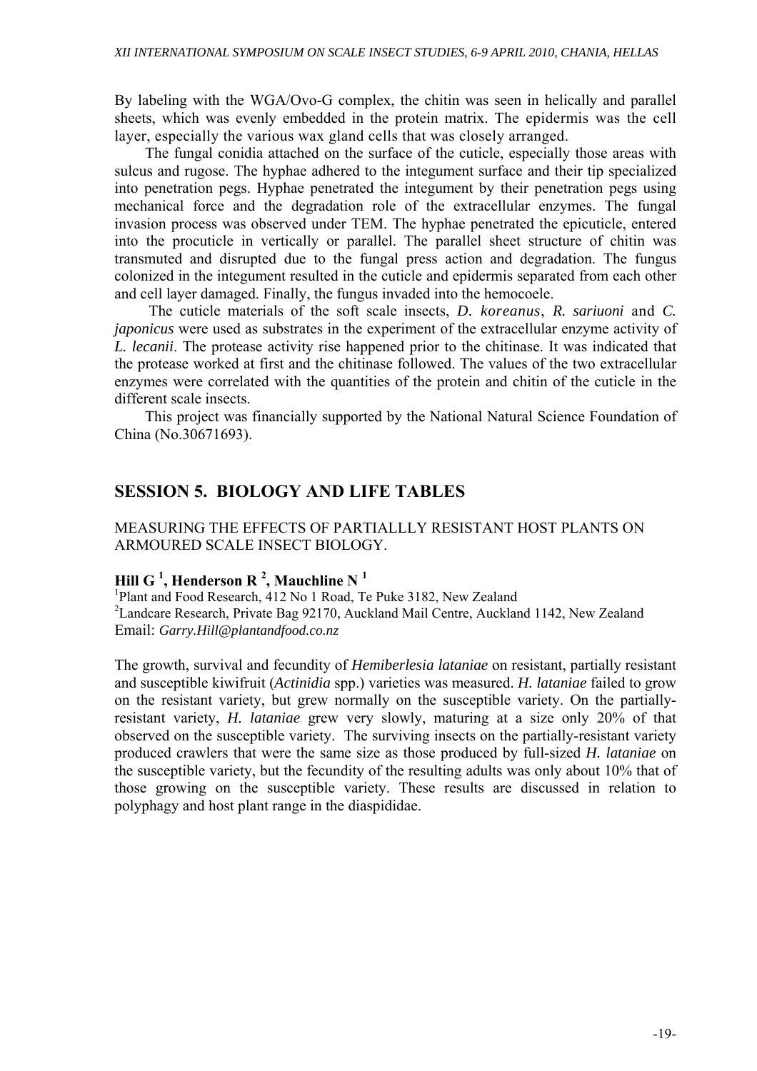By labeling with the WGA/Ovo-G complex, the chitin was seen in helically and parallel sheets, which was evenly embedded in the protein matrix. The epidermis was the cell layer, especially the various wax gland cells that was closely arranged.

The fungal conidia attached on the surface of the cuticle, especially those areas with sulcus and rugose. The hyphae adhered to the integument surface and their tip specialized into penetration pegs. Hyphae penetrated the integument by their penetration pegs using mechanical force and the degradation role of the extracellular enzymes. The fungal invasion process was observed under TEM. The hyphae penetrated the epicuticle, entered into the procuticle in vertically or parallel. The parallel sheet structure of chitin was transmuted and disrupted due to the fungal press action and degradation. The fungus colonized in the integument resulted in the cuticle and epidermis separated from each other and cell layer damaged. Finally, the fungus invaded into the hemocoele.

The cuticle materials of the soft scale insects, *D. koreanus*, *R. sariuoni* and *C. japonicus* were used as substrates in the experiment of the extracellular enzyme activity of *L. lecanii*. The protease activity rise happened prior to the chitinase. It was indicated that the protease worked at first and the chitinase followed. The values of the two extracellular enzymes were correlated with the quantities of the protein and chitin of the cuticle in the different scale insects.

This project was financially supported by the National Natural Science Foundation of China (No.30671693).

## SESSION 5. BIOLOGY AND LIFE TABLES

### MEASURING THE EFFECTS OF PARTIALLLY RESISTANT HOST PLANTS ON ARMOURED SCALE INSECT BIOLOGY.

**Hill G [1], Henderson R [2], Mauchline N [1]**

[1]Plant and Food Research, 412 No 1 Road, Te Puke 3182, New Zealand
[2]Landcare Research, Private Bag 92170, Auckland Mail Centre, Auckland 1142, New Zealand
Email: *Garry.Hill@plantandfood.co.nz*

The growth, survival and fecundity of *Hemiberlesia lataniae* on resistant, partially resistant and susceptible kiwifruit (*Actinidia* spp.) varieties was measured. *H. lataniae* failed to grow on the resistant variety, but grew normally on the susceptible variety. On the partially-resistant variety, *H. lataniae* grew very slowly, maturing at a size only 20% of that observed on the susceptible variety. The surviving insects on the partially-resistant variety produced crawlers that were the same size as those produced by full-sized *H. lataniae* on the susceptible variety, but the fecundity of the resulting adults was only about 10% that of those growing on the susceptible variety. These results are discussed in relation to polyphagy and host plant range in the diaspididae.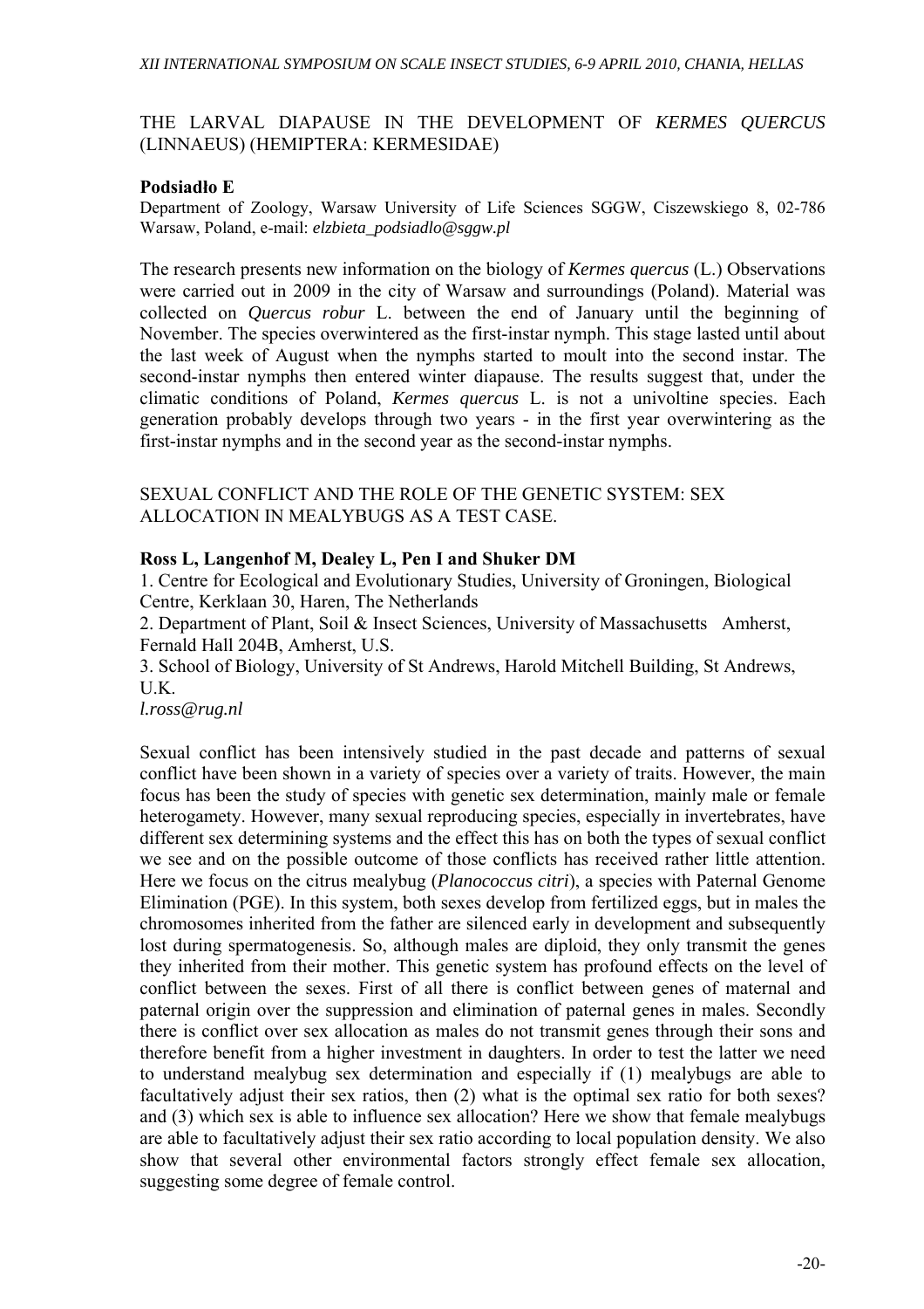## THE LARVAL DIAPAUSE IN THE DEVELOPMENT OF *KERMES QUERCUS* (LINNAEUS) (HEMIPTERA: KERMESIDAE)

**Podsiadło E**

Department of Zoology, Warsaw University of Life Sciences SGGW, Ciszewskiego 8, 02-786 Warsaw, Poland, e-mail: *elzbieta_podsiadlo@sggw.pl*

The research presents new information on the biology of *Kermes quercus* (L.) Observations were carried out in 2009 in the city of Warsaw and surroundings (Poland). Material was collected on *Quercus robur* L. between the end of January until the beginning of November. The species overwintered as the first-instar nymph. This stage lasted until about the last week of August when the nymphs started to moult into the second instar. The second-instar nymphs then entered winter diapause. The results suggest that, under the climatic conditions of Poland, *Kermes quercus* L. is not a univoltine species. Each generation probably develops through two years - in the first year overwintering as the first-instar nymphs and in the second year as the second-instar nymphs.

## SEXUAL CONFLICT AND THE ROLE OF THE GENETIC SYSTEM: SEX ALLOCATION IN MEALYBUGS AS A TEST CASE.

**Ross L, Langenhof M, Dealey L, Pen I and Shuker DM**

1. Centre for Ecological and Evolutionary Studies, University of Groningen, Biological Centre, Kerklaan 30, Haren, The Netherlands
2. Department of Plant, Soil & Insect Sciences, University of Massachusetts Amherst, Fernald Hall 204B, Amherst, U.S.
3. School of Biology, University of St Andrews, Harold Mitchell Building, St Andrews, U.K.

*l.ross@rug.nl*

Sexual conflict has been intensively studied in the past decade and patterns of sexual conflict have been shown in a variety of species over a variety of traits. However, the main focus has been the study of species with genetic sex determination, mainly male or female heterogamety. However, many sexual reproducing species, especially in invertebrates, have different sex determining systems and the effect this has on both the types of sexual conflict we see and on the possible outcome of those conflicts has received rather little attention. Here we focus on the citrus mealybug (*Planococcus citri*), a species with Paternal Genome Elimination (PGE). In this system, both sexes develop from fertilized eggs, but in males the chromosomes inherited from the father are silenced early in development and subsequently lost during spermatogenesis. So, although males are diploid, they only transmit the genes they inherited from their mother. This genetic system has profound effects on the level of conflict between the sexes. First of all there is conflict between genes of maternal and paternal origin over the suppression and elimination of paternal genes in males. Secondly there is conflict over sex allocation as males do not transmit genes through their sons and therefore benefit from a higher investment in daughters. In order to test the latter we need to understand mealybug sex determination and especially if (1) mealybugs are able to facultatively adjust their sex ratios, then (2) what is the optimal sex ratio for both sexes? and (3) which sex is able to influence sex allocation? Here we show that female mealybugs are able to facultatively adjust their sex ratio according to local population density. We also show that several other environmental factors strongly effect female sex allocation, suggesting some degree of female control.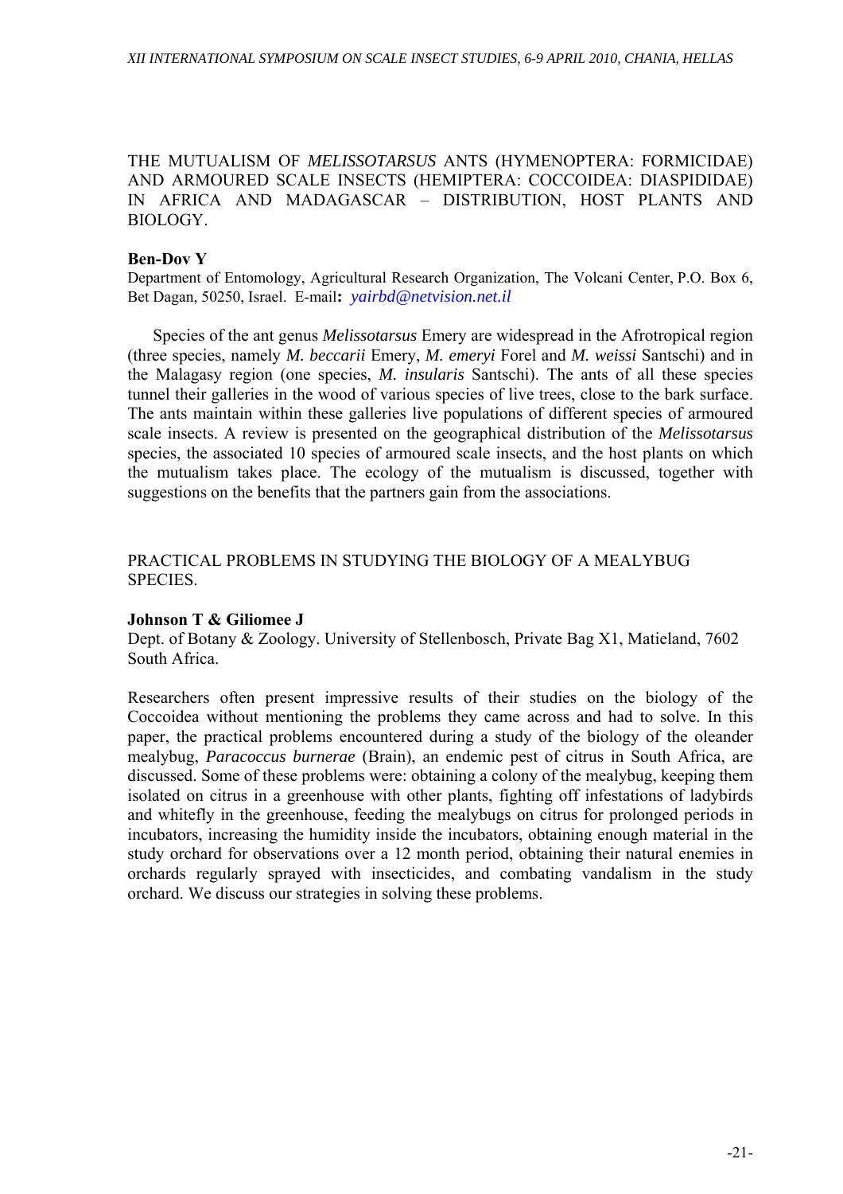## THE MUTUALISM OF *MELISSOTARSUS* ANTS (HYMENOPTERA: FORMICIDAE) AND ARMOURED SCALE INSECTS (HEMIPTERA: COCCOIDEA: DIASPIDIDAE) IN AFRICA AND MADAGASCAR – DISTRIBUTION, HOST PLANTS AND BIOLOGY.

**Ben-Dov Y**

Department of Entomology, Agricultural Research Organization, The Volcani Center, P.O. Box 6, Bet Dagan, 50250, Israel. E-mail**:** *yairbd@netvision.net.il*

Species of the ant genus *Melissotarsus* Emery are widespread in the Afrotropical region (three species, namely *M. beccarii* Emery, *M. emeryi* Forel and *M. weissi* Santschi) and in the Malagasy region (one species, *M. insularis* Santschi). The ants of all these species tunnel their galleries in the wood of various species of live trees, close to the bark surface. The ants maintain within these galleries live populations of different species of armoured scale insects. A review is presented on the geographical distribution of the *Melissotarsus* species, the associated 10 species of armoured scale insects, and the host plants on which the mutualism takes place. The ecology of the mutualism is discussed, together with suggestions on the benefits that the partners gain from the associations.

## PRACTICAL PROBLEMS IN STUDYING THE BIOLOGY OF A MEALYBUG SPECIES.

**Johnson T & Giliomee J**

Dept. of Botany & Zoology. University of Stellenbosch, Private Bag X1, Matieland, 7602 South Africa.

Researchers often present impressive results of their studies on the biology of the Coccoidea without mentioning the problems they came across and had to solve. In this paper, the practical problems encountered during a study of the biology of the oleander mealybug, *Paracoccus burnerae* (Brain), an endemic pest of citrus in South Africa, are discussed. Some of these problems were: obtaining a colony of the mealybug, keeping them isolated on citrus in a greenhouse with other plants, fighting off infestations of ladybirds and whitefly in the greenhouse, feeding the mealybugs on citrus for prolonged periods in incubators, increasing the humidity inside the incubators, obtaining enough material in the study orchard for observations over a 12 month period, obtaining their natural enemies in orchards regularly sprayed with insecticides, and combating vandalism in the study orchard. We discuss our strategies in solving these problems.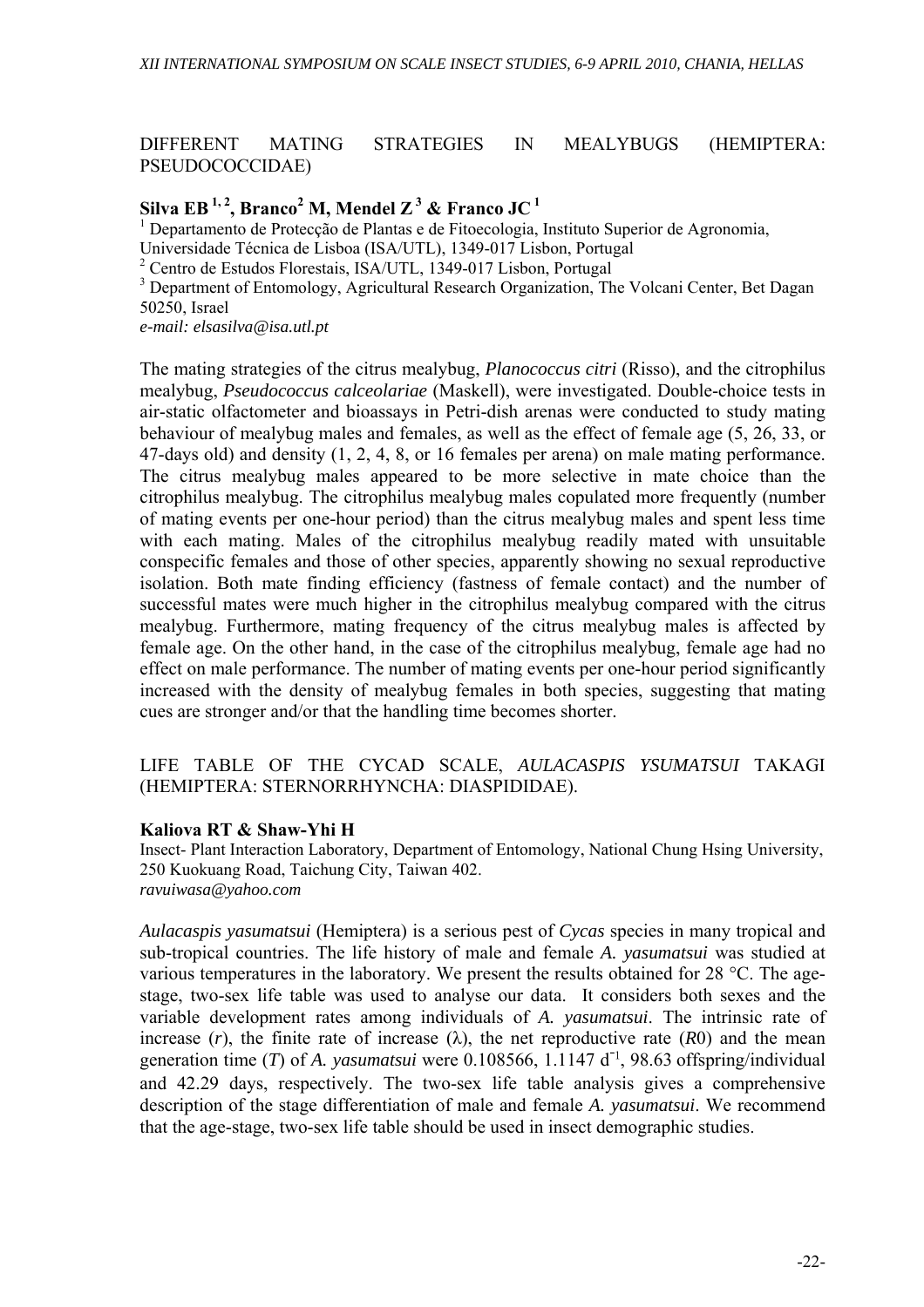## DIFFERENT MATING STRATEGIES IN MEALYBUGS (HEMIPTERA: PSEUDOCOCCIDAE)

**Silva EB [1, 2], Branco[2] M, Mendel Z [3] & Franco JC [1]**

[1] Departamento de Protecção de Plantas e de Fitoecologia, Instituto Superior de Agronomia, Universidade Técnica de Lisboa (ISA/UTL), 1349-017 Lisbon, Portugal
[2] Centro de Estudos Florestais, ISA/UTL, 1349-017 Lisbon, Portugal
[3] Department of Entomology, Agricultural Research Organization, The Volcani Center, Bet Dagan 50250, Israel
*e-mail: elsasilva@isa.utl.pt*

The mating strategies of the citrus mealybug, *Planococcus citri* (Risso), and the citrophilus mealybug, *Pseudococcus calceolariae* (Maskell), were investigated. Double-choice tests in air-static olfactometer and bioassays in Petri-dish arenas were conducted to study mating behaviour of mealybug males and females, as well as the effect of female age (5, 26, 33, or 47-days old) and density (1, 2, 4, 8, or 16 females per arena) on male mating performance. The citrus mealybug males appeared to be more selective in mate choice than the citrophilus mealybug. The citrophilus mealybug males copulated more frequently (number of mating events per one-hour period) than the citrus mealybug males and spent less time with each mating. Males of the citrophilus mealybug readily mated with unsuitable conspecific females and those of other species, apparently showing no sexual reproductive isolation. Both mate finding efficiency (fastness of female contact) and the number of successful mates were much higher in the citrophilus mealybug compared with the citrus mealybug. Furthermore, mating frequency of the citrus mealybug males is affected by female age. On the other hand, in the case of the citrophilus mealybug, female age had no effect on male performance. The number of mating events per one-hour period significantly increased with the density of mealybug females in both species, suggesting that mating cues are stronger and/or that the handling time becomes shorter.

## LIFE TABLE OF THE CYCAD SCALE, *AULACASPIS YSUMATSUI* TAKAGI (HEMIPTERA: STERNORRHYNCHA: DIASPIDIDAE).

**Kaliova RT & Shaw-Yhi H**

Insect- Plant Interaction Laboratory, Department of Entomology, National Chung Hsing University, 250 Kuokuang Road, Taichung City, Taiwan 402.
*ravuiwasa@yahoo.com*

*Aulacaspis yasumatsui* (Hemiptera) is a serious pest of *Cycas* species in many tropical and sub-tropical countries. The life history of male and female *A. yasumatsui* was studied at various temperatures in the laboratory. We present the results obtained for 28 °C. The age-stage, two-sex life table was used to analyse our data. It considers both sexes and the variable development rates among individuals of *A. yasumatsui*. The intrinsic rate of increase ($r$), the finite rate of increase ($\lambda$), the net reproductive rate ($R0$) and the mean generation time ($T$) of *A. yasumatsui* were 0.108566, 1.1147 $d^{-1}$, 98.63 offspring/individual and 42.29 days, respectively. The two-sex life table analysis gives a comprehensive description of the stage differentiation of male and female *A. yasumatsui*. We recommend that the age-stage, two-sex life table should be used in insect demographic studies.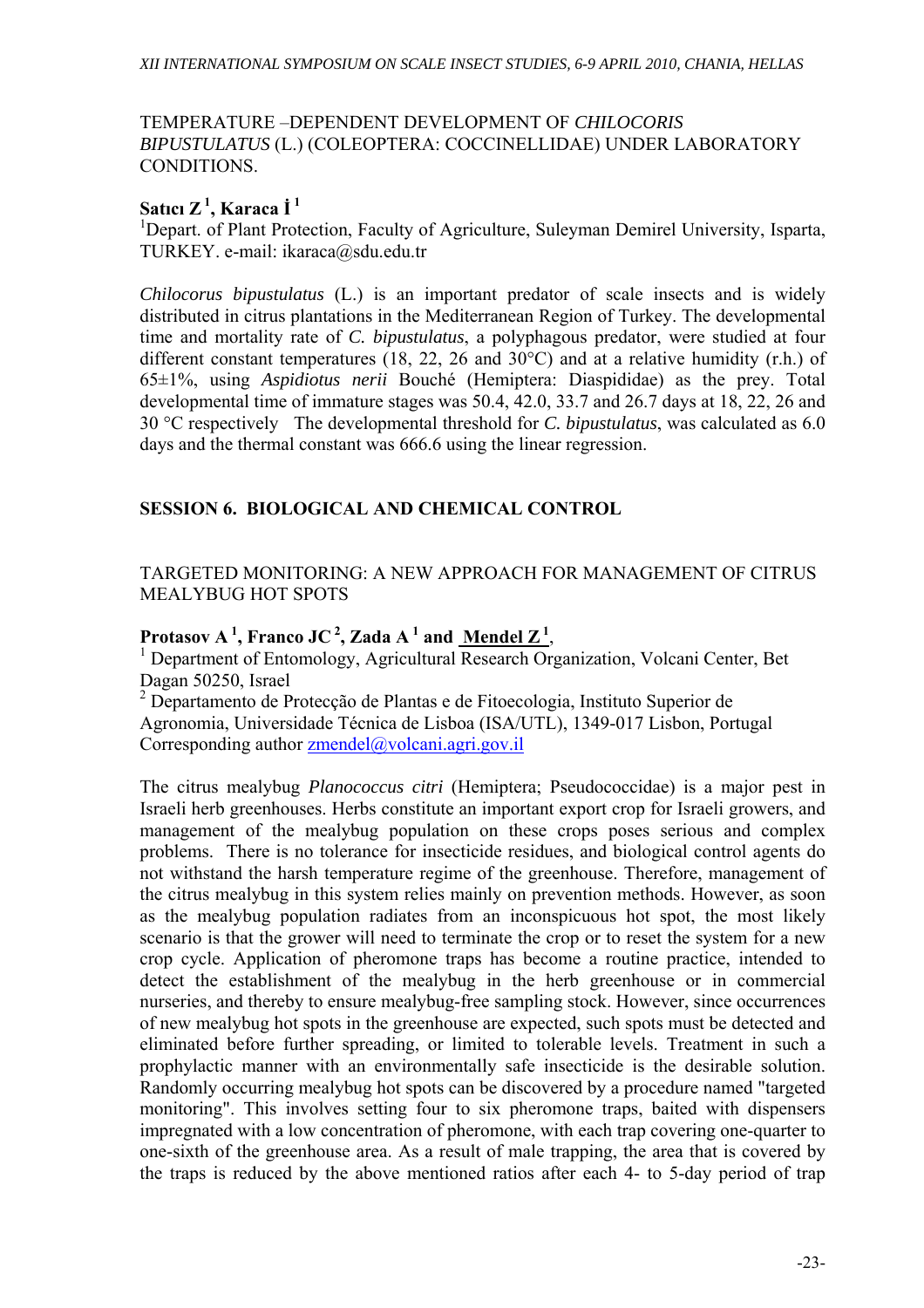## TEMPERATURE –DEPENDENT DEVELOPMENT OF *CHILOCORIS BIPUSTULATUS* (L.) (COLEOPTERA: COCCINELLIDAE) UNDER LABORATORY CONDITIONS.

**Satıcı Z [1], Karaca İ [1]**

[1]Depart. of Plant Protection, Faculty of Agriculture, Suleyman Demirel University, Isparta, TURKEY. e-mail: ikaraca@sdu.edu.tr

*Chilocorus bipustulatus* (L.) is an important predator of scale insects and is widely distributed in citrus plantations in the Mediterranean Region of Turkey. The developmental time and mortality rate of *C. bipustulatus*, a polyphagous predator, were studied at four different constant temperatures (18, 22, 26 and 30°C) and at a relative humidity (r.h.) of 65±1%, using *Aspidiotus nerii* Bouché (Hemiptera: Diaspididae) as the prey. Total developmental time of immature stages was 50.4, 42.0, 33.7 and 26.7 days at 18, 22, 26 and 30 °C respectively The developmental threshold for *C. bipustulatus*, was calculated as 6.0 days and the thermal constant was 666.6 using the linear regression.

# SESSION 6. BIOLOGICAL AND CHEMICAL CONTROL

## TARGETED MONITORING: A NEW APPROACH FOR MANAGEMENT OF CITRUS MEALYBUG HOT SPOTS

**Protasov A [1], Franco JC [2], Zada A [1] and Mendel Z [1],**

[1] Department of Entomology, Agricultural Research Organization, Volcani Center, Bet Dagan 50250, Israel
[2] Departamento de Protecção de Plantas e de Fitoecologia, Instituto Superior de Agronomia, Universidade Técnica de Lisboa (ISA/UTL), 1349-017 Lisbon, Portugal
Corresponding author zmendel@volcani.agri.gov.il

The citrus mealybug *Planococcus citri* (Hemiptera; Pseudococcidae) is a major pest in Israeli herb greenhouses. Herbs constitute an important export crop for Israeli growers, and management of the mealybug population on these crops poses serious and complex problems. There is no tolerance for insecticide residues, and biological control agents do not withstand the harsh temperature regime of the greenhouse. Therefore, management of the citrus mealybug in this system relies mainly on prevention methods. However, as soon as the mealybug population radiates from an inconspicuous hot spot, the most likely scenario is that the grower will need to terminate the crop or to reset the system for a new crop cycle. Application of pheromone traps has become a routine practice, intended to detect the establishment of the mealybug in the herb greenhouse or in commercial nurseries, and thereby to ensure mealybug-free sampling stock. However, since occurrences of new mealybug hot spots in the greenhouse are expected, such spots must be detected and eliminated before further spreading, or limited to tolerable levels. Treatment in such a prophylactic manner with an environmentally safe insecticide is the desirable solution. Randomly occurring mealybug hot spots can be discovered by a procedure named "targeted monitoring". This involves setting four to six pheromone traps, baited with dispensers impregnated with a low concentration of pheromone, with each trap covering one-quarter to one-sixth of the greenhouse area. As a result of male trapping, the area that is covered by the traps is reduced by the above mentioned ratios after each 4- to 5-day period of trap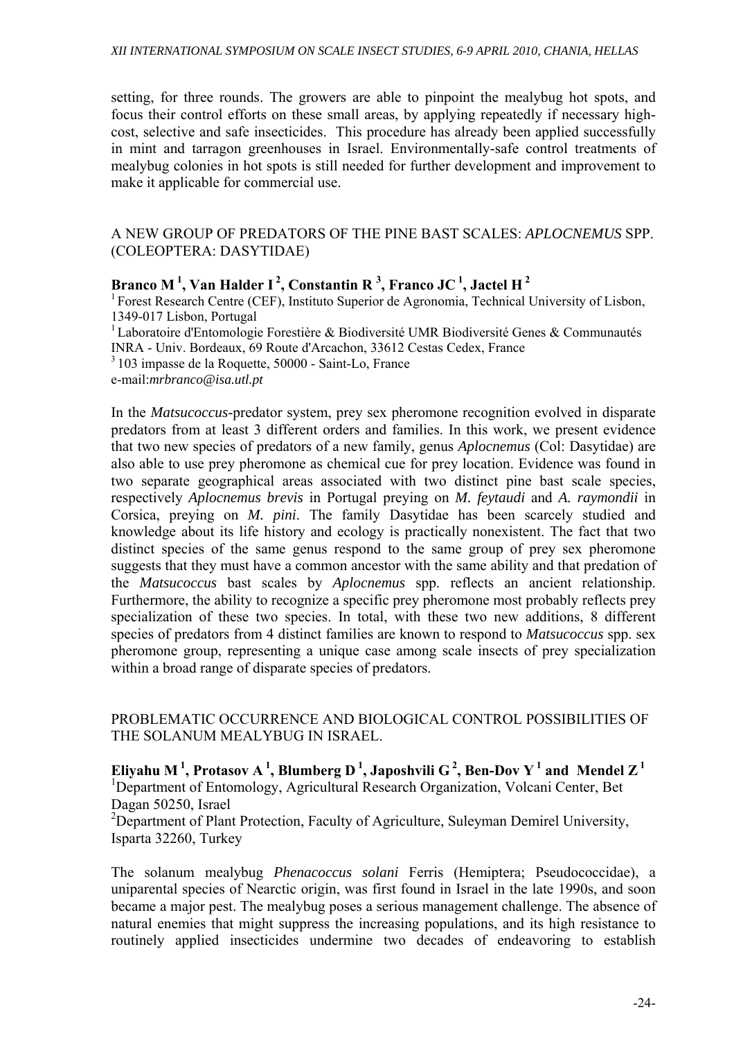setting, for three rounds. The growers are able to pinpoint the mealybug hot spots, and focus their control efforts on these small areas, by applying repeatedly if necessary high-cost, selective and safe insecticides. This procedure has already been applied successfully in mint and tarragon greenhouses in Israel. Environmentally-safe control treatments of mealybug colonies in hot spots is still needed for further development and improvement to make it applicable for commercial use.

## A NEW GROUP OF PREDATORS OF THE PINE BAST SCALES: *APLOCNEMUS* SPP. (COLEOPTERA: DASYTIDAE)

**Branco M [1], Van Halder I [2], Constantin R [3], Franco JC [1], Jactel H [2]**

[1] Forest Research Centre (CEF), Instituto Superior de Agronomia, Technical University of Lisbon, 1349-017 Lisbon, Portugal
[1] Laboratoire d'Entomologie Forestière & Biodiversité UMR Biodiversité Genes & Communautés INRA - Univ. Bordeaux, 69 Route d'Arcachon, 33612 Cestas Cedex, France
[3] 103 impasse de la Roquette, 50000 - Saint-Lo, France
e-mail:*mrbranco@isa.utl.pt*

In the *Matsucoccus*-predator system, prey sex pheromone recognition evolved in disparate predators from at least 3 different orders and families. In this work, we present evidence that two new species of predators of a new family, genus *Aplocnemus* (Col: Dasytidae) are also able to use prey pheromone as chemical cue for prey location. Evidence was found in two separate geographical areas associated with two distinct pine bast scale species, respectively *Aplocnemus brevis* in Portugal preying on *M. feytaudi* and *A. raymondii* in Corsica, preying on *M. pini*. The family Dasytidae has been scarcely studied and knowledge about its life history and ecology is practically nonexistent. The fact that two distinct species of the same genus respond to the same group of prey sex pheromone suggests that they must have a common ancestor with the same ability and that predation of the *Matsucoccus* bast scales by *Aplocnemus* spp. reflects an ancient relationship. Furthermore, the ability to recognize a specific prey pheromone most probably reflects prey specialization of these two species. In total, with these two new additions, 8 different species of predators from 4 distinct families are known to respond to *Matsucoccus* spp. sex pheromone group, representing a unique case among scale insects of prey specialization within a broad range of disparate species of predators.

## PROBLEMATIC OCCURRENCE AND BIOLOGICAL CONTROL POSSIBILITIES OF THE SOLANUM MEALYBUG IN ISRAEL.

**Eliyahu M [1], Protasov A [1], Blumberg D [1], Japoshvili G [2], Ben-Dov Y [1] and Mendel Z [1]**

[1]Department of Entomology, Agricultural Research Organization, Volcani Center, Bet Dagan 50250, Israel
[2]Department of Plant Protection, Faculty of Agriculture, Suleyman Demirel University, Isparta 32260, Turkey

The solanum mealybug *Phenacoccus solani* Ferris (Hemiptera; Pseudococcidae), a uniparental species of Nearctic origin, was first found in Israel in the late 1990s, and soon became a major pest. The mealybug poses a serious management challenge. The absence of natural enemies that might suppress the increasing populations, and its high resistance to routinely applied insecticides undermine two decades of endeavoring to establish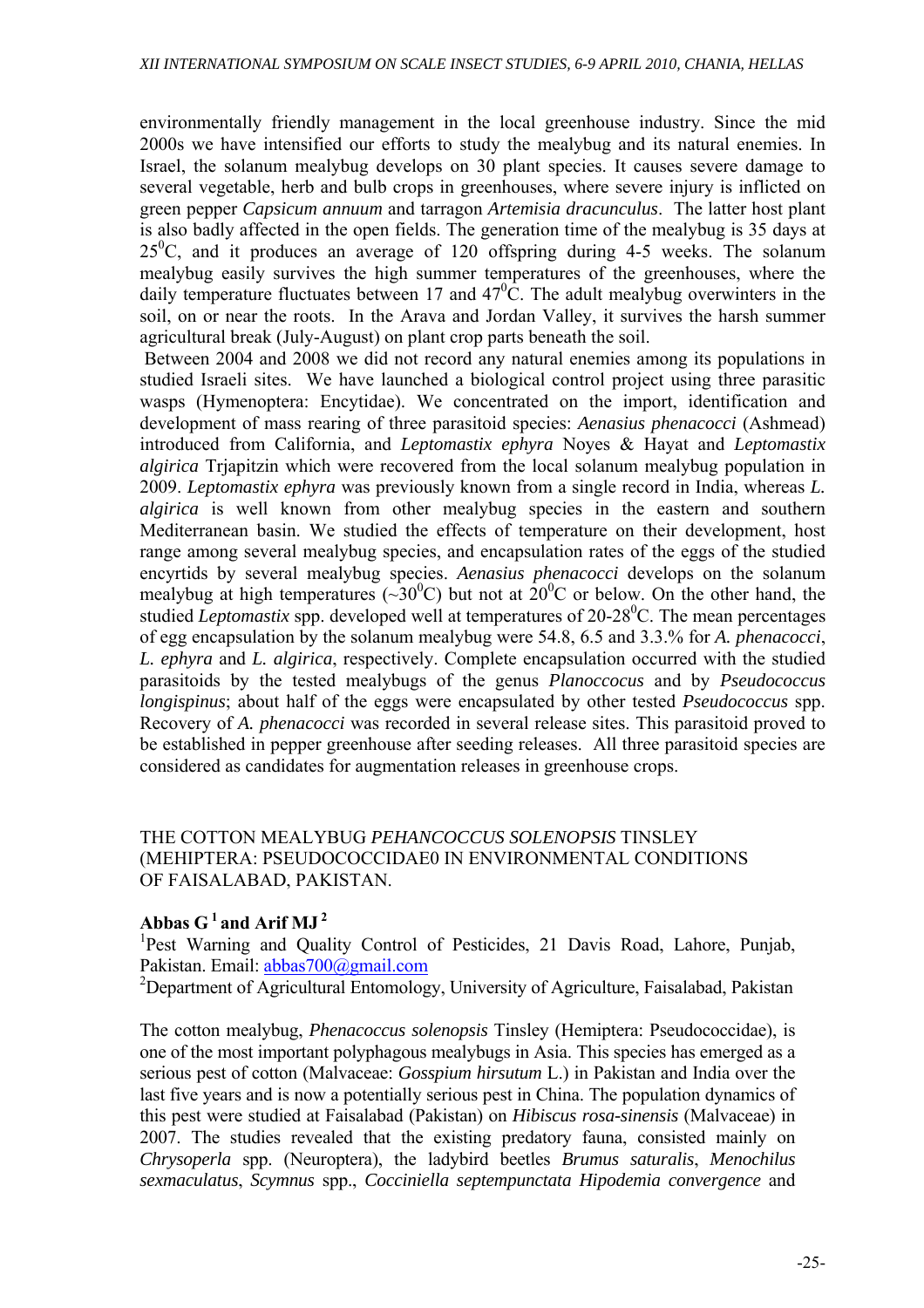environmentally friendly management in the local greenhouse industry. Since the mid 2000s we have intensified our efforts to study the mealybug and its natural enemies. In Israel, the solanum mealybug develops on 30 plant species. It causes severe damage to several vegetable, herb and bulb crops in greenhouses, where severe injury is inflicted on green pepper *Capsicum annuum* and tarragon *Artemisia dracunculus*. The latter host plant is also badly affected in the open fields. The generation time of the mealybug is 35 days at $25^0$C, and it produces an average of 120 offspring during 4-5 weeks. The solanum mealybug easily survives the high summer temperatures of the greenhouses, where the daily temperature fluctuates between 17 and $47^0$C. The adult mealybug overwinters in the soil, on or near the roots. In the Arava and Jordan Valley, it survives the harsh summer agricultural break (July-August) on plant crop parts beneath the soil.

Between 2004 and 2008 we did not record any natural enemies among its populations in studied Israeli sites. We have launched a biological control project using three parasitic wasps (Hymenoptera: Encytidae). We concentrated on the import, identification and development of mass rearing of three parasitoid species: *Aenasius phenacocci* (Ashmead) introduced from California, and *Leptomastix ephyra* Noyes & Hayat and *Leptomastix algirica* Trjapitzin which were recovered from the local solanum mealybug population in 2009. *Leptomastix ephyra* was previously known from a single record in India, whereas *L. algirica* is well known from other mealybug species in the eastern and southern Mediterranean basin. We studied the effects of temperature on their development, host range among several mealybug species, and encapsulation rates of the eggs of the studied encyrtids by several mealybug species. *Aenasius phenacocci* develops on the solanum mealybug at high temperatures (~$30^0$C) but not at $20^0$C or below. On the other hand, the studied *Leptomastix* spp. developed well at temperatures of 20-$28^0$C. The mean percentages of egg encapsulation by the solanum mealybug were 54.8, 6.5 and 3.3.% for *A. phenacocci*, *L. ephyra* and *L. algirica*, respectively. Complete encapsulation occurred with the studied parasitoids by the tested mealybugs of the genus *Planoccocus* and by *Pseudococcus longispinus*; about half of the eggs were encapsulated by other tested *Pseudococcus* spp. Recovery of *A. phenacocci* was recorded in several release sites. This parasitoid proved to be established in pepper greenhouse after seeding releases. All three parasitoid species are considered as candidates for augmentation releases in greenhouse crops.

## THE COTTON MEALYBUG *PEHANCOCCUS SOLENOPSIS* TINSLEY (MEHIPTERA: PSEUDOCOCCIDAE0 IN ENVIRONMENTAL CONDITIONS OF FAISALABAD, PAKISTAN.

**Abbas G[1] and Arif MJ[2]**

[1]Pest Warning and Quality Control of Pesticides, 21 Davis Road, Lahore, Punjab, Pakistan. Email: abbas700@gmail.com

[2]Department of Agricultural Entomology, University of Agriculture, Faisalabad, Pakistan

The cotton mealybug, *Phenacoccus solenopsis* Tinsley (Hemiptera: Pseudococcidae), is one of the most important polyphagous mealybugs in Asia. This species has emerged as a serious pest of cotton (Malvaceae: *Gosspium hirsutum* L.) in Pakistan and India over the last five years and is now a potentially serious pest in China. The population dynamics of this pest were studied at Faisalabad (Pakistan) on *Hibiscus rosa-sinensis* (Malvaceae) in 2007. The studies revealed that the existing predatory fauna, consisted mainly on *Chrysoperla* spp. (Neuroptera), the ladybird beetles *Brumus saturalis*, *Menochilus sexmaculatus*, *Scymnus* spp., *Cocciniella septempunctata Hipodemia convergence* and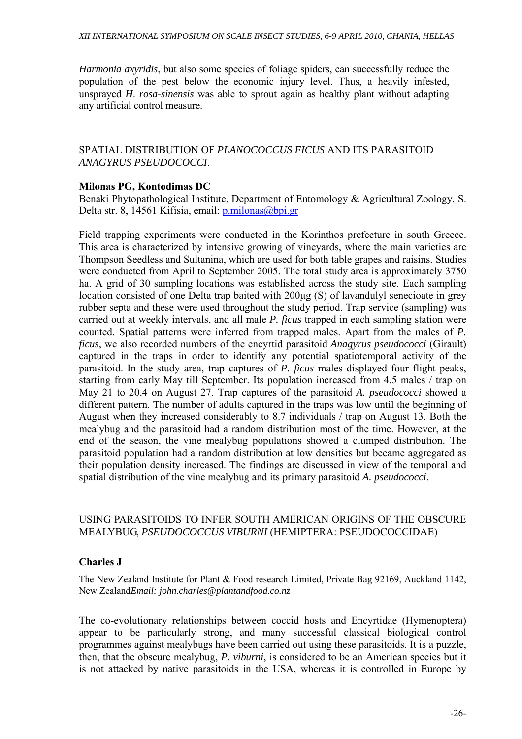*Harmonia axyridis*, but also some species of foliage spiders, can successfully reduce the population of the pest below the economic injury level. Thus, a heavily infested, unsprayed *H. rosa-sinensis* was able to sprout again as healthy plant without adapting any artificial control measure.

## SPATIAL DISTRIBUTION OF *PLANOCOCCUS FICUS* AND ITS PARASITOID *ANAGYRUS PSEUDOCOCCI*.

**Milonas PG, Kontodimas DC**

Benaki Phytopathological Institute, Department of Entomology & Agricultural Zoology, S. Delta str. 8, 14561 Kifisia, email: p.milonas@bpi.gr

Field trapping experiments were conducted in the Korinthos prefecture in south Greece. This area is characterized by intensive growing of vineyards, where the main varieties are Thompson Seedless and Sultanina, which are used for both table grapes and raisins. Studies were conducted from April to September 2005. The total study area is approximately 3750 ha. A grid of 30 sampling locations was established across the study site. Each sampling location consisted of one Delta trap baited with 200μg (S) of lavandulyl senecioate in grey rubber septa and these were used throughout the study period. Trap service (sampling) was carried out at weekly intervals, and all male *P. ficus* trapped in each sampling station were counted. Spatial patterns were inferred from trapped males. Apart from the males of *P. ficus*, we also recorded numbers of the encyrtid parasitoid *Anagyrus pseudococci* (Girault) captured in the traps in order to identify any potential spatiotemporal activity of the parasitoid. In the study area, trap captures of *P. ficus* males displayed four flight peaks, starting from early May till September. Its population increased from 4.5 males / trap on May 21 to 20.4 on August 27. Trap captures of the parasitoid *A. pseudococci* showed a different pattern. The number of adults captured in the traps was low until the beginning of August when they increased considerably to 8.7 individuals / trap on August 13. Both the mealybug and the parasitoid had a random distribution most of the time. However, at the end of the season, the vine mealybug populations showed a clumped distribution. The parasitoid population had a random distribution at low densities but became aggregated as their population density increased. The findings are discussed in view of the temporal and spatial distribution of the vine mealybug and its primary parasitoid *A. pseudococci*.

## USING PARASITOIDS TO INFER SOUTH AMERICAN ORIGINS OF THE OBSCURE MEALYBUG, *PSEUDOCOCCUS VIBURNI* (HEMIPTERA: PSEUDOCOCCIDAE)

**Charles J**

The New Zealand Institute for Plant & Food research Limited, Private Bag 92169, Auckland 1142, New Zealand*Email: john.charles@plantandfood.co.nz*

The co-evolutionary relationships between coccid hosts and Encyrtidae (Hymenoptera) appear to be particularly strong, and many successful classical biological control programmes against mealybugs have been carried out using these parasitoids. It is a puzzle, then, that the obscure mealybug, *P. viburni*, is considered to be an American species but it is not attacked by native parasitoids in the USA, whereas it is controlled in Europe by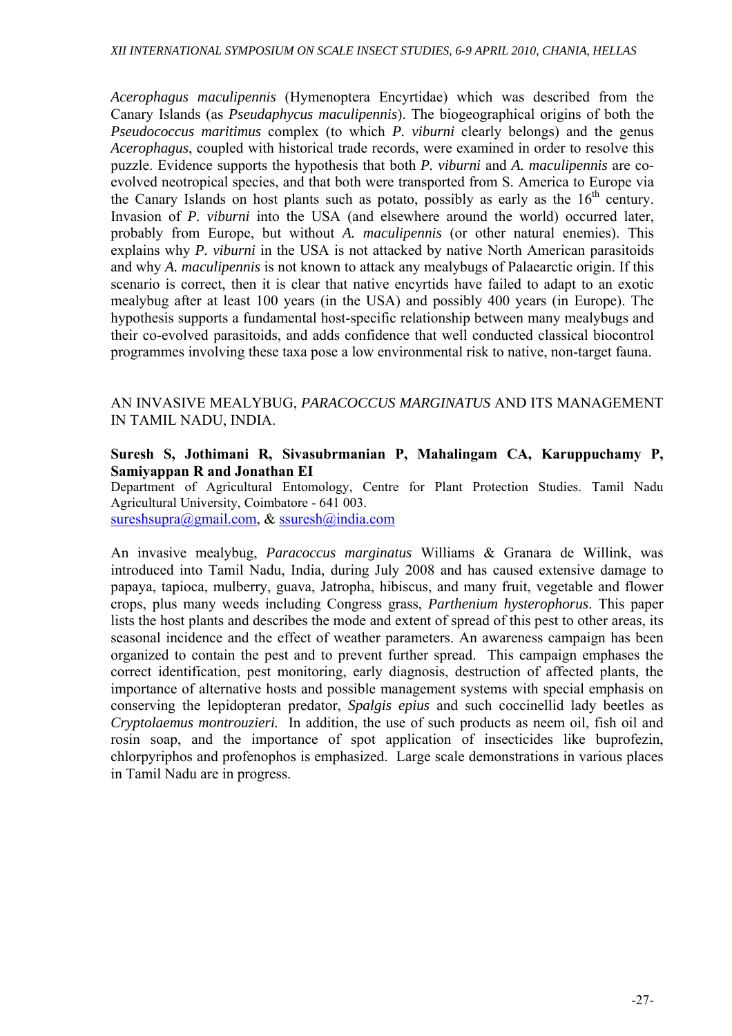*Acerophagus maculipennis* (Hymenoptera Encyrtidae) which was described from the Canary Islands (as *Pseudaphycus maculipennis*). The biogeographical origins of both the *Pseudococcus maritimus* complex (to which *P. viburni* clearly belongs) and the genus *Acerophagus*, coupled with historical trade records, were examined in order to resolve this puzzle. Evidence supports the hypothesis that both *P. viburni* and *A. maculipennis* are co-evolved neotropical species, and that both were transported from S. America to Europe via the Canary Islands on host plants such as potato, possibly as early as the 16$^{th}$ century. Invasion of *P. viburni* into the USA (and elsewhere around the world) occurred later, probably from Europe, but without *A. maculipennis* (or other natural enemies). This explains why *P. viburni* in the USA is not attacked by native North American parasitoids and why *A. maculipennis* is not known to attack any mealybugs of Palaearctic origin. If this scenario is correct, then it is clear that native encyrtids have failed to adapt to an exotic mealybug after at least 100 years (in the USA) and possibly 400 years (in Europe). The hypothesis supports a fundamental host-specific relationship between many mealybugs and their co-evolved parasitoids, and adds confidence that well conducted classical biocontrol programmes involving these taxa pose a low environmental risk to native, non-target fauna.

## AN INVASIVE MEALYBUG, *PARACOCCUS MARGINATUS* AND ITS MANAGEMENT IN TAMIL NADU, INDIA.

**Suresh S, Jothimani R, Sivasubrmanian P, Mahalingam CA, Karuppuchamy P, Samiyappan R and Jonathan EI**

Department of Agricultural Entomology, Centre for Plant Protection Studies. Tamil Nadu Agricultural University, Coimbatore - 641 003.
sureshsupra@gmail.com, & ssuresh@india.com

An invasive mealybug, *Paracoccus marginatus* Williams & Granara de Willink, was introduced into Tamil Nadu, India, during July 2008 and has caused extensive damage to papaya, tapioca, mulberry, guava, Jatropha, hibiscus, and many fruit, vegetable and flower crops, plus many weeds including Congress grass, *Parthenium hysterophorus*. This paper lists the host plants and describes the mode and extent of spread of this pest to other areas, its seasonal incidence and the effect of weather parameters. An awareness campaign has been organized to contain the pest and to prevent further spread. This campaign emphases the correct identification, pest monitoring, early diagnosis, destruction of affected plants, the importance of alternative hosts and possible management systems with special emphasis on conserving the lepidopteran predator, *Spalgis epius* and such coccinellid lady beetles as *Cryptolaemus montrouzieri.* In addition, the use of such products as neem oil, fish oil and rosin soap, and the importance of spot application of insecticides like buprofezin, chlorpyriphos and profenophos is emphasized. Large scale demonstrations in various places in Tamil Nadu are in progress.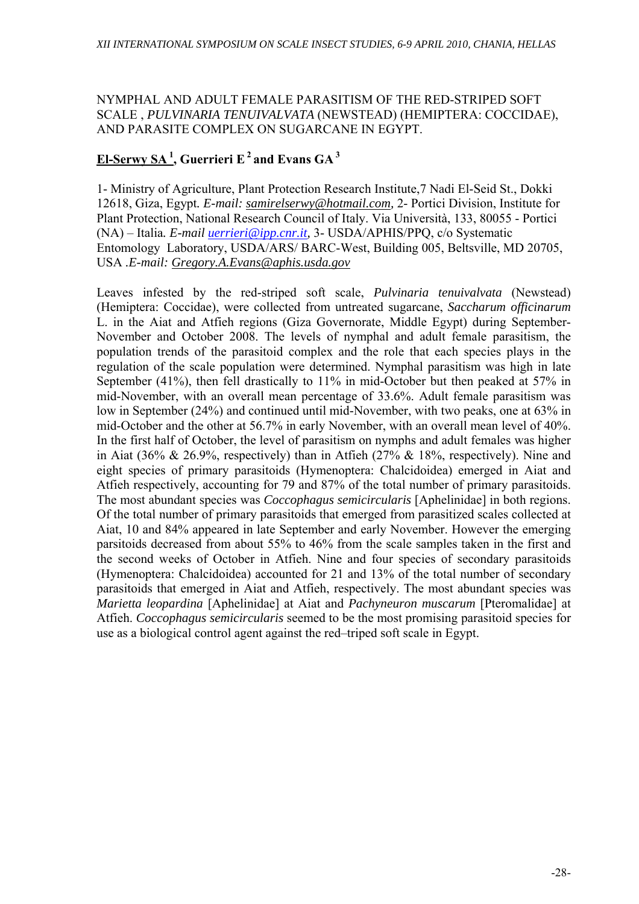NYMPHAL AND ADULT FEMALE PARASITISM OF THE RED-STRIPED SOFT SCALE , *PULVINARIA TENUIVALVATA* (NEWSTEAD) (HEMIPTERA: COCCIDAE), AND PARASITE COMPLEX ON SUGARCANE IN EGYPT.

**El-Serwy SA [1], Guerrieri E [2] and Evans GA [3]**

1- Ministry of Agriculture, Plant Protection Research Institute,7 Nadi El-Seid St., Dokki 12618, Giza, Egypt. *E-mail:* samirelserwy@hotmail.com, 2- Portici Division, Institute for Plant Protection, National Research Council of Italy. Via Università, 133, 80055 - Portici (NA) – Italia. *E-mail* uerrieri@ipp.cnr.it, 3- USDA/APHIS/PPQ, c/o Systematic Entomology Laboratory, USDA/ARS/ BARC-West, Building 005, Beltsville, MD 20705, USA .*E-mail:* Gregory.A.Evans@aphis.usda.gov

Leaves infested by the red-striped soft scale, *Pulvinaria tenuivalvata* (Newstead) (Hemiptera: Coccidae), were collected from untreated sugarcane, *Saccharum officinarum* L. in the Aiat and Atfieh regions (Giza Governorate, Middle Egypt) during September-November and October 2008. The levels of nymphal and adult female parasitism, the population trends of the parasitoid complex and the role that each species plays in the regulation of the scale population were determined. Nymphal parasitism was high in late September (41%), then fell drastically to 11% in mid-October but then peaked at 57% in mid-November, with an overall mean percentage of 33.6%. Adult female parasitism was low in September (24%) and continued until mid-November, with two peaks, one at 63% in mid-October and the other at 56.7% in early November, with an overall mean level of 40%. In the first half of October, the level of parasitism on nymphs and adult females was higher in Aiat (36% & 26.9%, respectively) than in Atfieh (27% & 18%, respectively). Nine and eight species of primary parasitoids (Hymenoptera: Chalcidoidea) emerged in Aiat and Atfieh respectively, accounting for 79 and 87% of the total number of primary parasitoids. The most abundant species was *Coccophagus semicircularis* [Aphelinidae] in both regions. Of the total number of primary parasitoids that emerged from parasitized scales collected at Aiat, 10 and 84% appeared in late September and early November. However the emerging parsitoids decreased from about 55% to 46% from the scale samples taken in the first and the second weeks of October in Atfieh. Nine and four species of secondary parasitoids (Hymenoptera: Chalcidoidea) accounted for 21 and 13% of the total number of secondary parasitoids that emerged in Aiat and Atfieh, respectively. The most abundant species was *Marietta leopardina* [Aphelinidae] at Aiat and *Pachyneuron muscarum* [Pteromalidae] at Atfieh. *Coccophagus semicircularis* seemed to be the most promising parasitoid species for use as a biological control agent against the red–triped soft scale in Egypt.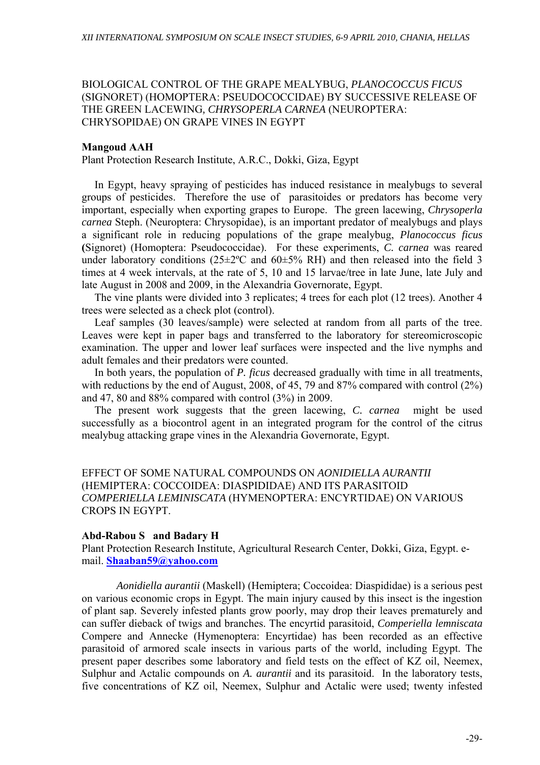## BIOLOGICAL CONTROL OF THE GRAPE MEALYBUG, *PLANOCOCCUS FICUS* (SIGNORET) (HOMOPTERA: PSEUDOCOCCIDAE) BY SUCCESSIVE RELEASE OF THE GREEN LACEWING*, CHRYSOPERLA CARNEA* (NEUROPTERA: CHRYSOPIDAE) ON GRAPE VINES IN EGYPT

**Mangoud AAH**

Plant Protection Research Institute, A.R.C., Dokki, Giza, Egypt

In Egypt, heavy spraying of pesticides has induced resistance in mealybugs to several groups of pesticides. Therefore the use of parasitoides or predators has become very important, especially when exporting grapes to Europe. The green lacewing, *Chrysoperla carnea* Steph. (Neuroptera: Chrysopidae), is an important predator of mealybugs and plays a significant role in reducing populations of the grape mealybug, *Planococcus ficus* **(**Signoret) (Homoptera: Pseudococcidae). For these experiments, *C. carnea* was reared under laboratory conditions (25±2ºC and 60±5% RH) and then released into the field 3 times at 4 week intervals, at the rate of 5, 10 and 15 larvae/tree in late June, late July and late August in 2008 and 2009, in the Alexandria Governorate, Egypt.

The vine plants were divided into 3 replicates; 4 trees for each plot (12 trees). Another 4 trees were selected as a check plot (control).

Leaf samples (30 leaves/sample) were selected at random from all parts of the tree. Leaves were kept in paper bags and transferred to the laboratory for stereomicroscopic examination. The upper and lower leaf surfaces were inspected and the live nymphs and adult females and their predators were counted.

In both years, the population of *P. ficus* decreased gradually with time in all treatments, with reductions by the end of August, 2008, of 45, 79 and 87% compared with control (2%) and 47, 80 and 88% compared with control (3%) in 2009.

The present work suggests that the green lacewing, *C. carnea* might be used successfully as a biocontrol agent in an integrated program for the control of the citrus mealybug attacking grape vines in the Alexandria Governorate, Egypt.

## EFFECT OF SOME NATURAL COMPOUNDS ON *AONIDIELLA AURANTII* (HEMIPTERA: COCCOIDEA: DIASPIDIDAE) AND ITS PARASITOID *COMPERIELLA LEMINISCATA* (HYMENOPTERA: ENCYRTIDAE) ON VARIOUS CROPS IN EGYPT.

**Abd-Rabou S and Badary H**

Plant Protection Research Institute, Agricultural Research Center, Dokki, Giza, Egypt. e-mail. **Shaaban59@yahoo.com**

*Aonidiella aurantii* (Maskell) (Hemiptera; Coccoidea: Diaspididae) is a serious pest on various economic crops in Egypt. The main injury caused by this insect is the ingestion of plant sap. Severely infested plants grow poorly, may drop their leaves prematurely and can suffer dieback of twigs and branches. The encyrtid parasitoid, *Comperiella lemniscata* Compere and Annecke (Hymenoptera: Encyrtidae) has been recorded as an effective parasitoid of armored scale insects in various parts of the world, including Egypt. The present paper describes some laboratory and field tests on the effect of KZ oil, Neemex, Sulphur and Actalic compounds on *A. aurantii* and its parasitoid. In the laboratory tests, five concentrations of KZ oil, Neemex, Sulphur and Actalic were used; twenty infested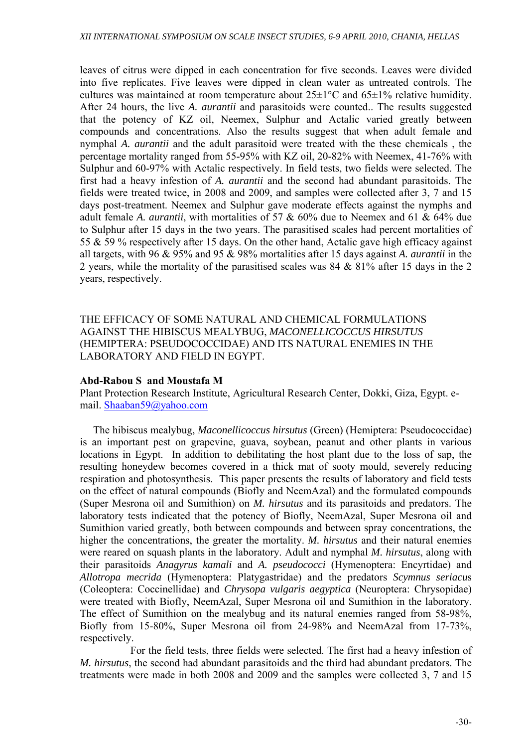leaves of citrus were dipped in each concentration for five seconds. Leaves were divided into five replicates. Five leaves were dipped in clean water as untreated controls. The cultures was maintained at room temperature about 25±1°C and 65±1% relative humidity. After 24 hours, the live *A. aurantii* and parasitoids were counted.. The results suggested that the potency of KZ oil, Neemex, Sulphur and Actalic varied greatly between compounds and concentrations. Also the results suggest that when adult female and nymphal *A. aurantii* and the adult parasitoid were treated with the these chemicals , the percentage mortality ranged from 55-95% with KZ oil, 20-82% with Neemex, 41-76% with Sulphur and 60-97% with Actalic respectively. In field tests, two fields were selected. The first had a heavy infestion of *A. aurantii* and the second had abundant parasitoids. The fields were treated twice, in 2008 and 2009, and samples were collected after 3, 7 and 15 days post-treatment. Neemex and Sulphur gave moderate effects against the nymphs and adult female *A. aurantii*, with mortalities of 57 & 60% due to Neemex and 61 & 64% due to Sulphur after 15 days in the two years. The parasitised scales had percent mortalities of 55 & 59 % respectively after 15 days. On the other hand, Actalic gave high efficacy against all targets, with 96 & 95% and 95 & 98% mortalities after 15 days against *A. aurantii* in the 2 years, while the mortality of the parasitised scales was 84 & 81% after 15 days in the 2 years, respectively.

## THE EFFICACY OF SOME NATURAL AND CHEMICAL FORMULATIONS AGAINST THE HIBISCUS MEALYBUG, *MACONELLICOCCUS HIRSUTUS* (HEMIPTERA: PSEUDOCOCCIDAE) AND ITS NATURAL ENEMIES IN THE LABORATORY AND FIELD IN EGYPT.

**Abd-Rabou S and Moustafa M**

Plant Protection Research Institute, Agricultural Research Center, Dokki, Giza, Egypt. e-mail. Shaaban59@yahoo.com

The hibiscus mealybug, *Maconellicoccus hirsutus* (Green) (Hemiptera: Pseudococcidae) is an important pest on grapevine, guava, soybean, peanut and other plants in various locations in Egypt. In addition to debilitating the host plant due to the loss of sap, the resulting honeydew becomes covered in a thick mat of sooty mould, severely reducing respiration and photosynthesis. This paper presents the results of laboratory and field tests on the effect of natural compounds (Biofly and NeemAzal) and the formulated compounds (Super Mesrona oil and Sumithion) on *M. hirsutus* and its parasitoids and predators. The laboratory tests indicated that the potency of Biofly, NeemAzal, Super Mesrona oil and Sumithion varied greatly, both between compounds and between spray concentrations, the higher the concentrations, the greater the mortality. *M. hirsutus* and their natural enemies were reared on squash plants in the laboratory. Adult and nymphal *M. hirsutus*, along with their parasitoids *Anagyrus kamali* and *A. pseudococci* (Hymenoptera: Encyrtidae) and *Allotropa mecrida* (Hymenoptera: Platygastridae) and the predators *Scymnus seriacus* (Coleoptera: Coccinellidae) and *Chrysopa vulgaris aegyptica* (Neuroptera: Chrysopidae) were treated with Biofly, NeemAzal, Super Mesrona oil and Sumithion in the laboratory. The effect of Sumithion on the mealybug and its natural enemies ranged from 58-98%, Biofly from 15-80%, Super Mesrona oil from 24-98% and NeemAzal from 17-73%, respectively.

For the field tests, three fields were selected. The first had a heavy infestion of *M. hirsutus*, the second had abundant parasitoids and the third had abundant predators. The treatments were made in both 2008 and 2009 and the samples were collected 3, 7 and 15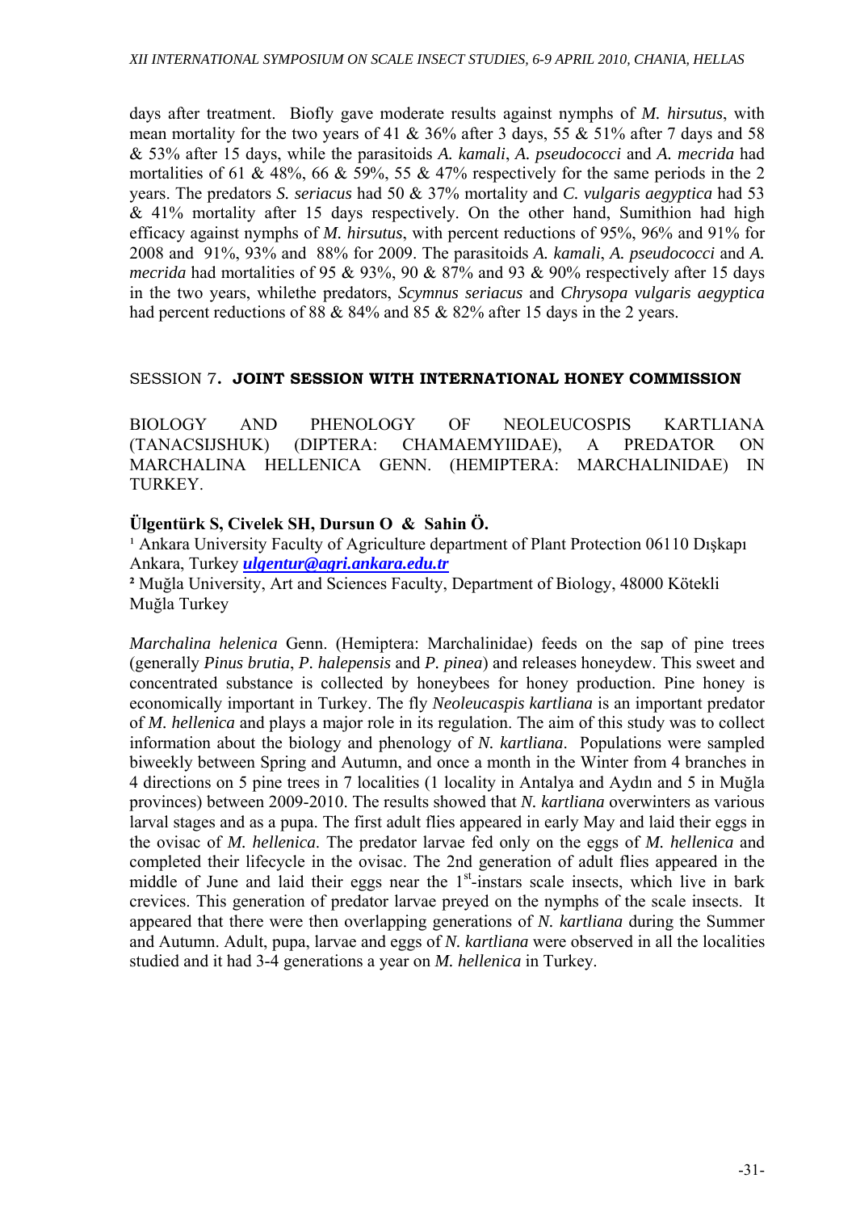days after treatment. Biofly gave moderate results against nymphs of *M. hirsutus*, with mean mortality for the two years of 41 & 36% after 3 days, 55 & 51% after 7 days and 58 & 53% after 15 days, while the parasitoids *A. kamali*, *A. pseudococci* and *A. mecrida* had mortalities of 61 & 48%, 66 & 59%, 55 & 47% respectively for the same periods in the 2 years. The predators *S. seriacus* had 50 & 37% mortality and *C. vulgaris aegyptica* had 53 & 41% mortality after 15 days respectively. On the other hand, Sumithion had high efficacy against nymphs of *M. hirsutus*, with percent reductions of 95%, 96% and 91% for 2008 and 91%, 93% and 88% for 2009. The parasitoids *A. kamali*, *A. pseudococci* and *A. mecrida* had mortalities of 95 & 93%, 90 & 87% and 93 & 90% respectively after 15 days in the two years, whilethe predators, *Scymnus seriacus* and *Chrysopa vulgaris aegyptica* had percent reductions of 88 & 84% and 85 & 82% after 15 days in the 2 years.

## SESSION 7. **JOINT SESSION WITH INTERNATIONAL HONEY COMMISSION**

### BIOLOGY AND PHENOLOGY OF NEOLEUCOSPIS KARTLIANA (TANACSIJSHUK) (DIPTERA: CHAMAEMYIIDAE), A PREDATOR ON MARCHALINA HELLENICA GENN. (HEMIPTERA: MARCHALINIDAE) IN TURKEY.

**Ülgentürk S, Civelek SH, Dursun O & Sahin Ö.**

[1] Ankara University Faculty of Agriculture department of Plant Protection 06110 Dışkapı Ankara, Turkey ***ulgentur@agri.ankara.edu.tr***

[2] Muğla University, Art and Sciences Faculty, Department of Biology, 48000 Kötekli Muğla Turkey

*Marchalina helenica* Genn. (Hemiptera: Marchalinidae) feeds on the sap of pine trees (generally *Pinus brutia*, *P. halepensis* and *P. pinea*) and releases honeydew. This sweet and concentrated substance is collected by honeybees for honey production. Pine honey is economically important in Turkey. The fly *Neoleucaspis kartliana* is an important predator of *M. hellenica* and plays a major role in its regulation. The aim of this study was to collect information about the biology and phenology of *N. kartliana*. Populations were sampled biweekly between Spring and Autumn, and once a month in the Winter from 4 branches in 4 directions on 5 pine trees in 7 localities (1 locality in Antalya and Aydın and 5 in Muğla provinces) between 2009-2010. The results showed that *N. kartliana* overwinters as various larval stages and as a pupa. The first adult flies appeared in early May and laid their eggs in the ovisac of *M. hellenica*. The predator larvae fed only on the eggs of *M. hellenica* and completed their lifecycle in the ovisac. The 2nd generation of adult flies appeared in the middle of June and laid their eggs near the 1st-instars scale insects, which live in bark crevices. This generation of predator larvae preyed on the nymphs of the scale insects. It appeared that there were then overlapping generations of *N. kartliana* during the Summer and Autumn. Adult, pupa, larvae and eggs of *N. kartliana* were observed in all the localities studied and it had 3-4 generations a year on *M. hellenica* in Turkey.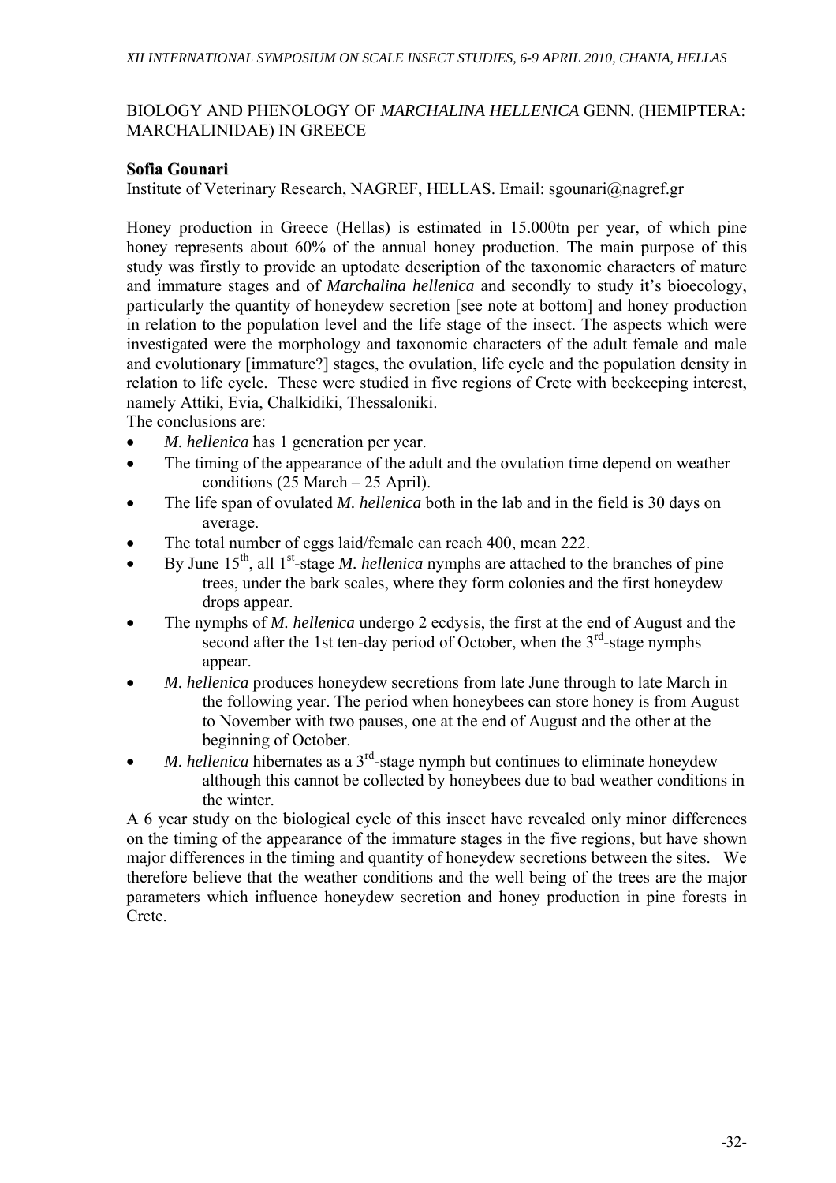## BIOLOGY AND PHENOLOGY OF *MARCHALINA HELLENICA* GENN. (HEMIPTERA: MARCHALINIDAE) IN GREECE

**Sofia Gounari**

Institute of Veterinary Research, NAGREF, HELLAS. Email: sgounari@nagref.gr

Honey production in Greece (Hellas) is estimated in 15.000tn per year, of which pine honey represents about 60% of the annual honey production. The main purpose of this study was firstly to provide an uptodate description of the taxonomic characters of mature and immature stages and of *Marchalina hellenica* and secondly to study it's bioecology, particularly the quantity of honeydew secretion [see note at bottom] and honey production in relation to the population level and the life stage of the insect. The aspects which were investigated were the morphology and taxonomic characters of the adult female and male and evolutionary [immature?] stages, the ovulation, life cycle and the population density in relation to life cycle. These were studied in five regions of Crete with beekeeping interest, namely Attiki, Evia, Chalkidiki, Thessaloniki.

The conclusions are:

- *M. hellenica* has 1 generation per year.
- The timing of the appearance of the adult and the ovulation time depend on weather conditions (25 March – 25 April).
- The life span of ovulated *M. hellenica* both in the lab and in the field is 30 days on average.
- The total number of eggs laid/female can reach 400, mean 222.
- By June 15th, all 1st-stage *M. hellenica* nymphs are attached to the branches of pine trees, under the bark scales, where they form colonies and the first honeydew drops appear.
- The nymphs of *M. hellenica* undergo 2 ecdysis, the first at the end of August and the second after the 1st ten-day period of October, when the 3rd-stage nymphs appear.
- *M. hellenica* produces honeydew secretions from late June through to late March in the following year. The period when honeybees can store honey is from August to November with two pauses, one at the end of August and the other at the beginning of October.
- *M. hellenica* hibernates as a 3rd-stage nymph but continues to eliminate honeydew although this cannot be collected by honeybees due to bad weather conditions in the winter.

A 6 year study on the biological cycle of this insect have revealed only minor differences on the timing of the appearance of the immature stages in the five regions, but have shown major differences in the timing and quantity of honeydew secretions between the sites. We therefore believe that the weather conditions and the well being of the trees are the major parameters which influence honeydew secretion and honey production in pine forests in Crete.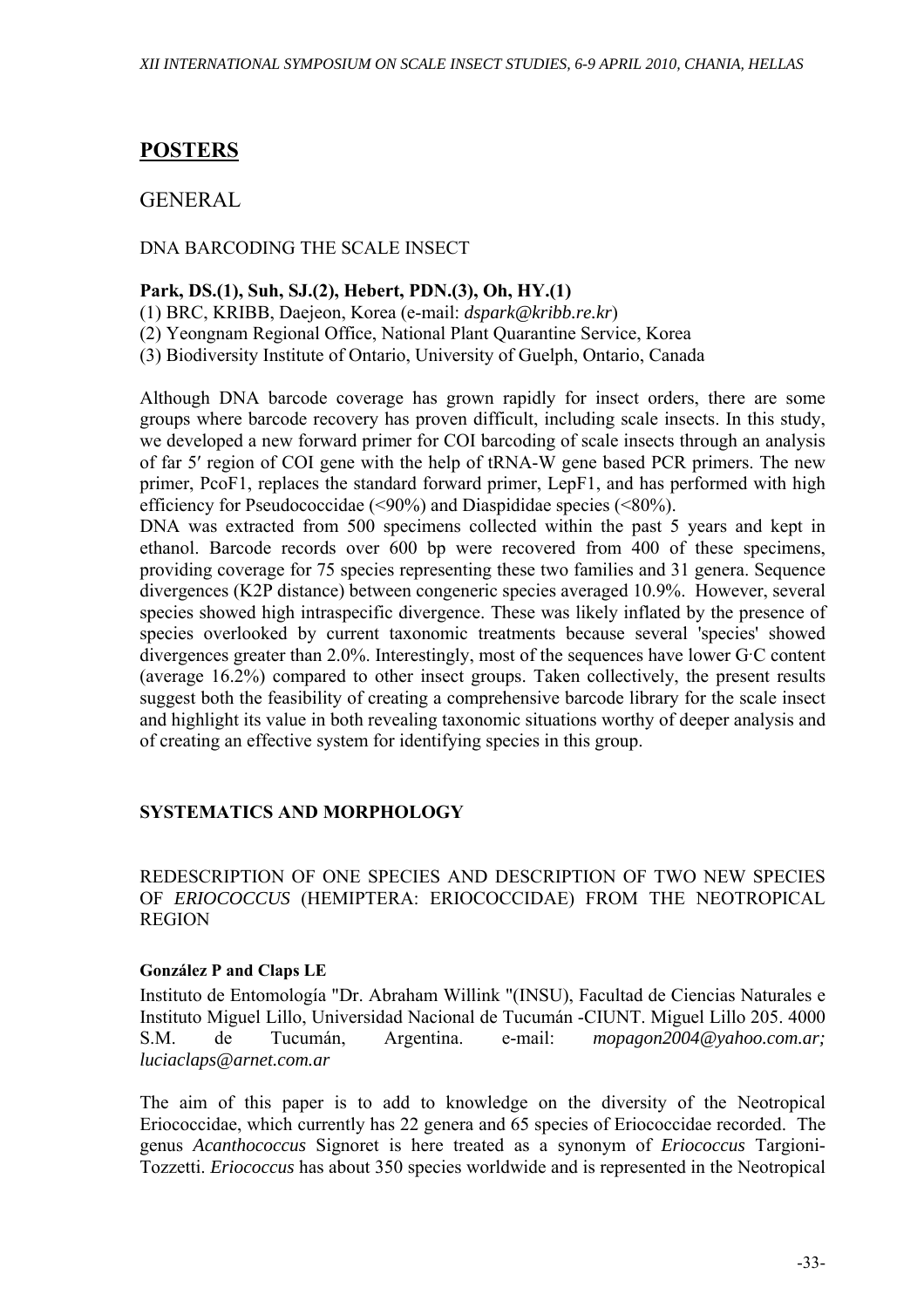# POSTERS

## GENERAL

### DNA BARCODING THE SCALE INSECT

**Park, DS.(1), Suh, SJ.(2), Hebert, PDN.(3), Oh, HY.(1)**

(1) BRC, KRIBB, Daejeon, Korea (e-mail: *dspark@kribb.re.kr*)
(2) Yeongnam Regional Office, National Plant Quarantine Service, Korea
(3) Biodiversity Institute of Ontario, University of Guelph, Ontario, Canada

Although DNA barcode coverage has grown rapidly for insect orders, there are some groups where barcode recovery has proven difficult, including scale insects. In this study, we developed a new forward primer for COI barcoding of scale insects through an analysis of far 5′ region of COI gene with the help of tRNA-W gene based PCR primers. The new primer, PcoF1, replaces the standard forward primer, LepF1, and has performed with high efficiency for Pseudococcidae (<90%) and Diaspididae species (<80%).

DNA was extracted from 500 specimens collected within the past 5 years and kept in ethanol. Barcode records over 600 bp were recovered from 400 of these specimens, providing coverage for 75 species representing these two families and 31 genera. Sequence divergences (K2P distance) between congeneric species averaged 10.9%. However, several species showed high intraspecific divergence. These was likely inflated by the presence of species overlooked by current taxonomic treatments because several 'species' showed divergences greater than 2.0%. Interestingly, most of the sequences have lower G·C content (average 16.2%) compared to other insect groups. Taken collectively, the present results suggest both the feasibility of creating a comprehensive barcode library for the scale insect and highlight its value in both revealing taxonomic situations worthy of deeper analysis and of creating an effective system for identifying species in this group.

## SYSTEMATICS AND MORPHOLOGY

### REDESCRIPTION OF ONE SPECIES AND DESCRIPTION OF TWO NEW SPECIES OF *ERIOCOCCUS* (HEMIPTERA: ERIOCOCCIDAE) FROM THE NEOTROPICAL REGION

**González P and Claps LE**

Instituto de Entomología "Dr. Abraham Willink "(INSU), Facultad de Ciencias Naturales e Instituto Miguel Lillo, Universidad Nacional de Tucumán -CIUNT. Miguel Lillo 205. 4000 S.M. de Tucumán, Argentina. e-mail: *mopagon2004@yahoo.com.ar; luciaclaps@arnet.com.ar*

The aim of this paper is to add to knowledge on the diversity of the Neotropical Eriococcidae, which currently has 22 genera and 65 species of Eriococcidae recorded. The genus *Acanthococcus* Signoret is here treated as a synonym of *Eriococcus* Targioni-Tozzetti. *Eriococcus* has about 350 species worldwide and is represented in the Neotropical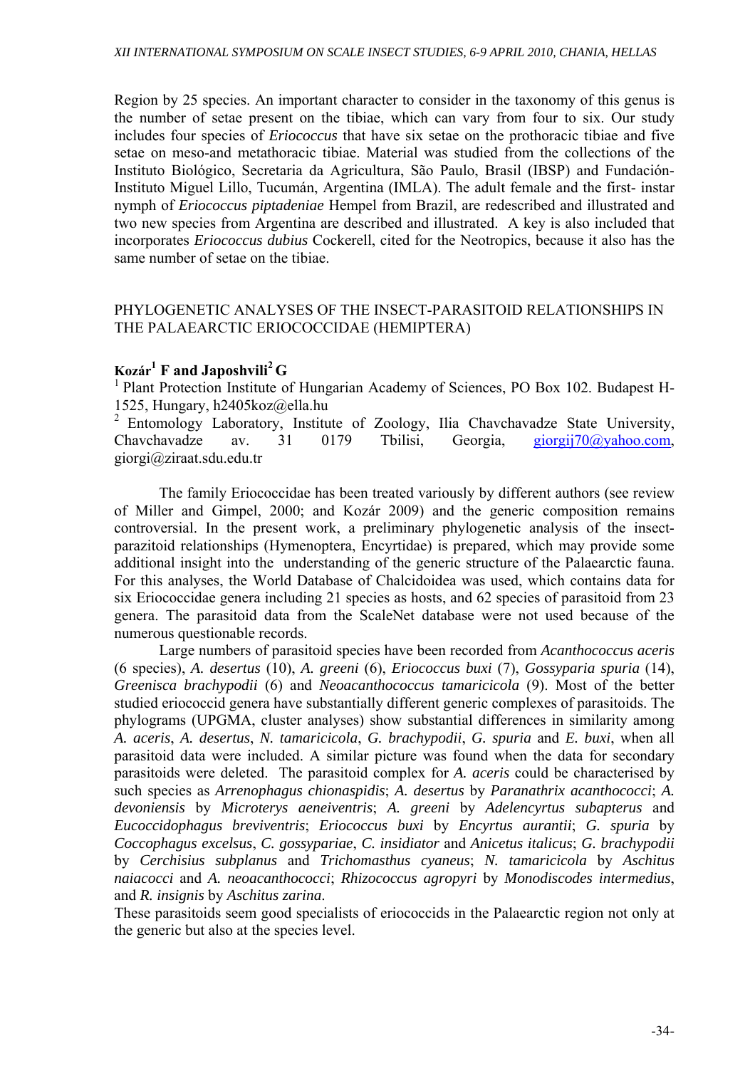Region by 25 species. An important character to consider in the taxonomy of this genus is the number of setae present on the tibiae, which can vary from four to six. Our study includes four species of *Eriococcus* that have six setae on the prothoracic tibiae and five setae on meso-and metathoracic tibiae. Material was studied from the collections of the Instituto Biológico, Secretaria da Agricultura, São Paulo, Brasil (IBSP) and Fundación-Instituto Miguel Lillo, Tucumán, Argentina (IMLA). The adult female and the first- instar nymph of *Eriococcus piptadeniae* Hempel from Brazil, are redescribed and illustrated and two new species from Argentina are described and illustrated. A key is also included that incorporates *Eriococcus dubius* Cockerell, cited for the Neotropics, because it also has the same number of setae on the tibiae.

## PHYLOGENETIC ANALYSES OF THE INSECT-PARASITOID RELATIONSHIPS IN THE PALAEARCTIC ERIOCOCCIDAE (HEMIPTERA)

**Kozár[1] F and Japoshvili[2] G**

[1] Plant Protection Institute of Hungarian Academy of Sciences, PO Box 102. Budapest H-1525, Hungary, h2405koz@ella.hu

[2] Entomology Laboratory, Institute of Zoology, Ilia Chavchavadze State University, Chavchavadze av. 31 0179 Tbilisi, Georgia, giorgij70@yahoo.com, giorgi@ziraat.sdu.edu.tr

The family Eriococcidae has been treated variously by different authors (see review of Miller and Gimpel, 2000; and Kozár 2009) and the generic composition remains controversial. In the present work, a preliminary phylogenetic analysis of the insect-parazitoid relationships (Hymenoptera, Encyrtidae) is prepared, which may provide some additional insight into the understanding of the generic structure of the Palaearctic fauna. For this analyses, the World Database of Chalcidoidea was used, which contains data for six Eriococcidae genera including 21 species as hosts, and 62 species of parasitoid from 23 genera. The parasitoid data from the ScaleNet database were not used because of the numerous questionable records.

Large numbers of parasitoid species have been recorded from *Acanthococcus aceris* (6 species), *A. desertus* (10), *A. greeni* (6), *Eriococcus buxi* (7), *Gossyparia spuria* (14), *Greenisca brachypodii* (6) and *Neoacanthococcus tamaricicola* (9). Most of the better studied eriococcid genera have substantially different generic complexes of parasitoids. The phylograms (UPGMA, cluster analyses) show substantial differences in similarity among *A. aceris*, *A. desertus*, *N. tamaricicola*, *G. brachypodii*, *G. spuria* and *E. buxi*, when all parasitoid data were included. A similar picture was found when the data for secondary parasitoids were deleted. The parasitoid complex for *A. aceris* could be characterised by such species as *Arrenophagus chionaspidis*; *A. desertus* by *Paranathrix acanthococci*; *A. devoniensis* by *Microterys aeneiventris*; *A. greeni* by *Adelencyrtus subapterus* and *Eucoccidophagus breviventris*; *Eriococcus buxi* by *Encyrtus aurantii*; *G. spuria* by *Coccophagus excelsus*, *C. gossypariae*, *C. insidiator* and *Anicetus italicus*; *G. brachypodii* by *Cerchisius subplanus* and *Trichomasthus cyaneus*; *N. tamaricicola* by *Aschitus naiacocci* and *A. neoacanthococci*; *Rhizococcus agropyri* by *Monodiscodes intermedius*, and *R. insignis* by *Aschitus zarina*.

These parasitoids seem good specialists of eriococcids in the Palaearctic region not only at the generic but also at the species level.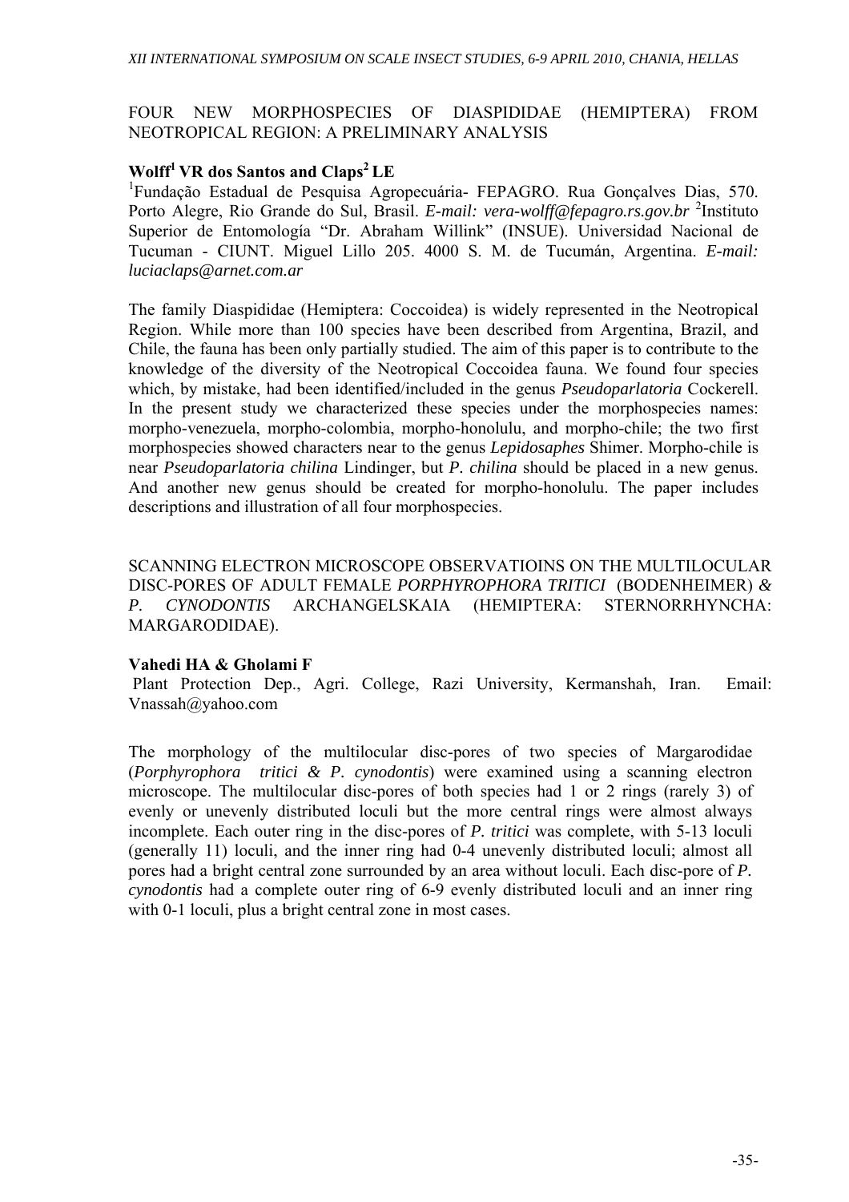## FOUR NEW MORPHOSPECIES OF DIASPIDIDAE (HEMIPTERA) FROM NEOTROPICAL REGION: A PRELIMINARY ANALYSIS

**Wolff[1] VR dos Santos and Claps[2] LE**

[1]Fundação Estadual de Pesquisa Agropecuária- FEPAGRO. Rua Gonçalves Dias, 570. Porto Alegre, Rio Grande do Sul, Brasil. *E-mail: vera-wolff@fepagro.rs.gov.br* [2]Instituto Superior de Entomología "Dr. Abraham Willink" (INSUE). Universidad Nacional de Tucuman - CIUNT. Miguel Lillo 205. 4000 S. M. de Tucumán, Argentina. *E-mail: luciaclaps@arnet.com.ar*

The family Diaspididae (Hemiptera: Coccoidea) is widely represented in the Neotropical Region. While more than 100 species have been described from Argentina, Brazil, and Chile, the fauna has been only partially studied. The aim of this paper is to contribute to the knowledge of the diversity of the Neotropical Coccoidea fauna. We found four species which, by mistake, had been identified/included in the genus *Pseudoparlatoria* Cockerell. In the present study we characterized these species under the morphospecies names: morpho-venezuela, morpho-colombia, morpho-honolulu, and morpho-chile; the two first morphospecies showed characters near to the genus *Lepidosaphes* Shimer. Morpho-chile is near *Pseudoparlatoria chilina* Lindinger, but *P. chilina* should be placed in a new genus. And another new genus should be created for morpho-honolulu. The paper includes descriptions and illustration of all four morphospecies.

## SCANNING ELECTRON MICROSCOPE OBSERVATIOINS ON THE MULTILOCULAR DISC-PORES OF ADULT FEMALE *PORPHYROPHORA TRITICI* (BODENHEIMER) & *P. CYNODONTIS* ARCHANGELSKAIA (HEMIPTERA: STERNORRHYNCHA: MARGARODIDAE).

**Vahedi HA & Gholami F**

Plant Protection Dep., Agri. College, Razi University, Kermanshah, Iran. Email: Vnassah@yahoo.com

The morphology of the multilocular disc-pores of two species of Margarodidae (*Porphyrophora tritici & P. cynodontis*) were examined using a scanning electron microscope. The multilocular disc-pores of both species had 1 or 2 rings (rarely 3) of evenly or unevenly distributed loculi but the more central rings were almost always incomplete. Each outer ring in the disc-pores of *P. tritici* was complete, with 5-13 loculi (generally 11) loculi, and the inner ring had 0-4 unevenly distributed loculi; almost all pores had a bright central zone surrounded by an area without loculi. Each disc-pore of *P. cynodontis* had a complete outer ring of 6-9 evenly distributed loculi and an inner ring with 0-1 loculi, plus a bright central zone in most cases.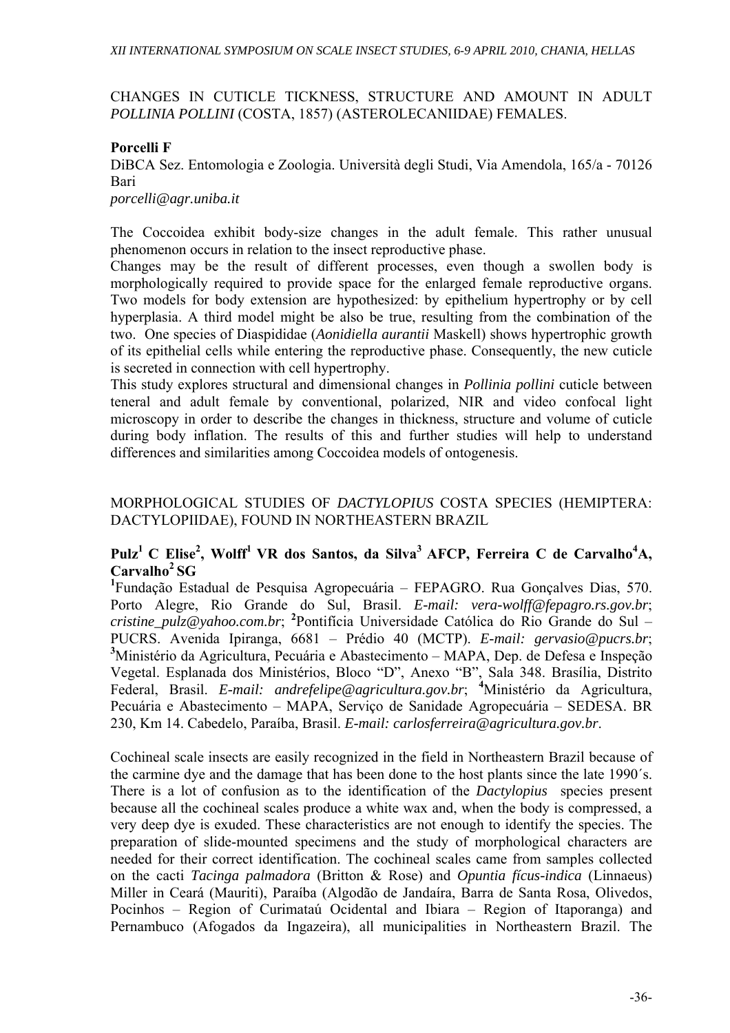## CHANGES IN CUTICLE TICKNESS, STRUCTURE AND AMOUNT IN ADULT *POLLINIA POLLINI* (COSTA, 1857) (ASTEROLECANIIDAE) FEMALES.

**Porcelli F**

DiBCA Sez. Entomologia e Zoologia. Università degli Studi, Via Amendola, 165/a - 70126 Bari

*porcelli@agr.uniba.it*

The Coccoidea exhibit body-size changes in the adult female. This rather unusual phenomenon occurs in relation to the insect reproductive phase.

Changes may be the result of different processes, even though a swollen body is morphologically required to provide space for the enlarged female reproductive organs. Two models for body extension are hypothesized: by epithelium hypertrophy or by cell hyperplasia. A third model might be also be true, resulting from the combination of the two. One species of Diaspididae (*Aonidiella aurantii* Maskell) shows hypertrophic growth of its epithelial cells while entering the reproductive phase. Consequently, the new cuticle is secreted in connection with cell hypertrophy.

This study explores structural and dimensional changes in *Pollinia pollini* cuticle between teneral and adult female by conventional, polarized, NIR and video confocal light microscopy in order to describe the changes in thickness, structure and volume of cuticle during body inflation. The results of this and further studies will help to understand differences and similarities among Coccoidea models of ontogenesis.

## MORPHOLOGICAL STUDIES OF *DACTYLOPIUS* COSTA SPECIES (HEMIPTERA: DACTYLOPIIDAE), FOUND IN NORTHEASTERN BRAZIL

**Pulz[1] C Elise[2], Wolff[1] VR dos Santos, da Silva[3] AFCP, Ferreira C de Carvalho[4]A, Carvalho[2] SG**

[1]Fundação Estadual de Pesquisa Agropecuária – FEPAGRO. Rua Gonçalves Dias, 570. Porto Alegre, Rio Grande do Sul, Brasil. *E-mail: vera-wolff@fepagro.rs.gov.br*; *cristine_pulz@yahoo.com.br*; [2]Pontifícia Universidade Católica do Rio Grande do Sul – PUCRS. Avenida Ipiranga, 6681 – Prédio 40 (MCTP). *E-mail: gervasio@pucrs.br*; [3]Ministério da Agricultura, Pecuária e Abastecimento – MAPA, Dep. de Defesa e Inspeção Vegetal. Esplanada dos Ministérios, Bloco "D", Anexo "B", Sala 348. Brasília, Distrito Federal, Brasil. *E-mail: andrefelipe@agricultura.gov.br*; [4]Ministério da Agricultura, Pecuária e Abastecimento – MAPA, Serviço de Sanidade Agropecuária – SEDESA. BR 230, Km 14. Cabedelo, Paraíba, Brasil. *E-mail: carlosferreira@agricultura.gov.br*.

Cochineal scale insects are easily recognized in the field in Northeastern Brazil because of the carmine dye and the damage that has been done to the host plants since the late 1990´s. There is a lot of confusion as to the identification of the *Dactylopius* species present because all the cochineal scales produce a white wax and, when the body is compressed, a very deep dye is exuded. These characteristics are not enough to identify the species. The preparation of slide-mounted specimens and the study of morphological characters are needed for their correct identification. The cochineal scales came from samples collected on the cacti *Tacinga palmadora* (Britton & Rose) and *Opuntia fícus-indica* (Linnaeus) Miller in Ceará (Mauriti), Paraíba (Algodão de Jandaíra, Barra de Santa Rosa, Olivedos, Pocinhos – Region of Curimataú Ocidental and Ibiara – Region of Itaporanga) and Pernambuco (Afogados da Ingazeira), all municipalities in Northeastern Brazil. The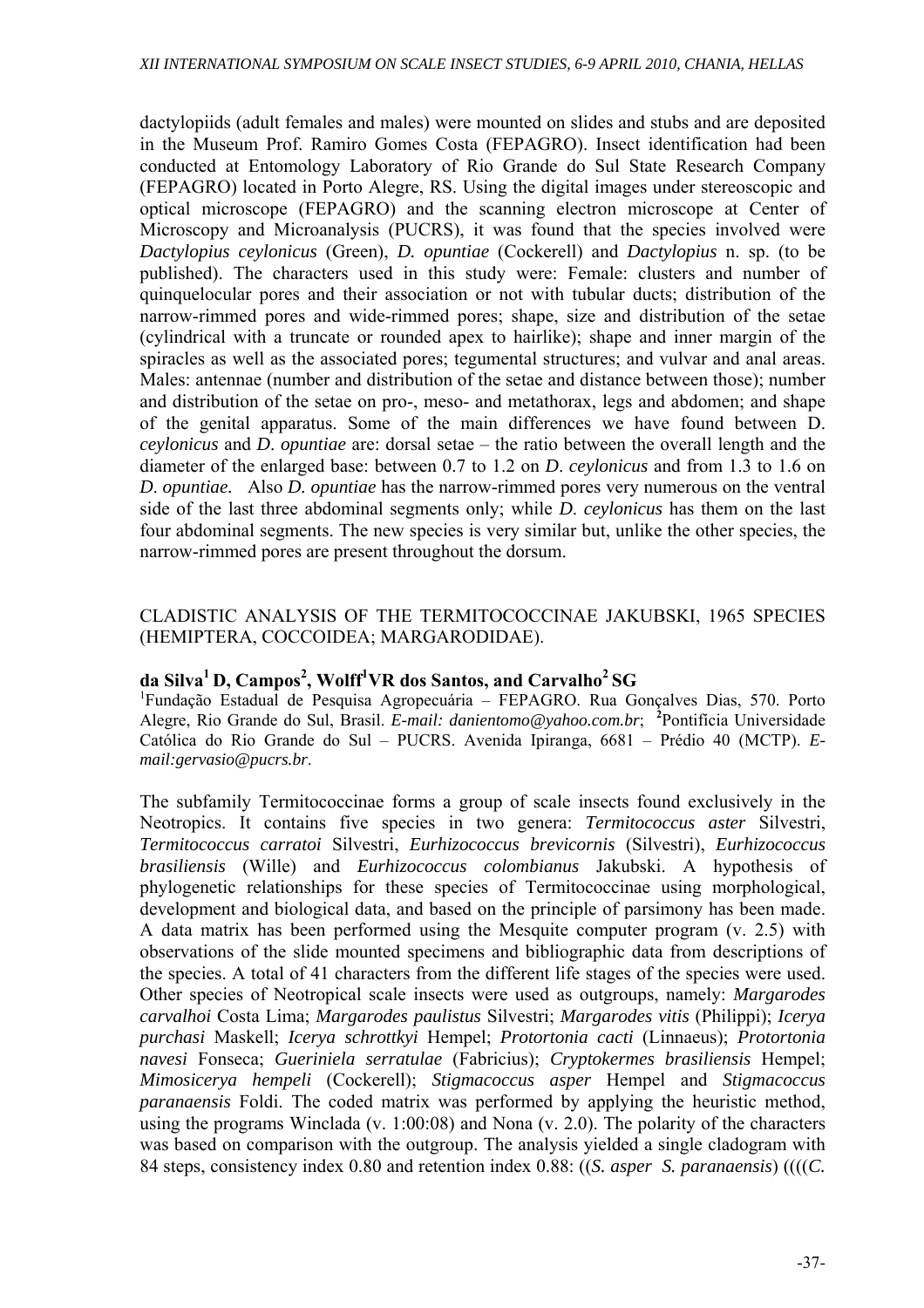dactylopiids (adult females and males) were mounted on slides and stubs and are deposited in the Museum Prof. Ramiro Gomes Costa (FEPAGRO). Insect identification had been conducted at Entomology Laboratory of Rio Grande do Sul State Research Company (FEPAGRO) located in Porto Alegre, RS. Using the digital images under stereoscopic and optical microscope (FEPAGRO) and the scanning electron microscope at Center of Microscopy and Microanalysis (PUCRS), it was found that the species involved were *Dactylopius ceylonicus* (Green), *D. opuntiae* (Cockerell) and *Dactylopius* n. sp. (to be published). The characters used in this study were: Female: clusters and number of quinquelocular pores and their association or not with tubular ducts; distribution of the narrow-rimmed pores and wide-rimmed pores; shape, size and distribution of the setae (cylindrical with a truncate or rounded apex to hairlike); shape and inner margin of the spiracles as well as the associated pores; tegumental structures; and vulvar and anal areas. Males: antennae (number and distribution of the setae and distance between those); number and distribution of the setae on pro-, meso- and metathorax, legs and abdomen; and shape of the genital apparatus. Some of the main differences we have found between D. *ceylonicus* and *D. opuntiae* are: dorsal setae – the ratio between the overall length and the diameter of the enlarged base: between 0.7 to 1.2 on *D. ceylonicus* and from 1.3 to 1.6 on *D. opuntiae.* Also *D. opuntiae* has the narrow-rimmed pores very numerous on the ventral side of the last three abdominal segments only; while *D. ceylonicus* has them on the last four abdominal segments. The new species is very similar but, unlike the other species, the narrow-rimmed pores are present throughout the dorsum.

## CLADISTIC ANALYSIS OF THE TERMITOCOCCINAE JAKUBSKI, 1965 SPECIES (HEMIPTERA, COCCOIDEA; MARGARODIDAE).

**da Silva[1] D, Campos[2], Wolff[1]VR dos Santos, and Carvalho[2] SG**

[1]Fundação Estadual de Pesquisa Agropecuária – FEPAGRO. Rua Gonçalves Dias, 570. Porto Alegre, Rio Grande do Sul, Brasil. *E-mail: danientomo@yahoo.com.br*; [2]Pontifícia Universidade Católica do Rio Grande do Sul – PUCRS. Avenida Ipiranga, 6681 – Prédio 40 (MCTP). *E-mail:gervasio@pucrs.br*.

The subfamily Termitococcinae forms a group of scale insects found exclusively in the Neotropics. It contains five species in two genera: *Termitococcus aster* Silvestri, *Termitococcus carratoi* Silvestri, *Eurhizococcus brevicornis* (Silvestri), *Eurhizococcus brasiliensis* (Wille) and *Eurhizococcus colombianus* Jakubski. A hypothesis of phylogenetic relationships for these species of Termitococcinae using morphological, development and biological data, and based on the principle of parsimony has been made. A data matrix has been performed using the Mesquite computer program (v. 2.5) with observations of the slide mounted specimens and bibliographic data from descriptions of the species. A total of 41 characters from the different life stages of the species were used. Other species of Neotropical scale insects were used as outgroups, namely: *Margarodes carvalhoi* Costa Lima; *Margarodes paulistus* Silvestri; *Margarodes vitis* (Philippi); *Icerya purchasi* Maskell; *Icerya schrottkyi* Hempel; *Protortonia cacti* (Linnaeus); *Protortonia navesi* Fonseca; *Gueriniela serratulae* (Fabricius); *Cryptokermes brasiliensis* Hempel; *Mimosicerya hempeli* (Cockerell); *Stigmacoccus asper* Hempel and *Stigmacoccus paranaensis* Foldi. The coded matrix was performed by applying the heuristic method, using the programs Winclada (v. 1:00:08) and Nona (v. 2.0). The polarity of the characters was based on comparison with the outgroup. The analysis yielded a single cladogram with 84 steps, consistency index 0.80 and retention index 0.88: ((*S. asper S. paranaensis*) ((((*C.*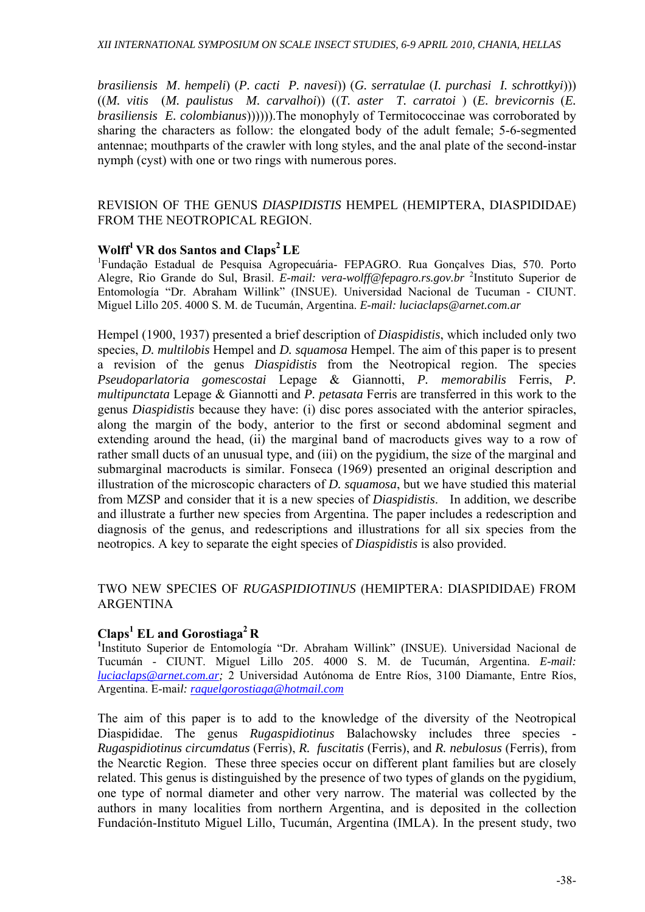*brasiliensis M*. *hempeli*) (*P*. *cacti P*. *navesi*)) (*G*. *serratulae* (*I*. *purchasi I*. *schrottkyi*))) ((*M*. *vitis* (*M*. *paulistus M*. *carvalhoi*)) ((*T*. *aster T*. *carratoi* ) (*E*. *brevicornis* (*E*. *brasiliensis E*. *colombianus*)))))).The monophyly of Termitococcinae was corroborated by sharing the characters as follow: the elongated body of the adult female; 5-6-segmented antennae; mouthparts of the crawler with long styles, and the anal plate of the second-instar nymph (cyst) with one or two rings with numerous pores.

## REVISION OF THE GENUS *DIASPIDISTIS* HEMPEL (HEMIPTERA, DIASPIDIDAE) FROM THE NEOTROPICAL REGION.

**Wolff[1] VR dos Santos and Claps[2] LE**

[1]Fundação Estadual de Pesquisa Agropecuária- FEPAGRO. Rua Gonçalves Dias, 570. Porto Alegre, Rio Grande do Sul, Brasil. *E-mail: vera-wolff@fepagro.rs.gov.br* [2]Instituto Superior de Entomología "Dr. Abraham Willink" (INSUE). Universidad Nacional de Tucuman - CIUNT. Miguel Lillo 205. 4000 S. M. de Tucumán, Argentina. *E-mail: luciaclaps@arnet.com.ar*

Hempel (1900, 1937) presented a brief description of *Diaspidistis*, which included only two species, *D. multilobis* Hempel and *D. squamosa* Hempel. The aim of this paper is to present a revision of the genus *Diaspidistis* from the Neotropical region. The species *Pseudoparlatoria gomescostai* Lepage & Giannotti, *P. memorabilis* Ferris, *P. multipunctata* Lepage & Giannotti and *P. petasata* Ferris are transferred in this work to the genus *Diaspidistis* because they have: (i) disc pores associated with the anterior spiracles, along the margin of the body, anterior to the first or second abdominal segment and extending around the head, (ii) the marginal band of macroducts gives way to a row of rather small ducts of an unusual type, and (iii) on the pygidium, the size of the marginal and submarginal macroducts is similar. Fonseca (1969) presented an original description and illustration of the microscopic characters of *D. squamosa*, but we have studied this material from MZSP and consider that it is a new species of *Diaspidistis*. In addition, we describe and illustrate a further new species from Argentina. The paper includes a redescription and diagnosis of the genus, and redescriptions and illustrations for all six species from the neotropics. A key to separate the eight species of *Diaspidistis* is also provided.

## TWO NEW SPECIES OF *RUGASPIDIOTINUS* (HEMIPTERA: DIASPIDIDAE) FROM ARGENTINA

**Claps[1] EL and Gorostiaga[2] R**

[1]Instituto Superior de Entomología "Dr. Abraham Willink" (INSUE). Universidad Nacional de Tucumán - CIUNT. Miguel Lillo 205. 4000 S. M. de Tucumán, Argentina. *E-mail: luciaclaps@arnet.com.ar;* 2 Universidad Autónoma de Entre Ríos, 3100 Diamante, Entre Ríos, Argentina. E-mai*l: raquelgorostiaga@hotmail.com*

The aim of this paper is to add to the knowledge of the diversity of the Neotropical Diaspididae. The genus *Rugaspidiotinus* Balachowsky includes three species - *Rugaspidiotinus circumdatus* (Ferris), *R. fuscitatis* (Ferris), and *R. nebulosus* (Ferris), from the Nearctic Region. These three species occur on different plant families but are closely related. This genus is distinguished by the presence of two types of glands on the pygidium, one type of normal diameter and other very narrow. The material was collected by the authors in many localities from northern Argentina, and is deposited in the collection Fundación-Instituto Miguel Lillo, Tucumán, Argentina (IMLA). In the present study, two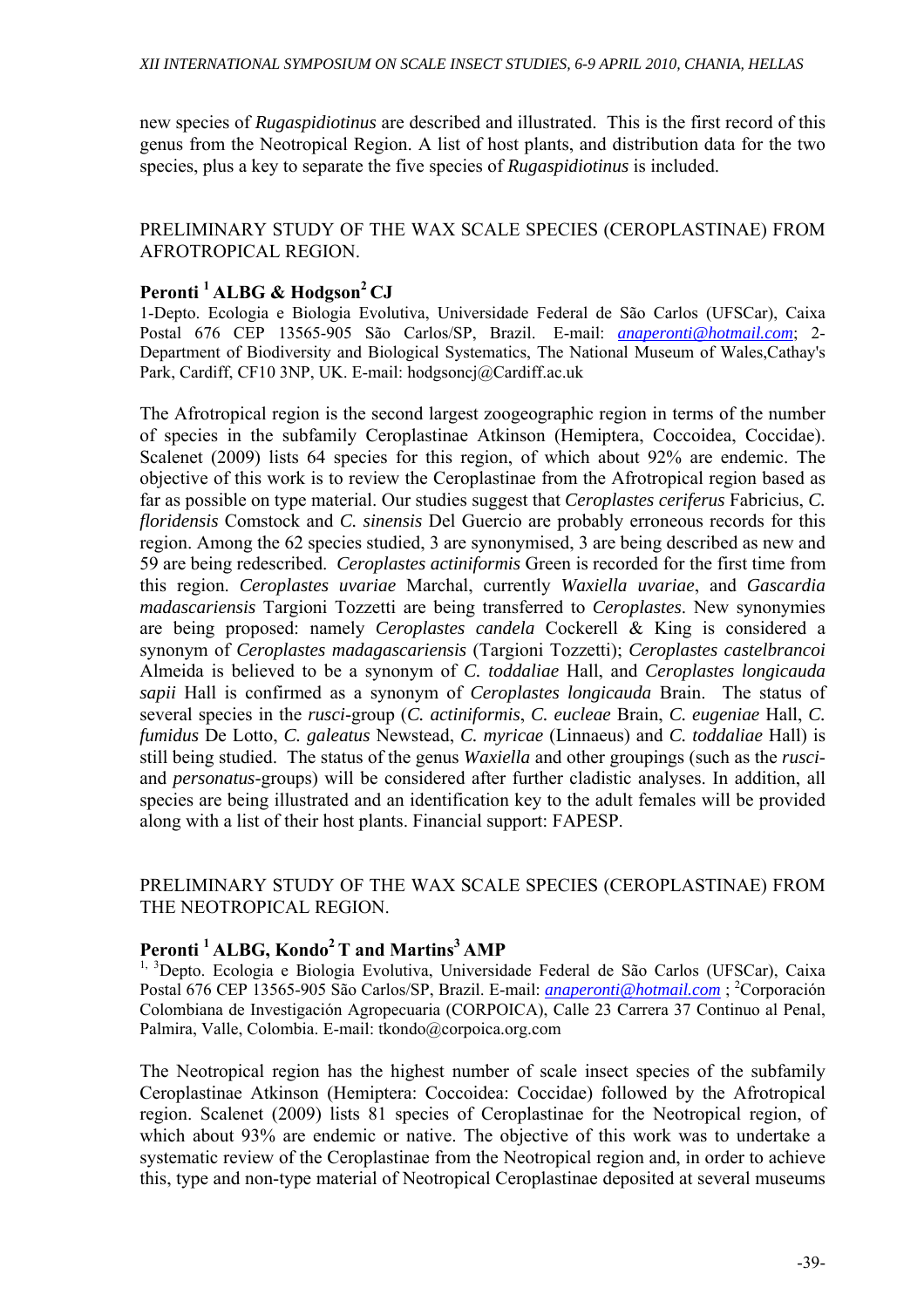new species of *Rugaspidiotinus* are described and illustrated. This is the first record of this genus from the Neotropical Region. A list of host plants, and distribution data for the two species, plus a key to separate the five species of *Rugaspidiotinus* is included.

## PRELIMINARY STUDY OF THE WAX SCALE SPECIES (CEROPLASTINAE) FROM AFROTROPICAL REGION.

**Peronti [1] ALBG & Hodgson[2] CJ**

1-Depto. Ecologia e Biologia Evolutiva, Universidade Federal de São Carlos (UFSCar), Caixa Postal 676 CEP 13565-905 São Carlos/SP, Brazil. E-mail: *anaperonti@hotmail.com*; 2-Department of Biodiversity and Biological Systematics, The National Museum of Wales,Cathay's Park, Cardiff, CF10 3NP, UK. E-mail: hodgsoncj@Cardiff.ac.uk

The Afrotropical region is the second largest zoogeographic region in terms of the number of species in the subfamily Ceroplastinae Atkinson (Hemiptera, Coccoidea, Coccidae). Scalenet (2009) lists 64 species for this region, of which about 92% are endemic. The objective of this work is to review the Ceroplastinae from the Afrotropical region based as far as possible on type material. Our studies suggest that *Ceroplastes ceriferus* Fabricius, *C. floridensis* Comstock and *C. sinensis* Del Guercio are probably erroneous records for this region. Among the 62 species studied, 3 are synonymised, 3 are being described as new and 59 are being redescribed. *Ceroplastes actiniformis* Green is recorded for the first time from this region. *Ceroplastes uvariae* Marchal, currently *Waxiella uvariae*, and *Gascardia madascariensis* Targioni Tozzetti are being transferred to *Ceroplastes*. New synonymies are being proposed: namely *Ceroplastes candela* Cockerell & King is considered a synonym of *Ceroplastes madagascariensis* (Targioni Tozzetti); *Ceroplastes castelbrancoi* Almeida is believed to be a synonym of *C. toddaliae* Hall, and *Ceroplastes longicauda sapii* Hall is confirmed as a synonym of *Ceroplastes longicauda* Brain. The status of several species in the *rusci*-group (*C. actiniformis*, *C. eucleae* Brain, *C. eugeniae* Hall, *C. fumidus* De Lotto, *C. galeatus* Newstead, *C. myricae* (Linnaeus) and *C. toddaliae* Hall) is still being studied. The status of the genus *Waxiella* and other groupings (such as the *rusci*- and *personatus*-groups) will be considered after further cladistic analyses. In addition, all species are being illustrated and an identification key to the adult females will be provided along with a list of their host plants. Financial support: FAPESP.

## PRELIMINARY STUDY OF THE WAX SCALE SPECIES (CEROPLASTINAE) FROM THE NEOTROPICAL REGION.

**Peronti [1] ALBG, Kondo[2] T and Martins[3] AMP**

[1, 3]Depto. Ecologia e Biologia Evolutiva, Universidade Federal de São Carlos (UFSCar), Caixa Postal 676 CEP 13565-905 São Carlos/SP, Brazil. E-mail: *anaperonti@hotmail.com* ; [2]Corporación Colombiana de Investigación Agropecuaria (CORPOICA), Calle 23 Carrera 37 Continuo al Penal, Palmira, Valle, Colombia. E-mail: tkondo@corpoica.org.com

The Neotropical region has the highest number of scale insect species of the subfamily Ceroplastinae Atkinson (Hemiptera: Coccoidea: Coccidae) followed by the Afrotropical region. Scalenet (2009) lists 81 species of Ceroplastinae for the Neotropical region, of which about 93% are endemic or native. The objective of this work was to undertake a systematic review of the Ceroplastinae from the Neotropical region and, in order to achieve this, type and non-type material of Neotropical Ceroplastinae deposited at several museums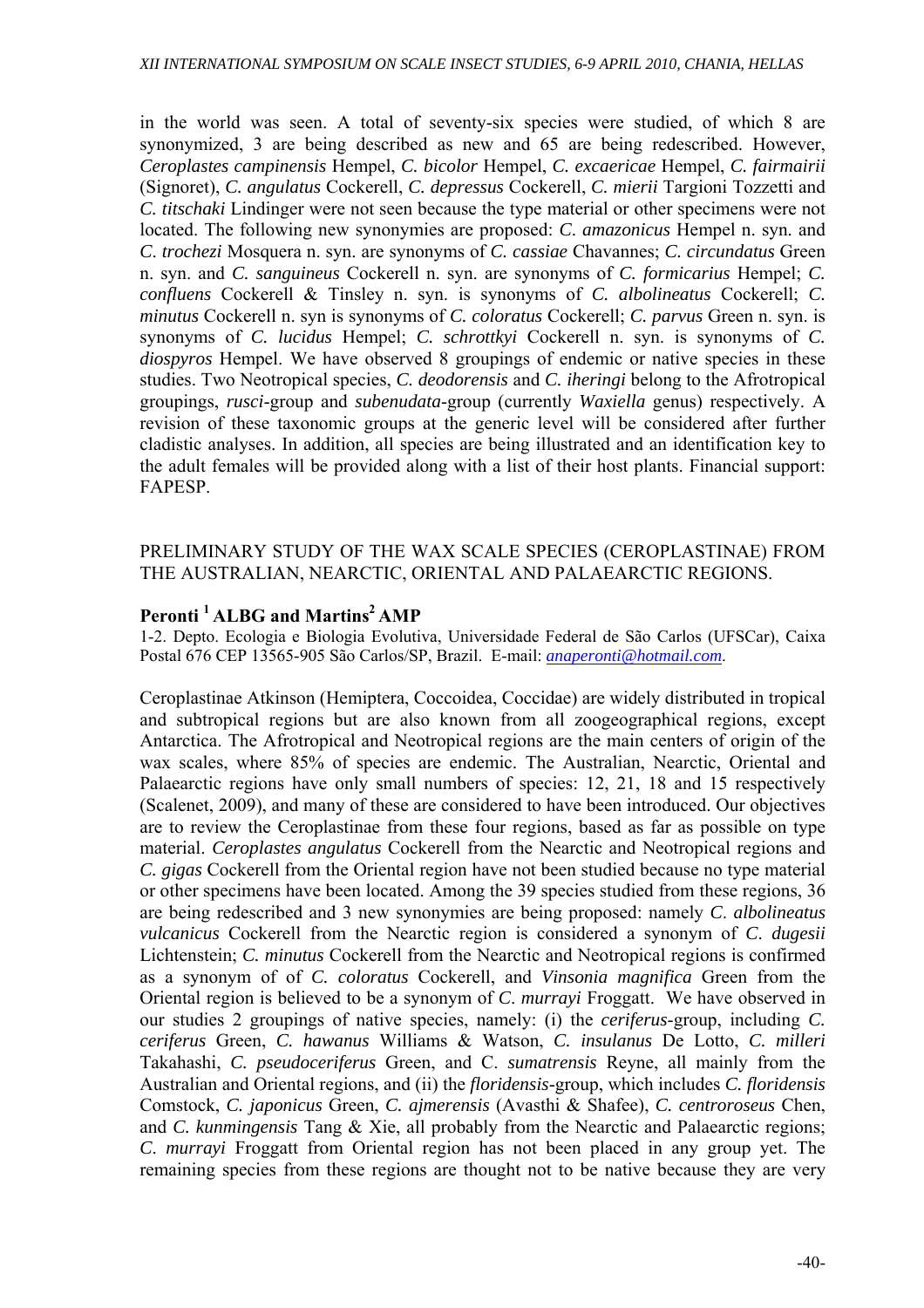in the world was seen. A total of seventy-six species were studied, of which 8 are synonymized, 3 are being described as new and 65 are being redescribed. However, *Ceroplastes campinensis* Hempel, *C. bicolor* Hempel, *C. excaericae* Hempel, *C. fairmairii* (Signoret), *C. angulatus* Cockerell, *C. depressus* Cockerell, *C. mierii* Targioni Tozzetti and *C. titschaki* Lindinger were not seen because the type material or other specimens were not located. The following new synonymies are proposed: *C. amazonicus* Hempel n. syn. and *C. trochezi* Mosquera n. syn. are synonyms of *C. cassiae* Chavannes; *C. circundatus* Green n. syn. and *C. sanguineus* Cockerell n. syn. are synonyms of *C. formicarius* Hempel; *C. confluens* Cockerell & Tinsley n. syn. is synonyms of *C. albolineatus* Cockerell; *C. minutus* Cockerell n. syn is synonyms of *C. coloratus* Cockerell; *C. parvus* Green n. syn. is synonyms of *C. lucidus* Hempel; *C. schrottkyi* Cockerell n. syn. is synonyms of *C. diospyros* Hempel. We have observed 8 groupings of endemic or native species in these studies. Two Neotropical species, *C. deodorensis* and *C. iheringi* belong to the Afrotropical groupings, *rusci*-group and *subenudata*-group (currently *Waxiella* genus) respectively. A revision of these taxonomic groups at the generic level will be considered after further cladistic analyses. In addition, all species are being illustrated and an identification key to the adult females will be provided along with a list of their host plants. Financial support: FAPESP.

## PRELIMINARY STUDY OF THE WAX SCALE SPECIES (CEROPLASTINAE) FROM THE AUSTRALIAN, NEARCTIC, ORIENTAL AND PALAEARCTIC REGIONS.

**Peronti [1] ALBG and Martins[2] AMP**

1-2. Depto. Ecologia e Biologia Evolutiva, Universidade Federal de São Carlos (UFSCar), Caixa Postal 676 CEP 13565-905 São Carlos/SP, Brazil. E-mail: *anaperonti@hotmail.com*.

Ceroplastinae Atkinson (Hemiptera, Coccoidea, Coccidae) are widely distributed in tropical and subtropical regions but are also known from all zoogeographical regions, except Antarctica. The Afrotropical and Neotropical regions are the main centers of origin of the wax scales, where 85% of species are endemic. The Australian, Nearctic, Oriental and Palaearctic regions have only small numbers of species: 12, 21, 18 and 15 respectively (Scalenet, 2009), and many of these are considered to have been introduced. Our objectives are to review the Ceroplastinae from these four regions, based as far as possible on type material. *Ceroplastes angulatus* Cockerell from the Nearctic and Neotropical regions and *C. gigas* Cockerell from the Oriental region have not been studied because no type material or other specimens have been located. Among the 39 species studied from these regions, 36 are being redescribed and 3 new synonymies are being proposed: namely *C. albolineatus vulcanicus* Cockerell from the Nearctic region is considered a synonym of *C. dugesii* Lichtenstein; *C. minutus* Cockerell from the Nearctic and Neotropical regions is confirmed as a synonym of of *C. coloratus* Cockerell, and *Vinsonia magnifica* Green from the Oriental region is believed to be a synonym of *C. murrayi* Froggatt. We have observed in our studies 2 groupings of native species, namely: (i) the *ceriferus*-group, including *C. ceriferus* Green, *C. hawanus* Williams & Watson, *C. insulanus* De Lotto, *C. milleri* Takahashi, *C. pseudoceriferus* Green, and C. *sumatrensis* Reyne, all mainly from the Australian and Oriental regions, and (ii) the *floridensis*-group, which includes *C. floridensis* Comstock, *C. japonicus* Green, *C. ajmerensis* (Avasthi & Shafee), *C. centroroseus* Chen, and *C. kunmingensis* Tang & Xie, all probably from the Nearctic and Palaearctic regions; *C. murrayi* Froggatt from Oriental region has not been placed in any group yet. The remaining species from these regions are thought not to be native because they are very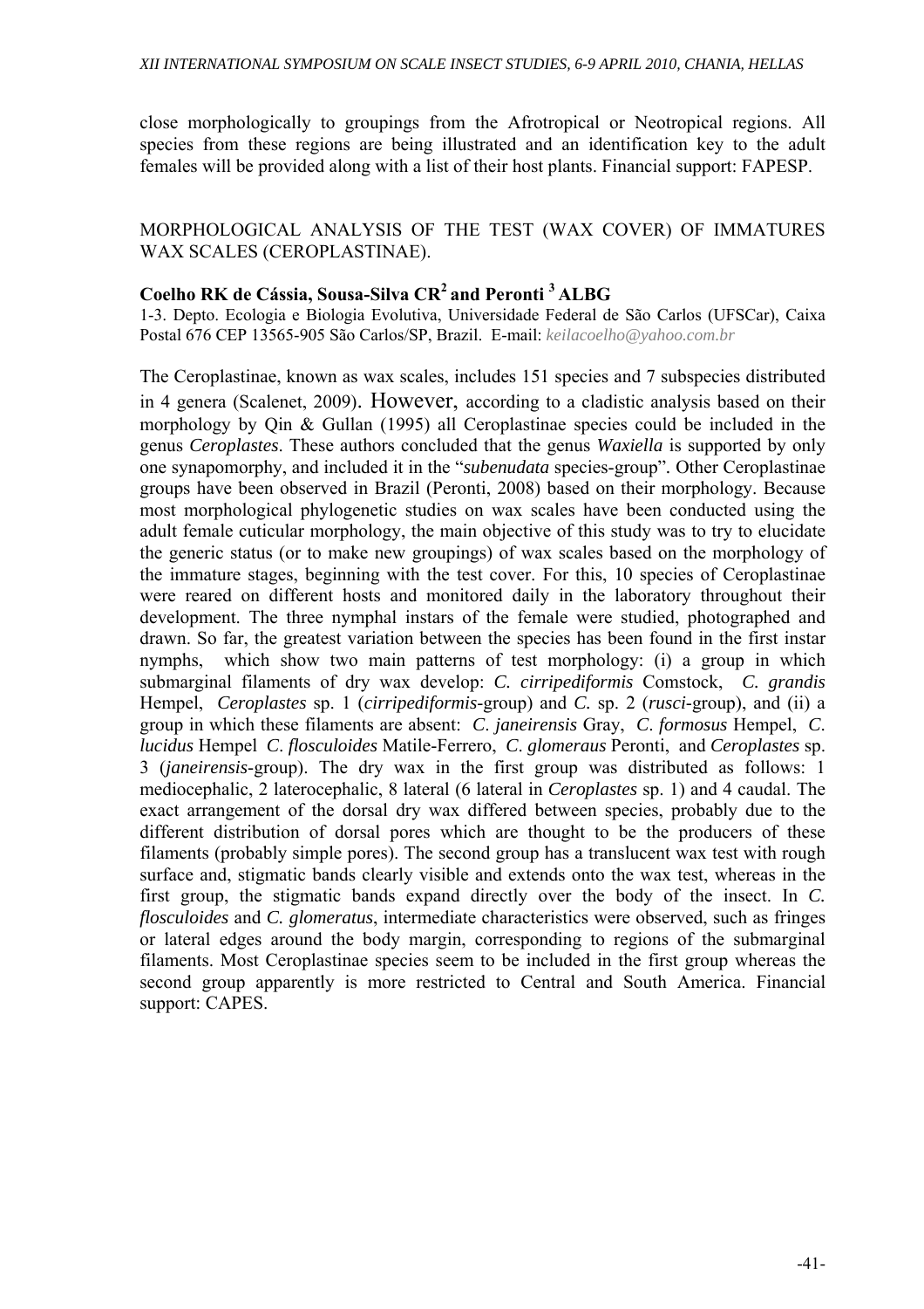close morphologically to groupings from the Afrotropical or Neotropical regions. All species from these regions are being illustrated and an identification key to the adult females will be provided along with a list of their host plants. Financial support: FAPESP.

## MORPHOLOGICAL ANALYSIS OF THE TEST (WAX COVER) OF IMMATURES WAX SCALES (CEROPLASTINAE).

**Coelho RK de Cássia, Sousa-Silva CR[2] and Peronti [3] ALBG**

1-3. Depto. Ecologia e Biologia Evolutiva, Universidade Federal de São Carlos (UFSCar), Caixa Postal 676 CEP 13565-905 São Carlos/SP, Brazil. E-mail: *keilacoelho@yahoo.com.br*

The Ceroplastinae, known as wax scales, includes 151 species and 7 subspecies distributed in 4 genera (Scalenet, 2009). However, according to a cladistic analysis based on their morphology by Qin & Gullan (1995) all Ceroplastinae species could be included in the genus *Ceroplastes*. These authors concluded that the genus *Waxiella* is supported by only one synapomorphy, and included it in the "*subenudata* species-group". Other Ceroplastinae groups have been observed in Brazil (Peronti, 2008) based on their morphology. Because most morphological phylogenetic studies on wax scales have been conducted using the adult female cuticular morphology, the main objective of this study was to try to elucidate the generic status (or to make new groupings) of wax scales based on the morphology of the immature stages, beginning with the test cover. For this, 10 species of Ceroplastinae were reared on different hosts and monitored daily in the laboratory throughout their development. The three nymphal instars of the female were studied, photographed and drawn. So far, the greatest variation between the species has been found in the first instar nymphs, which show two main patterns of test morphology: (i) a group in which submarginal filaments of dry wax develop: *C. cirripediformis* Comstock, *C. grandis* Hempel, *Ceroplastes* sp. 1 (*cirripediformis*-group) and *C.* sp. 2 (*rusci*-group), and (ii) a group in which these filaments are absent: *C. janeirensis* Gray, *C. formosus* Hempel, *C. lucidus* Hempel *C. flosculoides* Matile-Ferrero, *C. glomeraus* Peronti, and *Ceroplastes* sp. 3 (*janeirensis*-group). The dry wax in the first group was distributed as follows: 1 mediocephalic, 2 laterocephalic, 8 lateral (6 lateral in *Ceroplastes* sp. 1) and 4 caudal. The exact arrangement of the dorsal dry wax differed between species, probably due to the different distribution of dorsal pores which are thought to be the producers of these filaments (probably simple pores). The second group has a translucent wax test with rough surface and, stigmatic bands clearly visible and extends onto the wax test, whereas in the first group, the stigmatic bands expand directly over the body of the insect. In *C. flosculoides* and *C. glomeratus*, intermediate characteristics were observed, such as fringes or lateral edges around the body margin, corresponding to regions of the submarginal filaments. Most Ceroplastinae species seem to be included in the first group whereas the second group apparently is more restricted to Central and South America. Financial support: CAPES.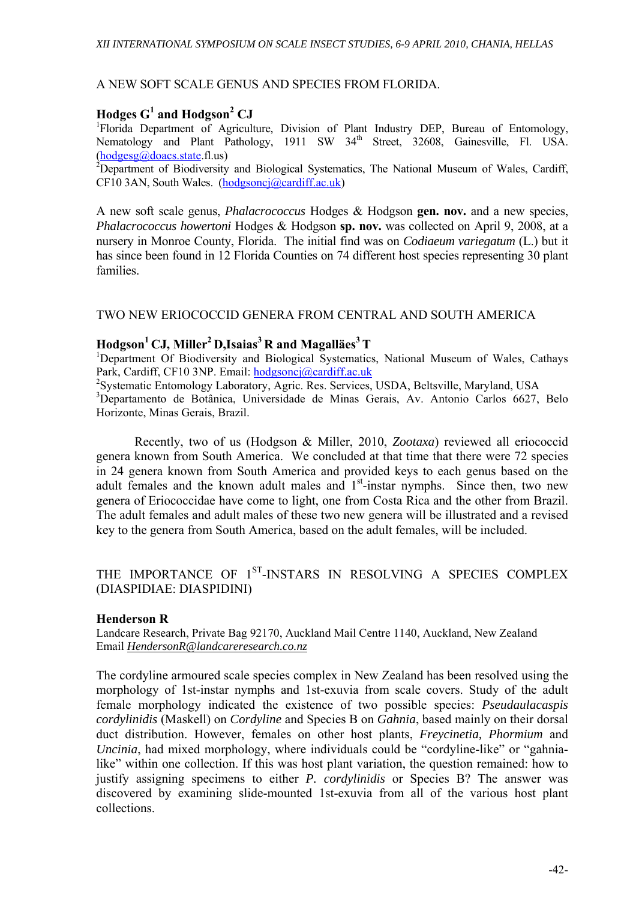## A NEW SOFT SCALE GENUS AND SPECIES FROM FLORIDA.

**Hodges G[1] and Hodgson[2] CJ**

[1]Florida Department of Agriculture, Division of Plant Industry DEP, Bureau of Entomology, Nematology and Plant Pathology, 1911 SW 34th Street, 32608, Gainesville, Fl. USA. (hodgesg@doacs.state.fl.us)

[2]Department of Biodiversity and Biological Systematics, The National Museum of Wales, Cardiff, CF10 3AN, South Wales. (hodgsoncj@cardiff.ac.uk)

A new soft scale genus, *Phalacrococcus* Hodges & Hodgson **gen. nov.** and a new species, *Phalacrococcus howertoni* Hodges & Hodgson **sp. nov.** was collected on April 9, 2008, at a nursery in Monroe County, Florida. The initial find was on *Codiaeum variegatum* (L.) but it has since been found in 12 Florida Counties on 74 different host species representing 30 plant families.

## TWO NEW ERIOCOCCID GENERA FROM CENTRAL AND SOUTH AMERICA

**Hodgson[1] CJ, Miller[2] D,Isaias[3] R and Magalläes[3] T**

[1]Department Of Biodiversity and Biological Systematics, National Museum of Wales, Cathays Park, Cardiff, CF10 3NP. Email: hodgsoncj@cardiff.ac.uk

[2]Systematic Entomology Laboratory, Agric. Res. Services, USDA, Beltsville, Maryland, USA

[3]Departamento de Botânica, Universidade de Minas Gerais, Av. Antonio Carlos 6627, Belo Horizonte, Minas Gerais, Brazil.

Recently, two of us (Hodgson & Miller, 2010, *Zootaxa*) reviewed all eriococcid genera known from South America. We concluded at that time that there were 72 species in 24 genera known from South America and provided keys to each genus based on the adult females and the known adult males and 1st-instar nymphs. Since then, two new genera of Eriococcidae have come to light, one from Costa Rica and the other from Brazil. The adult females and adult males of these two new genera will be illustrated and a revised key to the genera from South America, based on the adult females, will be included.

## THE IMPORTANCE OF 1ST-INSTARS IN RESOLVING A SPECIES COMPLEX (DIASPIDIAE: DIASPIDINI)

**Henderson R**

Landcare Research, Private Bag 92170, Auckland Mail Centre 1140, Auckland, New Zealand
Email *HendersonR@landcareresearch.co.nz*

The cordyline armoured scale species complex in New Zealand has been resolved using the morphology of 1st-instar nymphs and 1st-exuvia from scale covers. Study of the adult female morphology indicated the existence of two possible species: *Pseudaulacaspis cordylinidis* (Maskell) on *Cordyline* and Species B on *Gahnia*, based mainly on their dorsal duct distribution. However, females on other host plants, *Freycinetia*, *Phormium* and *Uncinia*, had mixed morphology, where individuals could be "cordyline-like" or "gahnia-like" within one collection. If this was host plant variation, the question remained: how to justify assigning specimens to either *P. cordylinidis* or Species B? The answer was discovered by examining slide-mounted 1st-exuvia from all of the various host plant collections.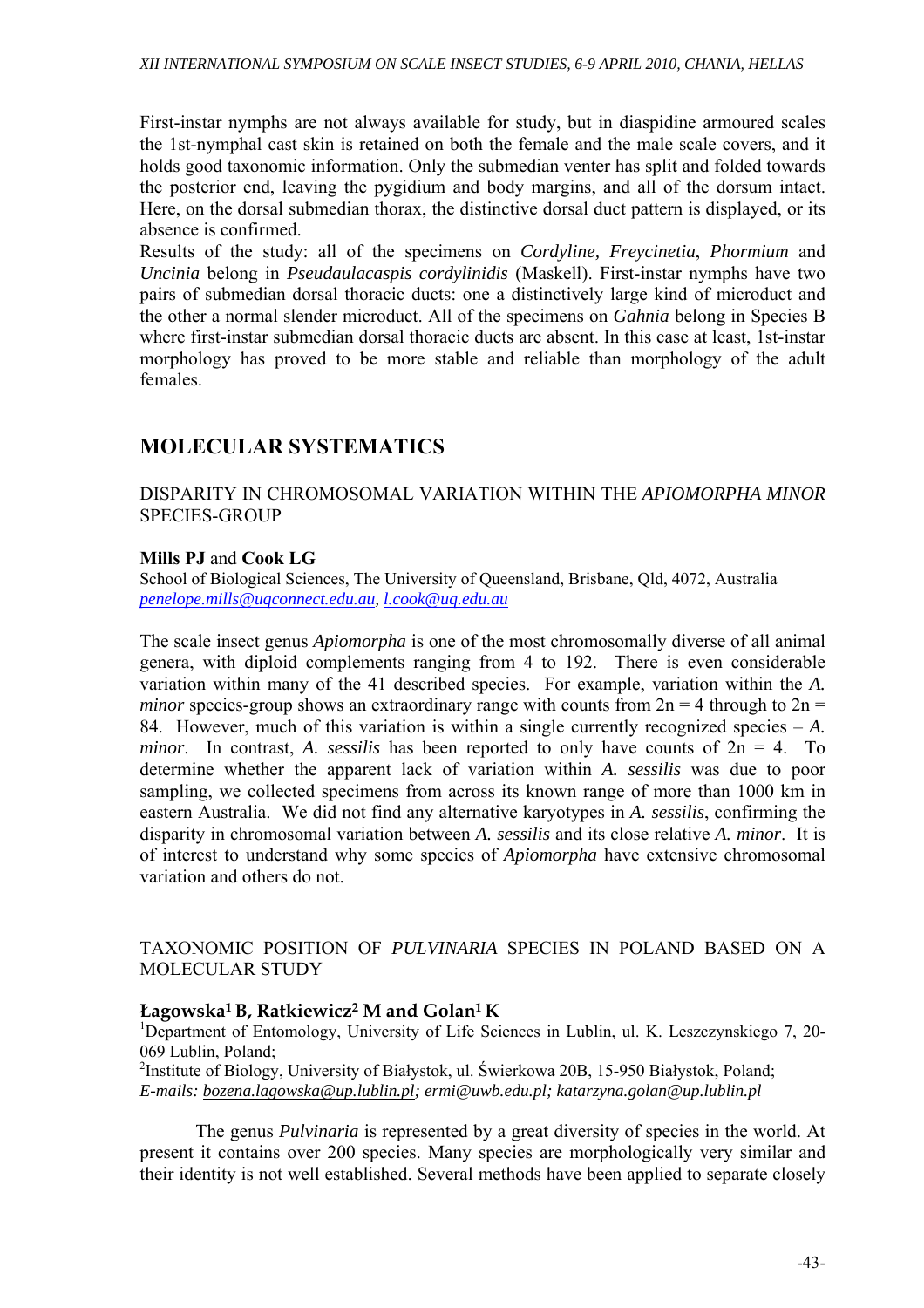First-instar nymphs are not always available for study, but in diaspidine armoured scales the 1st-nymphal cast skin is retained on both the female and the male scale covers, and it holds good taxonomic information. Only the submedian venter has split and folded towards the posterior end, leaving the pygidium and body margins, and all of the dorsum intact. Here, on the dorsal submedian thorax, the distinctive dorsal duct pattern is displayed, or its absence is confirmed.

Results of the study: all of the specimens on *Cordyline, Freycinetia*, *Phormium* and *Uncinia* belong in *Pseudaulacaspis cordylinidis* (Maskell). First-instar nymphs have two pairs of submedian dorsal thoracic ducts: one a distinctively large kind of microduct and the other a normal slender microduct. All of the specimens on *Gahnia* belong in Species B where first-instar submedian dorsal thoracic ducts are absent. In this case at least, 1st-instar morphology has proved to be more stable and reliable than morphology of the adult females.

## MOLECULAR SYSTEMATICS

### DISPARITY IN CHROMOSOMAL VARIATION WITHIN THE *APIOMORPHA MINOR* SPECIES-GROUP

**Mills PJ** and **Cook LG**

School of Biological Sciences, The University of Queensland, Brisbane, Qld, 4072, Australia
*penelope.mills@uqconnect.edu.au, l.cook@uq.edu.au*

The scale insect genus *Apiomorpha* is one of the most chromosomally diverse of all animal genera, with diploid complements ranging from 4 to 192. There is even considerable variation within many of the 41 described species. For example, variation within the *A. minor* species-group shows an extraordinary range with counts from 2n = 4 through to 2n = 84. However, much of this variation is within a single currently recognized species – *A. minor*. In contrast, *A. sessilis* has been reported to only have counts of 2n = 4. To determine whether the apparent lack of variation within *A. sessilis* was due to poor sampling, we collected specimens from across its known range of more than 1000 km in eastern Australia. We did not find any alternative karyotypes in *A. sessilis*, confirming the disparity in chromosomal variation between *A. sessilis* and its close relative *A. minor*. It is of interest to understand why some species of *Apiomorpha* have extensive chromosomal variation and others do not.

### TAXONOMIC POSITION OF *PULVINARIA* SPECIES IN POLAND BASED ON A MOLECULAR STUDY

**Łagowska[1] B, Ratkiewicz[2] M and Golan[1] K**

[1]Department of Entomology, University of Life Sciences in Lublin, ul. K. Leszczynskiego 7, 20-069 Lublin, Poland;
[2]Institute of Biology, University of Białystok, ul. Świerkowa 20B, 15-950 Białystok, Poland;
*E-mails: bozena.lagowska@up.lublin.pl; ermi@uwb.edu.pl; katarzyna.golan@up.lublin.pl*

The genus *Pulvinaria* is represented by a great diversity of species in the world. At present it contains over 200 species. Many species are morphologically very similar and their identity is not well established. Several methods have been applied to separate closely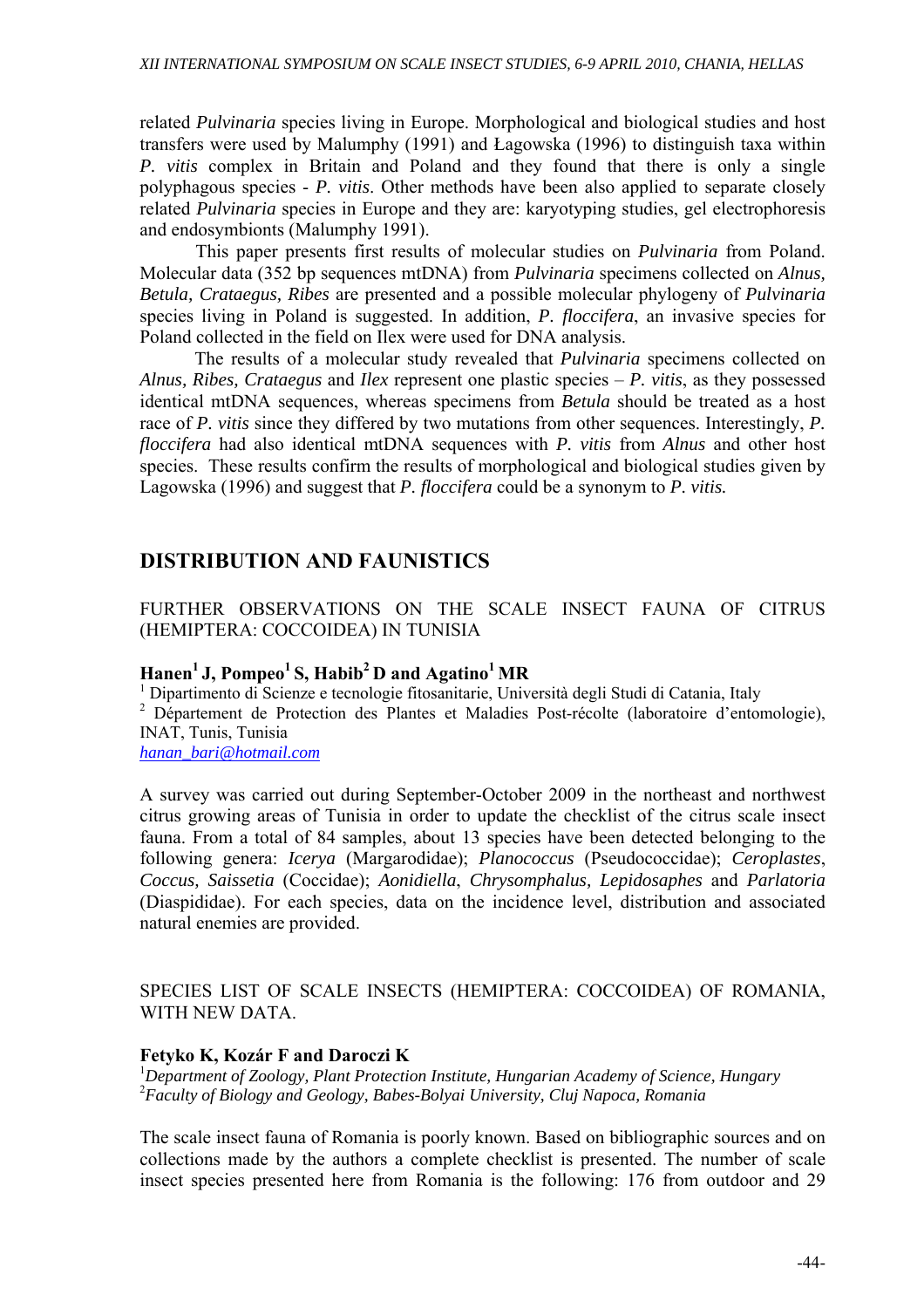related *Pulvinaria* species living in Europe. Morphological and biological studies and host transfers were used by Malumphy (1991) and Łagowska (1996) to distinguish taxa within *P. vitis* complex in Britain and Poland and they found that there is only a single polyphagous species - *P. vitis*. Other methods have been also applied to separate closely related *Pulvinaria* species in Europe and they are: karyotyping studies, gel electrophoresis and endosymbionts (Malumphy 1991).

This paper presents first results of molecular studies on *Pulvinaria* from Poland. Molecular data (352 bp sequences mtDNA) from *Pulvinaria* specimens collected on *Alnus, Betula, Crataegus, Ribes* are presented and a possible molecular phylogeny of *Pulvinaria* species living in Poland is suggested. In addition, *P. floccifera*, an invasive species for Poland collected in the field on Ilex were used for DNA analysis.

The results of a molecular study revealed that *Pulvinaria* specimens collected on *Alnus, Ribes, Crataegus* and *Ilex* represent one plastic species – *P. vitis*, as they possessed identical mtDNA sequences, whereas specimens from *Betula* should be treated as a host race of *P. vitis* since they differed by two mutations from other sequences. Interestingly, *P. floccifera* had also identical mtDNA sequences with *P. vitis* from *Alnus* and other host species. These results confirm the results of morphological and biological studies given by Lagowska (1996) and suggest that *P. floccifera* could be a synonym to *P. vitis.*

## DISTRIBUTION AND FAUNISTICS

### FURTHER OBSERVATIONS ON THE SCALE INSECT FAUNA OF CITRUS (HEMIPTERA: COCCOIDEA) IN TUNISIA

**Hanen[1] J, Pompeo[1] S, Habib[2] D and Agatino[1] MR**

[1] Dipartimento di Scienze e tecnologie fitosanitarie, Università degli Studi di Catania, Italy
[2] Département de Protection des Plantes et Maladies Post-récolte (laboratoire d'entomologie), INAT, Tunis, Tunisia
hanan_bari@hotmail.com

A survey was carried out during September-October 2009 in the northeast and northwest citrus growing areas of Tunisia in order to update the checklist of the citrus scale insect fauna. From a total of 84 samples, about 13 species have been detected belonging to the following genera: *Icerya* (Margarodidae); *Planococcus* (Pseudococcidae); *Ceroplastes*, *Coccus, Saissetia* (Coccidae); *Aonidiella*, *Chrysomphalus, Lepidosaphes* and *Parlatoria* (Diaspididae). For each species, data on the incidence level, distribution and associated natural enemies are provided.

### SPECIES LIST OF SCALE INSECTS (HEMIPTERA: COCCOIDEA) OF ROMANIA, WITH NEW DATA.

**Fetyko K, Kozár F and Daroczi K**

[1]*Department of Zoology, Plant Protection Institute, Hungarian Academy of Science, Hungary*
[2]*Faculty of Biology and Geology, Babes-Bolyai University, Cluj Napoca, Romania*

The scale insect fauna of Romania is poorly known. Based on bibliographic sources and on collections made by the authors a complete checklist is presented. The number of scale insect species presented here from Romania is the following: 176 from outdoor and 29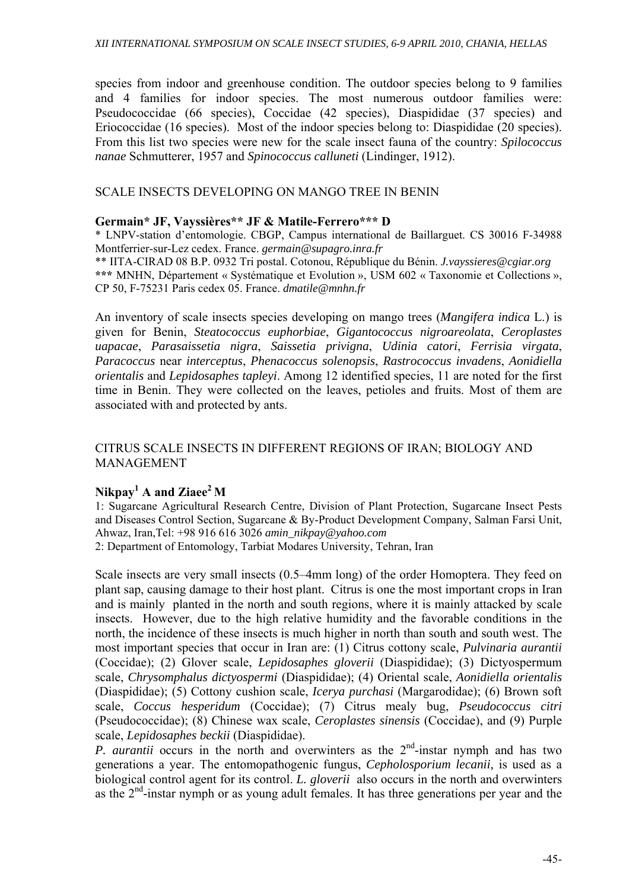species from indoor and greenhouse condition. The outdoor species belong to 9 families and 4 families for indoor species. The most numerous outdoor families were: Pseudococcidae (66 species), Coccidae (42 species), Diaspididae (37 species) and Eriococcidae (16 species). Most of the indoor species belong to: Diaspididae (20 species). From this list two species were new for the scale insect fauna of the country: *Spilococcus nanae* Schmutterer, 1957 and *Spinococcus calluneti* (Lindinger, 1912).

## SCALE INSECTS DEVELOPING ON MANGO TREE IN BENIN

**Germain* JF, Vayssières** JF & Matile-Ferrero*** D**

* LNPV-station d'entomologie. CBGP, Campus international de Baillarguet. CS 30016 F-34988 Montferrier-sur-Lez cedex. France. *germain@supagro.inra.fr*

** IITA-CIRAD 08 B.P. 0932 Tri postal. Cotonou, République du Bénin. *J.vayssieres@cgiar.org*

*** MNHN, Département « Systématique et Evolution », USM 602 « Taxonomie et Collections », CP 50, F-75231 Paris cedex 05. France. *dmatile@mnhn.fr*

An inventory of scale insects species developing on mango trees (*Mangifera indica* L.) is given for Benin, *Steatococcus euphorbiae*, *Gigantococcus nigroareolata*, *Ceroplastes uapacae*, *Parasaissetia nigra*, *Saissetia privigna*, *Udinia catori*, *Ferrisia virgata*, *Paracoccus* near *interceptus*, *Phenacoccus solenopsis*, *Rastrococcus invadens*, *Aonidiella orientalis* and *Lepidosaphes tapleyi*. Among 12 identified species, 11 are noted for the first time in Benin. They were collected on the leaves, petioles and fruits. Most of them are associated with and protected by ants.

## CITRUS SCALE INSECTS IN DIFFERENT REGIONS OF IRAN; BIOLOGY AND MANAGEMENT

**Nikpay[1] A and Ziaee[2] M**

1: Sugarcane Agricultural Research Centre, Division of Plant Protection, Sugarcane Insect Pests and Diseases Control Section, Sugarcane & By-Product Development Company, Salman Farsi Unit, Ahwaz, Iran,Tel: +98 916 616 3026 *amin_nikpay@yahoo.com*

2: Department of Entomology, Tarbiat Modares University, Tehran, Iran

Scale insects are very small insects (0.5–4mm long) of the order Homoptera. They feed on plant sap, causing damage to their host plant. Citrus is one the most important crops in Iran and is mainly planted in the north and south regions, where it is mainly attacked by scale insects. However, due to the high relative humidity and the favorable conditions in the north, the incidence of these insects is much higher in north than south and south west. The most important species that occur in Iran are: (1) Citrus cottony scale, *Pulvinaria aurantii* (Coccidae); (2) Glover scale, *Lepidosaphes gloverii* (Diaspididae); (3) Dictyospermum scale, *Chrysomphalus dictyospermi* (Diaspididae); (4) Oriental scale, *Aonidiella orientalis* (Diaspididae); (5) Cottony cushion scale, *Icerya purchasi* (Margarodidae); (6) Brown soft scale, *Coccus hesperidum* (Coccidae); (7) Citrus mealy bug, *Pseudococcus citri* (Pseudococcidae); (8) Chinese wax scale, *Ceroplastes sinensis* (Coccidae), and (9) Purple scale, *Lepidosaphes beckii* (Diaspididae).

*P. aurantii* occurs in the north and overwinters as the 2nd-instar nymph and has two generations a year. The entomopathogenic fungus, *Cephalosporium lecanii,* is used as a biological control agent for its control. *L. gloverii* also occurs in the north and overwinters as the 2nd-instar nymph or as young adult females. It has three generations per year and the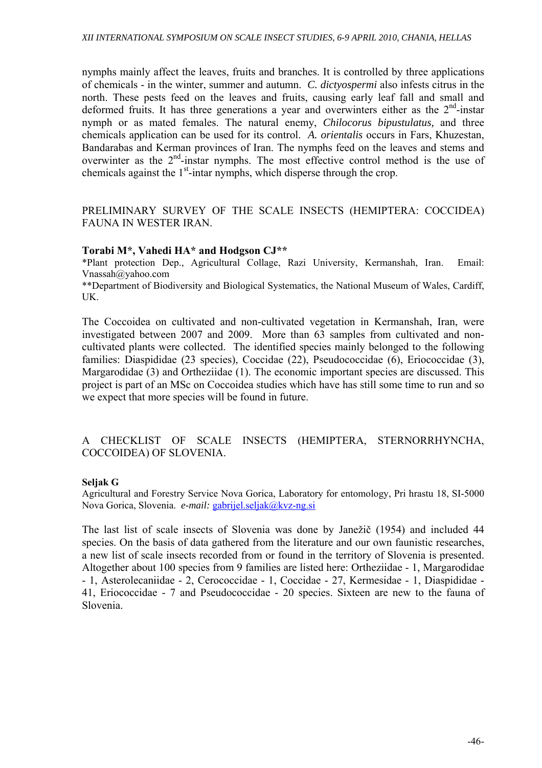nymphs mainly affect the leaves, fruits and branches. It is controlled by three applications of chemicals - in the winter, summer and autumn. *C. dictyospermi* also infests citrus in the north. These pests feed on the leaves and fruits, causing early leaf fall and small and deformed fruits. It has three generations a year and overwinters either as the 2nd-instar nymph or as mated females. The natural enemy, *Chilocorus bipustulatus,* and three chemicals application can be used for its control. *A. orientalis* occurs in Fars, Khuzestan, Bandarabas and Kerman provinces of Iran. The nymphs feed on the leaves and stems and overwinter as the 2nd-instar nymphs. The most effective control method is the use of chemicals against the 1st-intar nymphs, which disperse through the crop.

## PRELIMINARY SURVEY OF THE SCALE INSECTS (HEMIPTERA: COCCIDEA) FAUNA IN WESTER IRAN.

**Torabi M\*, Vahedi HA\* and Hodgson CJ\*\***

\*Plant protection Dep., Agricultural Collage, Razi University, Kermanshah, Iran. Email: Vnassah@yahoo.com

\*\*Department of Biodiversity and Biological Systematics, the National Museum of Wales, Cardiff, UK.

The Coccoidea on cultivated and non-cultivated vegetation in Kermanshah, Iran, were investigated between 2007 and 2009. More than 63 samples from cultivated and non-cultivated plants were collected. The identified species mainly belonged to the following families: Diaspididae (23 species), Coccidae (22), Pseudococcidae (6), Eriococcidae (3), Margarodidae (3) and Ortheziidae (1). The economic important species are discussed. This project is part of an MSc on Coccoidea studies which have has still some time to run and so we expect that more species will be found in future.

## A CHECKLIST OF SCALE INSECTS (HEMIPTERA, STERNORRHYNCHA, COCCOIDEA) OF SLOVENIA.

**Seljak G**

Agricultural and Forestry Service Nova Gorica, Laboratory for entomology, Pri hrastu 18, SI-5000 Nova Gorica, Slovenia. *e-mail:* gabrijel.seljak@kvz-ng.si

The last list of scale insects of Slovenia was done by Janežič (1954) and included 44 species. On the basis of data gathered from the literature and our own faunistic researches, a new list of scale insects recorded from or found in the territory of Slovenia is presented. Altogether about 100 species from 9 families are listed here: Ortheziidae - 1, Margarodidae - 1, Asterolecaniidae - 2, Cerococcidae - 1, Coccidae - 27, Kermesidae - 1, Diaspididae - 41, Eriococcidae - 7 and Pseudococcidae - 20 species. Sixteen are new to the fauna of Slovenia.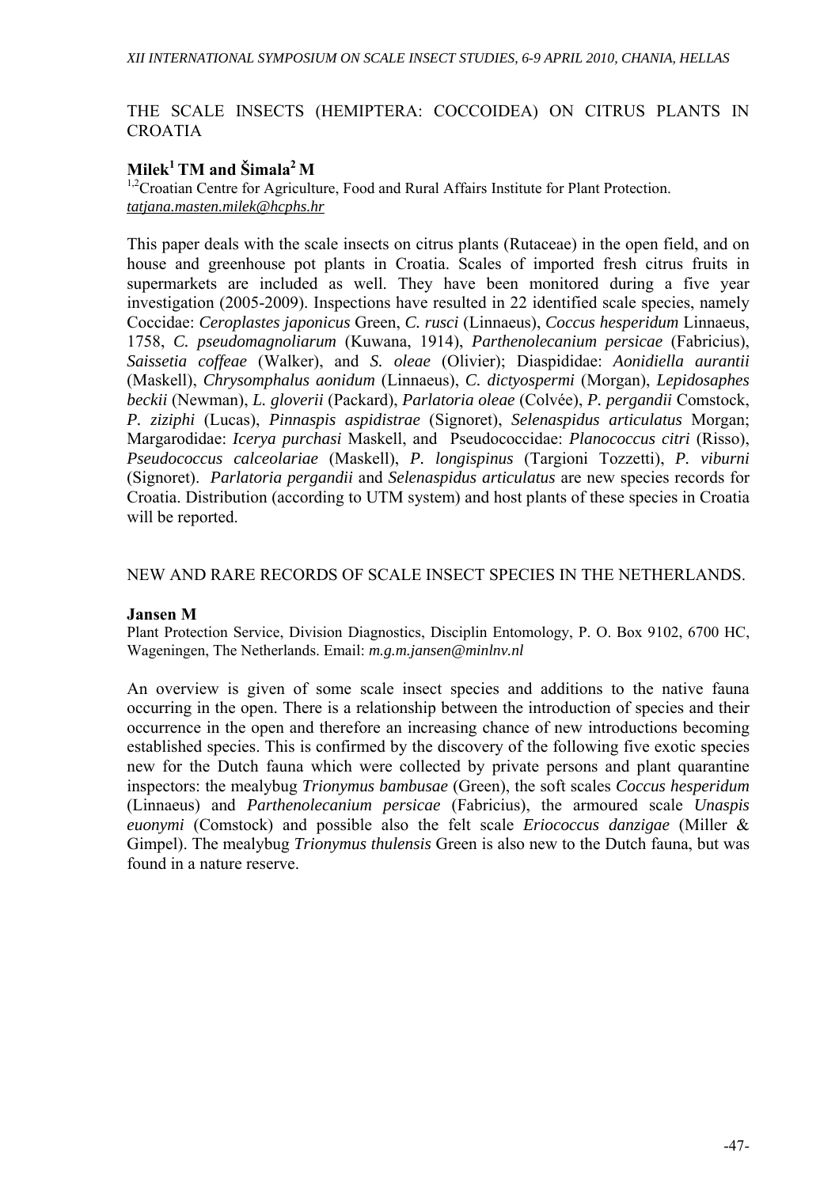## THE SCALE INSECTS (HEMIPTERA: COCCOIDEA) ON CITRUS PLANTS IN CROATIA

**Milek[1] TM and Šimala[2] M**

[1,2]Croatian Centre for Agriculture, Food and Rural Affairs Institute for Plant Protection. *tatjana.masten.milek@hcphs.hr*

This paper deals with the scale insects on citrus plants (Rutaceae) in the open field, and on house and greenhouse pot plants in Croatia. Scales of imported fresh citrus fruits in supermarkets are included as well. They have been monitored during a five year investigation (2005-2009). Inspections have resulted in 22 identified scale species, namely Coccidae: *Ceroplastes japonicus* Green, *C. rusci* (Linnaeus), *Coccus hesperidum* Linnaeus, 1758, *C. pseudomagnoliarum* (Kuwana, 1914), *Parthenolecanium persicae* (Fabricius), *Saissetia coffeae* (Walker), and *S. oleae* (Olivier); Diaspididae: *Aonidiella aurantii* (Maskell), *Chrysomphalus aonidum* (Linnaeus), *C. dictyospermi* (Morgan), *Lepidosaphes beckii* (Newman), *L. gloverii* (Packard), *Parlatoria oleae* (Colvée), *P. pergandii* Comstock, *P. ziziphi* (Lucas), *Pinnaspis aspidistrae* (Signoret), *Selenaspidus articulatus* Morgan; Margarodidae: *Icerya purchasi* Maskell, and Pseudococcidae: *Planococcus citri* (Risso), *Pseudococcus calceolariae* (Maskell), *P. longispinus* (Targioni Tozzetti), *P. viburni* (Signoret). *Parlatoria pergandii* and *Selenaspidus articulatus* are new species records for Croatia. Distribution (according to UTM system) and host plants of these species in Croatia will be reported.

## NEW AND RARE RECORDS OF SCALE INSECT SPECIES IN THE NETHERLANDS.

**Jansen M**

Plant Protection Service, Division Diagnostics, Disciplin Entomology, P. O. Box 9102, 6700 HC, Wageningen, The Netherlands. Email: *m.g.m.jansen@minlnv.nl*

An overview is given of some scale insect species and additions to the native fauna occurring in the open. There is a relationship between the introduction of species and their occurrence in the open and therefore an increasing chance of new introductions becoming established species. This is confirmed by the discovery of the following five exotic species new for the Dutch fauna which were collected by private persons and plant quarantine inspectors: the mealybug *Trionymus bambusae* (Green), the soft scales *Coccus hesperidum* (Linnaeus) and *Parthenolecanium persicae* (Fabricius), the armoured scale *Unaspis euonymi* (Comstock) and possible also the felt scale *Eriococcus danzigae* (Miller & Gimpel). The mealybug *Trionymus thulensis* Green is also new to the Dutch fauna, but was found in a nature reserve.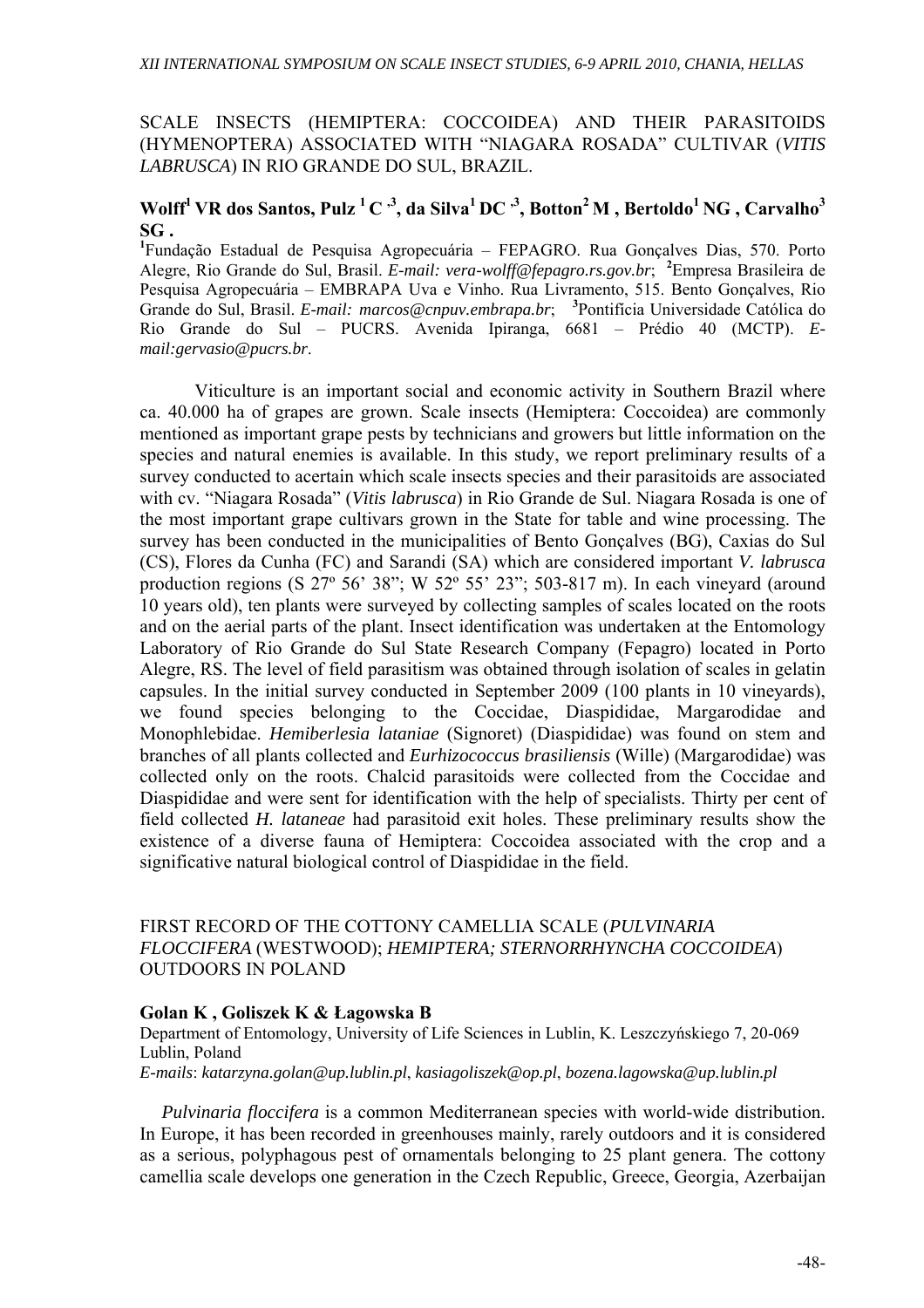## SCALE INSECTS (HEMIPTERA: COCCOIDEA) AND THEIR PARASITOIDS (HYMENOPTERA) ASSOCIATED WITH "NIAGARA ROSADA" CULTIVAR (*VITIS LABRUSCA*) IN RIO GRANDE DO SUL, BRAZIL.

**Wolff[1] VR dos Santos, Pulz [1] C [,3], da Silva[1] DC [,3], Botton[2] M , Bertoldo[1] NG , Carvalho[3] SG .**

[1]Fundação Estadual de Pesquisa Agropecuária – FEPAGRO. Rua Gonçalves Dias, 570. Porto Alegre, Rio Grande do Sul, Brasil. *E-mail: vera-wolff@fepagro.rs.gov.br*; [2]Empresa Brasileira de Pesquisa Agropecuária – EMBRAPA Uva e Vinho. Rua Livramento, 515. Bento Gonçalves, Rio Grande do Sul, Brasil. *E-mail: marcos@cnpuv.embrapa.br*; [3]Pontifícia Universidade Católica do Rio Grande do Sul – PUCRS. Avenida Ipiranga, 6681 – Prédio 40 (MCTP). *E-mail:gervasio@pucrs.br*.

Viticulture is an important social and economic activity in Southern Brazil where ca. 40.000 ha of grapes are grown. Scale insects (Hemiptera: Coccoidea) are commonly mentioned as important grape pests by technicians and growers but little information on the species and natural enemies is available. In this study, we report preliminary results of a survey conducted to acertain which scale insects species and their parasitoids are associated with cv. "Niagara Rosada" (*Vitis labrusca*) in Rio Grande de Sul. Niagara Rosada is one of the most important grape cultivars grown in the State for table and wine processing. The survey has been conducted in the municipalities of Bento Gonçalves (BG), Caxias do Sul (CS), Flores da Cunha (FC) and Sarandi (SA) which are considered important *V. labrusca* production regions (S 27º 56' 38"; W 52º 55' 23"; 503-817 m). In each vineyard (around 10 years old), ten plants were surveyed by collecting samples of scales located on the roots and on the aerial parts of the plant. Insect identification was undertaken at the Entomology Laboratory of Rio Grande do Sul State Research Company (Fepagro) located in Porto Alegre, RS. The level of field parasitism was obtained through isolation of scales in gelatin capsules. In the initial survey conducted in September 2009 (100 plants in 10 vineyards), we found species belonging to the Coccidae, Diaspididae, Margarodidae and Monophlebidae. *Hemiberlesia lataniae* (Signoret) (Diaspididae) was found on stem and branches of all plants collected and *Eurhizococcus brasiliensis* (Wille) (Margarodidae) was collected only on the roots. Chalcid parasitoids were collected from the Coccidae and Diaspididae and were sent for identification with the help of specialists. Thirty per cent of field collected *H. lataneae* had parasitoid exit holes. These preliminary results show the existence of a diverse fauna of Hemiptera: Coccoidea associated with the crop and a significative natural biological control of Diaspididae in the field.

## FIRST RECORD OF THE COTTONY CAMELLIA SCALE (*PULVINARIA FLOCCIFERA* (WESTWOOD); *HEMIPTERA; STERNORRHYNCHA COCCOIDEA*) OUTDOORS IN POLAND

**Golan K , Goliszek K & Łagowska B**

Department of Entomology, University of Life Sciences in Lublin, K. Leszczyńskiego 7, 20-069 Lublin, Poland
*E-mails*: *katarzyna.golan@up.lublin.pl*, *kasiagoliszek@op.pl*, *bozena.lagowska@up.lublin.pl*

*Pulvinaria floccifera* is a common Mediterranean species with world-wide distribution. In Europe, it has been recorded in greenhouses mainly, rarely outdoors and it is considered as a serious, polyphagous pest of ornamentals belonging to 25 plant genera. The cottony camellia scale develops one generation in the Czech Republic, Greece, Georgia, Azerbaijan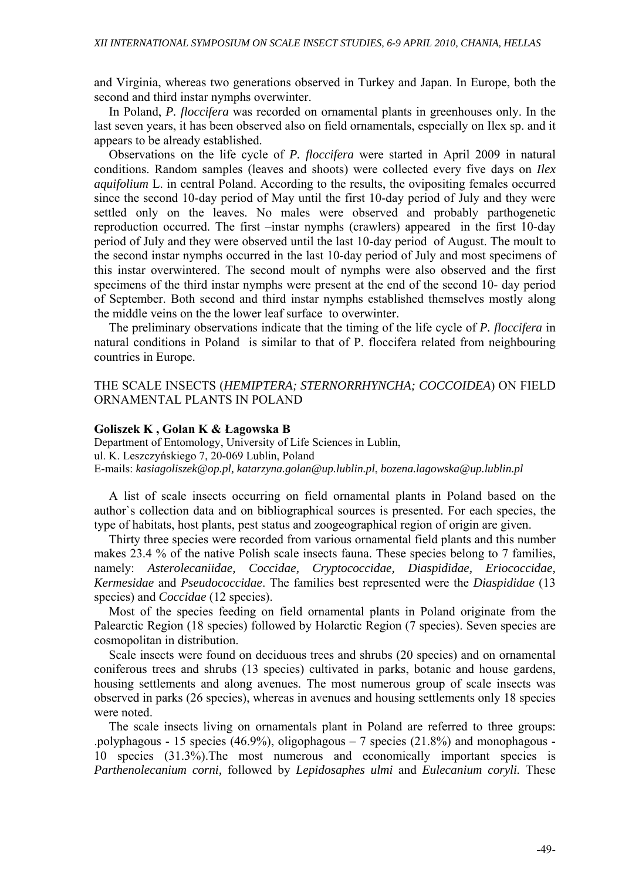and Virginia, whereas two generations observed in Turkey and Japan. In Europe, both the second and third instar nymphs overwinter.

In Poland, *P. floccifera* was recorded on ornamental plants in greenhouses only. In the last seven years, it has been observed also on field ornamentals, especially on Ilex sp. and it appears to be already established.

Observations on the life cycle of *P. floccifera* were started in April 2009 in natural conditions. Random samples (leaves and shoots) were collected every five days on *Ilex aquifolium* L. in central Poland. According to the results, the ovipositing females occurred since the second 10-day period of May until the first 10-day period of July and they were settled only on the leaves. No males were observed and probably parthogenetic reproduction occurred. The first –instar nymphs (crawlers) appeared in the first 10-day period of July and they were observed until the last 10-day period of August. The moult to the second instar nymphs occurred in the last 10-day period of July and most specimens of this instar overwintered. The second moult of nymphs were also observed and the first specimens of the third instar nymphs were present at the end of the second 10- day period of September. Both second and third instar nymphs established themselves mostly along the middle veins on the the lower leaf surface to overwinter.

The preliminary observations indicate that the timing of the life cycle of *P. floccifera* in natural conditions in Poland is similar to that of P. floccifera related from neighbouring countries in Europe.

## THE SCALE INSECTS (*HEMIPTERA; STERNORRHYNCHA; COCCOIDEA*) ON FIELD ORNAMENTAL PLANTS IN POLAND

**Goliszek K , Golan K & Łagowska B**

Department of Entomology, University of Life Sciences in Lublin,
ul. K. Leszczyńskiego 7, 20-069 Lublin, Poland
E-mails: *kasiagoliszek@op.pl, katarzyna.golan@up.lublin.pl*, *bozena.lagowska@up.lublin.pl*

A list of scale insects occurring on field ornamental plants in Poland based on the author`s collection data and on bibliographical sources is presented. For each species, the type of habitats, host plants, pest status and zoogeographical region of origin are given.

Thirty three species were recorded from various ornamental field plants and this number makes 23.4 % of the native Polish scale insects fauna. These species belong to 7 families, namely: *Asterolecaniidae, Coccidae, Cryptococcidae, Diaspididae, Eriococcidae, Kermesidae* and *Pseudococcidae*. The families best represented were the *Diaspididae* (13 species) and *Coccidae* (12 species).

Most of the species feeding on field ornamental plants in Poland originate from the Palearctic Region (18 species) followed by Holarctic Region (7 species). Seven species are cosmopolitan in distribution.

Scale insects were found on deciduous trees and shrubs (20 species) and on ornamental coniferous trees and shrubs (13 species) cultivated in parks, botanic and house gardens, housing settlements and along avenues. The most numerous group of scale insects was observed in parks (26 species), whereas in avenues and housing settlements only 18 species were noted.

The scale insects living on ornamentals plant in Poland are referred to three groups: .polyphagous - 15 species (46.9%), oligophagous – 7 species (21.8%) and monophagous - 10 species (31.3%).The most numerous and economically important species is *Parthenolecanium corni,* followed by *Lepidosaphes ulmi* and *Eulecanium coryli.* These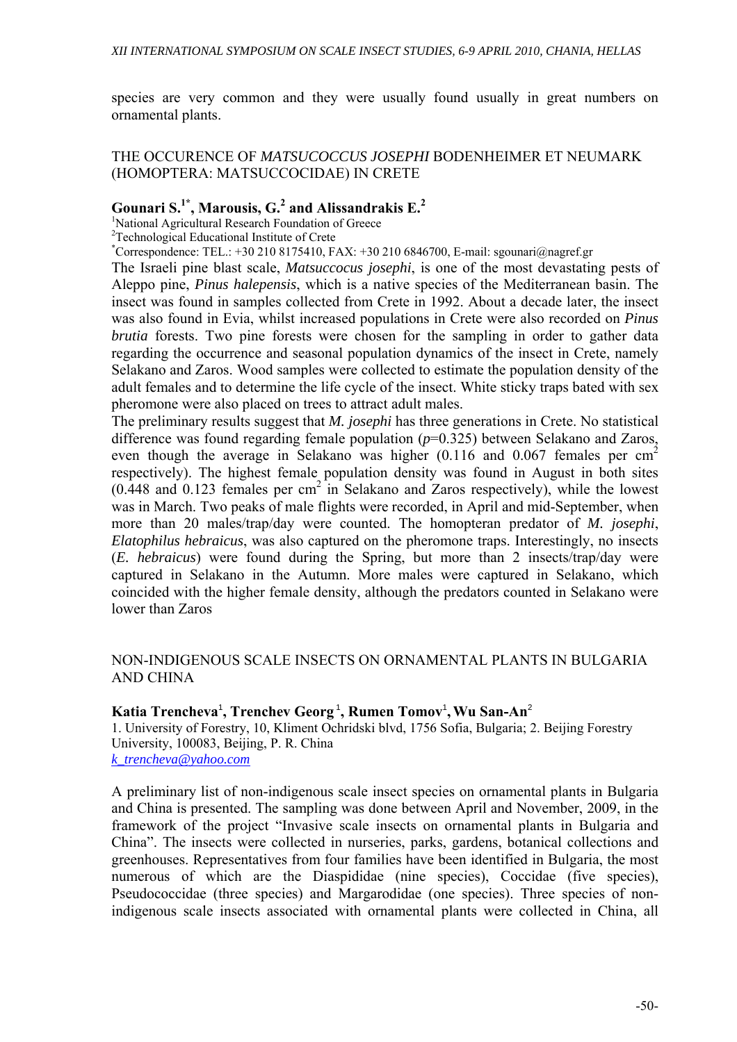species are very common and they were usually found usually in great numbers on ornamental plants.

## THE OCCURENCE OF *MATSUCOCCUS JOSEPHI* BODENHEIMER ET NEUMARK (HOMOPTERA: MATSUCCOCIDAE) IN CRETE

**Gounari S.[1*], Marousis, G.[2] and Alissandrakis E.[2]**

[1]National Agricultural Research Foundation of Greece
[2]Technological Educational Institute of Crete
[*]Correspondence: TEL.: +30 210 8175410, FAX: +30 210 6846700, E-mail: sgounari@nagref.gr

The Israeli pine blast scale, *Matsuccocus josephi*, is one of the most devastating pests of Aleppo pine, *Pinus halepensis*, which is a native species of the Mediterranean basin. The insect was found in samples collected from Crete in 1992. About a decade later, the insect was also found in Evia, whilst increased populations in Crete were also recorded on *Pinus brutia* forests. Two pine forests were chosen for the sampling in order to gather data regarding the occurrence and seasonal population dynamics of the insect in Crete, namely Selakano and Zaros. Wood samples were collected to estimate the population density of the adult females and to determine the life cycle of the insect. White sticky traps bated with sex pheromone were also placed on trees to attract adult males.

The preliminary results suggest that *M. josephi* has three generations in Crete. No statistical difference was found regarding female population ($p$=0.325) between Selakano and Zaros, even though the average in Selakano was higher (0.116 and 0.067 females per $cm^2$ respectively). The highest female population density was found in August in both sites (0.448 and 0.123 females per $cm^2$ in Selakano and Zaros respectively), while the lowest was in March. Two peaks of male flights were recorded, in April and mid-September, when more than 20 males/trap/day were counted. The homopteran predator of *M. josephi*, *Elatophilus hebraicus*, was also captured on the pheromone traps. Interestingly, no insects (*E. hebraicus*) were found during the Spring, but more than 2 insects/trap/day were captured in Selakano in the Autumn. More males were captured in Selakano, which coincided with the higher female density, although the predators counted in Selakano were lower than Zaros

## NON-INDIGENOUS SCALE INSECTS ON ORNAMENTAL PLANTS IN BULGARIA AND CHINA

**Katia Trencheva[1], Trenchev Georg[1], Rumen Tomov[1], Wu San-An[2]**

1. University of Forestry, 10, Kliment Ochridski blvd, 1756 Sofia, Bulgaria; 2. Beijing Forestry University, 100083, Beijing, P. R. China
k_trencheva@yahoo.com

A preliminary list of non-indigenous scale insect species on ornamental plants in Bulgaria and China is presented. The sampling was done between April and November, 2009, in the framework of the project "Invasive scale insects on ornamental plants in Bulgaria and China". The insects were collected in nurseries, parks, gardens, botanical collections and greenhouses. Representatives from four families have been identified in Bulgaria, the most numerous of which are the Diaspididae (nine species), Coccidae (five species), Pseudococcidae (three species) and Margarodidae (one species). Three species of non-indigenous scale insects associated with ornamental plants were collected in China, all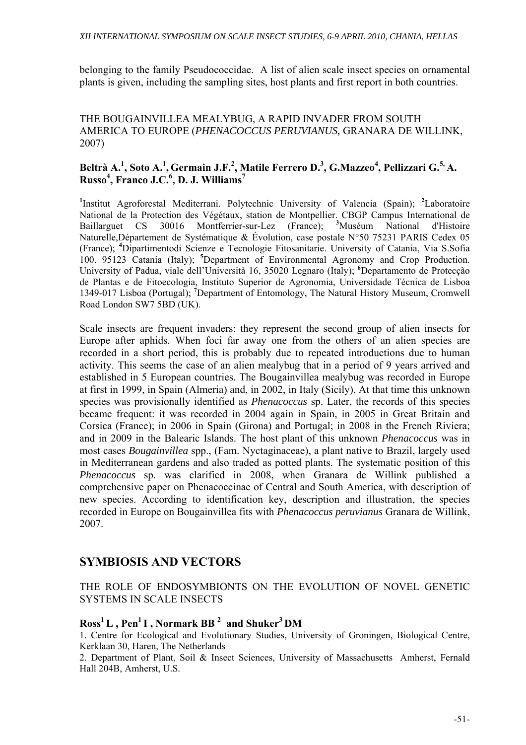belonging to the family Pseudococcidae. A list of alien scale insect species on ornamental plants is given, including the sampling sites, host plants and first report in both countries.

### THE BOUGAINVILLEA MEALYBUG, A RAPID INVADER FROM SOUTH AMERICA TO EUROPE (*PHENACOCCUS PERUVIANUS,* GRANARA DE WILLINK, 2007)

**Beltrà A.[1], Soto A.[1], Germain J.F.[2], Matile Ferrero D.[3], G.Mazzeo[4], Pellizzari G.[5,] A. Russo[4], Franco J.C.[6], D. J. Williams[7]**

[1]Institut Agroforestal Mediterrani. Polytechnic University of Valencia (Spain); [2]Laboratoire National de la Protection des Végétaux, station de Montpellier. CBGP Campus International de Baillarguet CS 30016 Montferrier-sur-Lez (France); [3]Muséum National d'Histoire Naturelle,Département de Systématique & Évolution, case postale N°50 75231 PARIS Cedex 05 (France); [4]Dipartimentodi Scienze e Tecnologie Fitosanitarie. University of Catania, Via S.Sofia 100. 95123 Catania (Italy); [5]Department of Environmental Agronomy and Crop Production. University of Padua, viale dell'Università 16, 35020 Legnaro (Italy); [6]Departamento de Protecção de Plantas e de Fitoecologia, Instituto Superior de Agronomia, Universidade Técnica de Lisboa 1349-017 Lisboa (Portugal); [7]Department of Entomology, The Natural History Museum, Cromwell Road London SW7 5BD (UK).

Scale insects are frequent invaders: they represent the second group of alien insects for Europe after aphids. When foci far away one from the others of an alien species are recorded in a short period, this is probably due to repeated introductions due to human activity. This seems the case of an alien mealybug that in a period of 9 years arrived and established in 5 European countries. The Bougainvillea mealybug was recorded in Europe at first in 1999, in Spain (Almeria) and, in 2002, in Italy (Sicily). At that time this unknown species was provisionally identified as *Phenacoccus* sp. Later, the records of this species became frequent: it was recorded in 2004 again in Spain, in 2005 in Great Britain and Corsica (France); in 2006 in Spain (Girona) and Portugal; in 2008 in the French Riviera; and in 2009 in the Balearic Islands. The host plant of this unknown *Phenacoccus* was in most cases *Bougainvillea* spp., (Fam. Nyctaginaceae), a plant native to Brazil, largely used in Mediterranean gardens and also traded as potted plants. The systematic position of this *Phenacoccus* sp. was clarified in 2008, when Granara de Willink published a comprehensive paper on Phenacoccinae of Central and South America, with description of new species. According to identification key, description and illustration, the species recorded in Europe on Bougainvillea fits with *Phenacoccus peruvianus* Granara de Willink, 2007.

## SYMBIOSIS AND VECTORS

### THE ROLE OF ENDOSYMBIONTS ON THE EVOLUTION OF NOVEL GENETIC SYSTEMS IN SCALE INSECTS

**Ross[1] L , Pen[1] I , Normark BB [2] and Shuker[3] DM**

1. Centre for Ecological and Evolutionary Studies, University of Groningen, Biological Centre, Kerklaan 30, Haren, The Netherlands

2. Department of Plant, Soil & Insect Sciences, University of Massachusetts Amherst, Fernald Hall 204B, Amherst, U.S.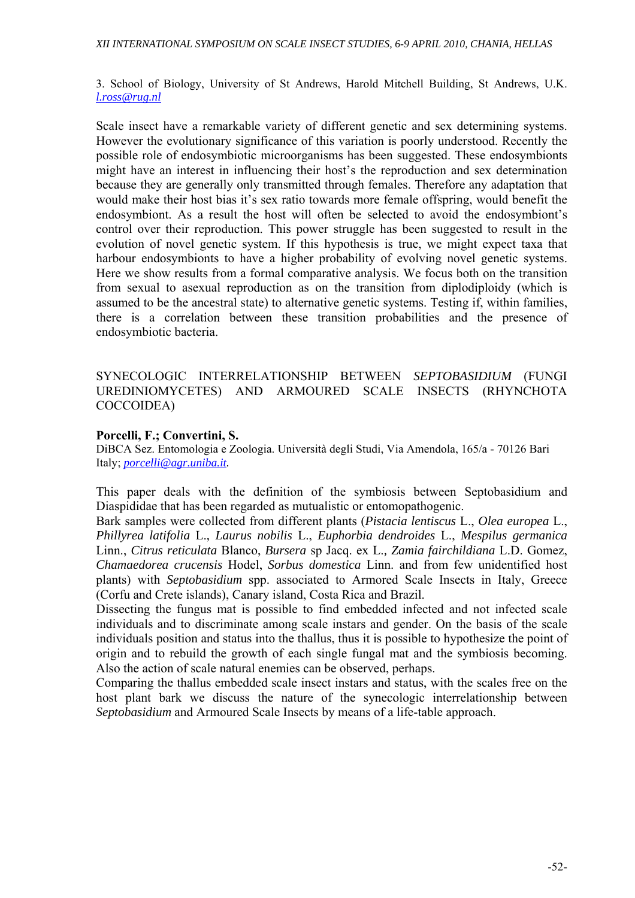3. School of Biology, University of St Andrews, Harold Mitchell Building, St Andrews, U.K. *l.ross@rug.nl*

Scale insect have a remarkable variety of different genetic and sex determining systems. However the evolutionary significance of this variation is poorly understood. Recently the possible role of endosymbiotic microorganisms has been suggested. These endosymbionts might have an interest in influencing their host's the reproduction and sex determination because they are generally only transmitted through females. Therefore any adaptation that would make their host bias it's sex ratio towards more female offspring, would benefit the endosymbiont. As a result the host will often be selected to avoid the endosymbiont's control over their reproduction. This power struggle has been suggested to result in the evolution of novel genetic system. If this hypothesis is true, we might expect taxa that harbour endosymbionts to have a higher probability of evolving novel genetic systems. Here we show results from a formal comparative analysis. We focus both on the transition from sexual to asexual reproduction as on the transition from diplodiploidy (which is assumed to be the ancestral state) to alternative genetic systems. Testing if, within families, there is a correlation between these transition probabilities and the presence of endosymbiotic bacteria.

## SYNECOLOGIC INTERRELATIONSHIP BETWEEN *SEPTOBASIDIUM* (FUNGI UREDINIOMYCETES) AND ARMOURED SCALE INSECTS (RHYNCHOTA COCCOIDEA)

**Porcelli, F.; Convertini, S.**
DiBCA Sez. Entomologia e Zoologia. Università degli Studi, Via Amendola, 165/a - 70126 Bari Italy; *porcelli@agr.uniba.it.*

This paper deals with the definition of the symbiosis between Septobasidium and Diaspididae that has been regarded as mutualistic or entomopathogenic.
Bark samples were collected from different plants (*Pistacia lentiscus* L., *Olea europea* L., *Phillyrea latifolia* L., *Laurus nobilis* L., *Euphorbia dendroides* L., *Mespilus germanica* Linn., *Citrus reticulata* Blanco, *Bursera* sp Jacq. ex L., *Zamia fairchildiana* L.D. Gomez, *Chamaedorea crucensis* Hodel, *Sorbus domestica* Linn. and from few unidentified host plants) with *Septobasidium* spp. associated to Armored Scale Insects in Italy, Greece (Corfu and Crete islands), Canary island, Costa Rica and Brazil.
Dissecting the fungus mat is possible to find embedded infected and not infected scale individuals and to discriminate among scale instars and gender. On the basis of the scale individuals position and status into the thallus, thus it is possible to hypothesize the point of origin and to rebuild the growth of each single fungal mat and the symbiosis becoming. Also the action of scale natural enemies can be observed, perhaps.
Comparing the thallus embedded scale insect instars and status, with the scales free on the host plant bark we discuss the nature of the synecologic interrelationship between *Septobasidium* and Armoured Scale Insects by means of a life-table approach.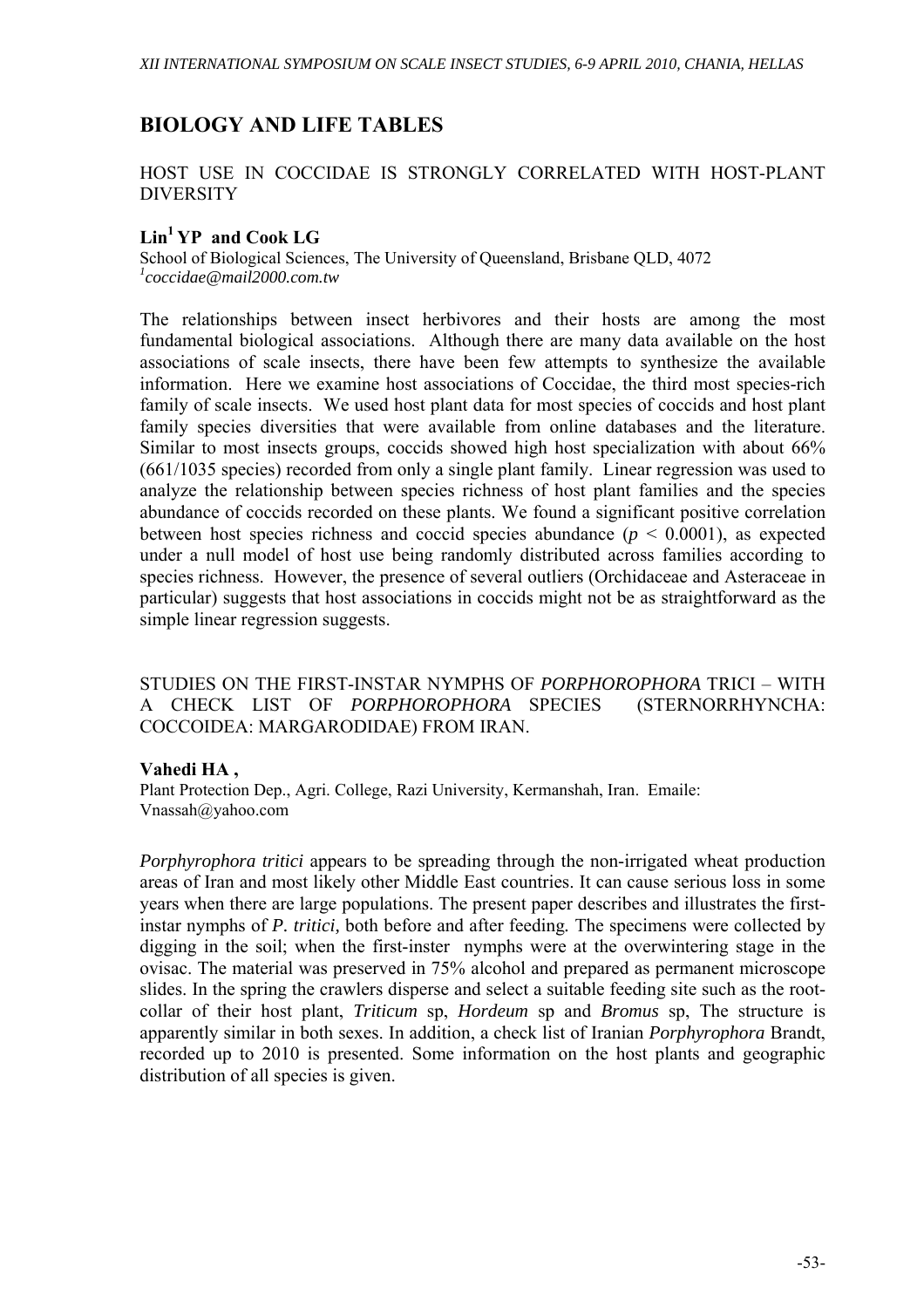# BIOLOGY AND LIFE TABLES

## HOST USE IN COCCIDAE IS STRONGLY CORRELATED WITH HOST-PLANT DIVERSITY

**Lin[1] YP and Cook LG**

School of Biological Sciences, The University of Queensland, Brisbane QLD, 4072
[1]*coccidae@mail2000.com.tw*

The relationships between insect herbivores and their hosts are among the most fundamental biological associations. Although there are many data available on the host associations of scale insects, there have been few attempts to synthesize the available information. Here we examine host associations of Coccidae, the third most species-rich family of scale insects. We used host plant data for most species of coccids and host plant family species diversities that were available from online databases and the literature. Similar to most insects groups, coccids showed high host specialization with about 66% (661/1035 species) recorded from only a single plant family. Linear regression was used to analyze the relationship between species richness of host plant families and the species abundance of coccids recorded on these plants. We found a significant positive correlation between host species richness and coccid species abundance ($p < 0.0001$), as expected under a null model of host use being randomly distributed across families according to species richness. However, the presence of several outliers (Orchidaceae and Asteraceae in particular) suggests that host associations in coccids might not be as straightforward as the simple linear regression suggests.

## STUDIES ON THE FIRST-INSTAR NYMPHS OF *PORPHOROPHORA* TRICI – WITH A CHECK LIST OF *PORPHOROPHORA* SPECIES (STERNORRHYNCHA: COCCOIDEA: MARGARODIDAE) FROM IRAN.

**Vahedi HA ,**

Plant Protection Dep., Agri. College, Razi University, Kermanshah, Iran. Emaile: Vnassah@yahoo.com

*Porphyrophora tritici* appears to be spreading through the non-irrigated wheat production areas of Iran and most likely other Middle East countries. It can cause serious loss in some years when there are large populations. The present paper describes and illustrates the first-instar nymphs of *P. tritici,* both before and after feeding. The specimens were collected by digging in the soil; when the first-inster nymphs were at the overwintering stage in the ovisac. The material was preserved in 75% alcohol and prepared as permanent microscope slides. In the spring the crawlers disperse and select a suitable feeding site such as the root-collar of their host plant, *Triticum* sp, *Hordeum* sp and *Bromus* sp, The structure is apparently similar in both sexes. In addition, a check list of Iranian *Porphyrophora* Brandt, recorded up to 2010 is presented. Some information on the host plants and geographic distribution of all species is given.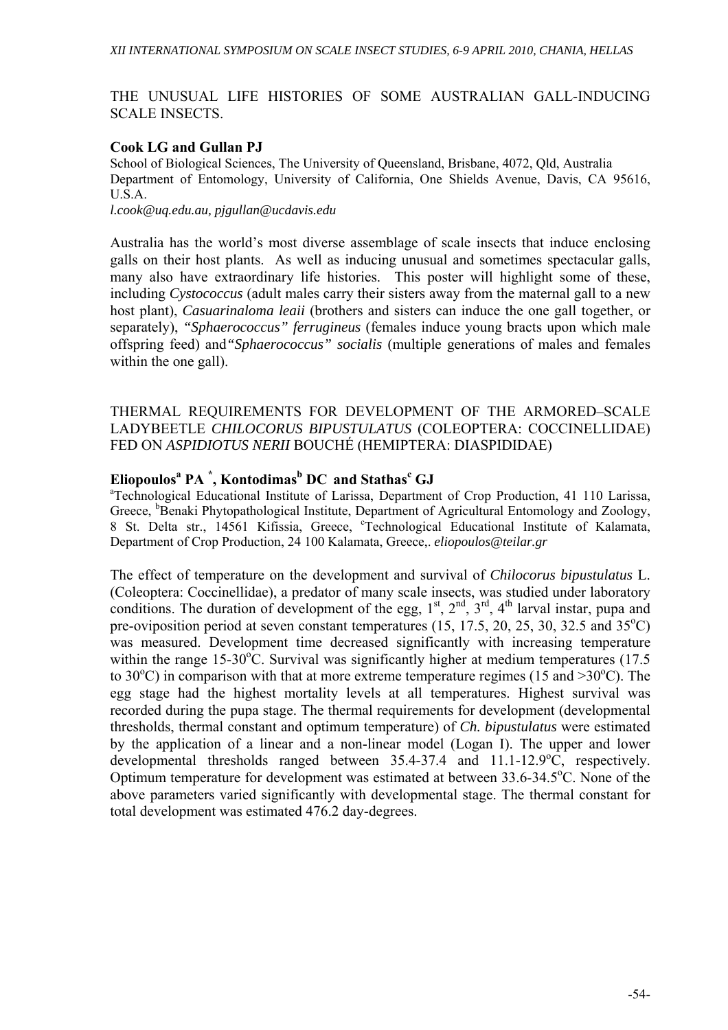## THE UNUSUAL LIFE HISTORIES OF SOME AUSTRALIAN GALL-INDUCING SCALE INSECTS.

**Cook LG and Gullan PJ**

School of Biological Sciences, The University of Queensland, Brisbane, 4072, Qld, Australia
Department of Entomology, University of California, One Shields Avenue, Davis, CA 95616, U.S.A.
*l.cook@uq.edu.au, pjgullan@ucdavis.edu*

Australia has the world's most diverse assemblage of scale insects that induce enclosing galls on their host plants. As well as inducing unusual and sometimes spectacular galls, many also have extraordinary life histories. This poster will highlight some of these, including *Cystococcus* (adult males carry their sisters away from the maternal gall to a new host plant), *Casuarinaloma leaii* (brothers and sisters can induce the one gall together, or separately), *"Sphaerococcus" ferrugineus* (females induce young bracts upon which male offspring feed) and *"Sphaerococcus" socialis* (multiple generations of males and females within the one gall).

## THERMAL REQUIREMENTS FOR DEVELOPMENT OF THE ARMORED–SCALE LADYBEETLE *CHILOCORUS BIPUSTULATUS* (COLEOPTERA: COCCINELLIDAE) FED ON *ASPIDIOTUS NERII* BOUCHÉ (HEMIPTERA: DIASPIDIDAE)

**Eliopoulos[a] PA [*], Kontodimas[b] DC and Stathas[c] GJ**

[a]Technological Educational Institute of Larissa, Department of Crop Production, 41 110 Larissa, Greece, [b]Benaki Phytopathological Institute, Department of Agricultural Entomology and Zoology, 8 St. Delta str., 14561 Kifissia, Greece, [c]Technological Educational Institute of Kalamata, Department of Crop Production, 24 100 Kalamata, Greece,. *eliopoulos@teilar.gr*

The effect of temperature on the development and survival of *Chilocorus bipustulatus* L. (Coleoptera: Coccinellidae), a predator of many scale insects, was studied under laboratory conditions. The duration of development of the egg, 1st, 2nd, 3rd, 4th larval instar, pupa and pre-oviposition period at seven constant temperatures (15, 17.5, 20, 25, 30, 32.5 and 35°C) was measured. Development time decreased significantly with increasing temperature within the range 15-30°C. Survival was significantly higher at medium temperatures (17.5 to 30°C) in comparison with that at more extreme temperature regimes (15 and >30°C). The egg stage had the highest mortality levels at all temperatures. Highest survival was recorded during the pupa stage. The thermal requirements for development (developmental thresholds, thermal constant and optimum temperature) of *Ch. bipustulatus* were estimated by the application of a linear and a non-linear model (Logan I). The upper and lower developmental thresholds ranged between 35.4-37.4 and 11.1-12.9°C, respectively. Optimum temperature for development was estimated at between 33.6-34.5°C. None of the above parameters varied significantly with developmental stage. The thermal constant for total development was estimated 476.2 day-degrees.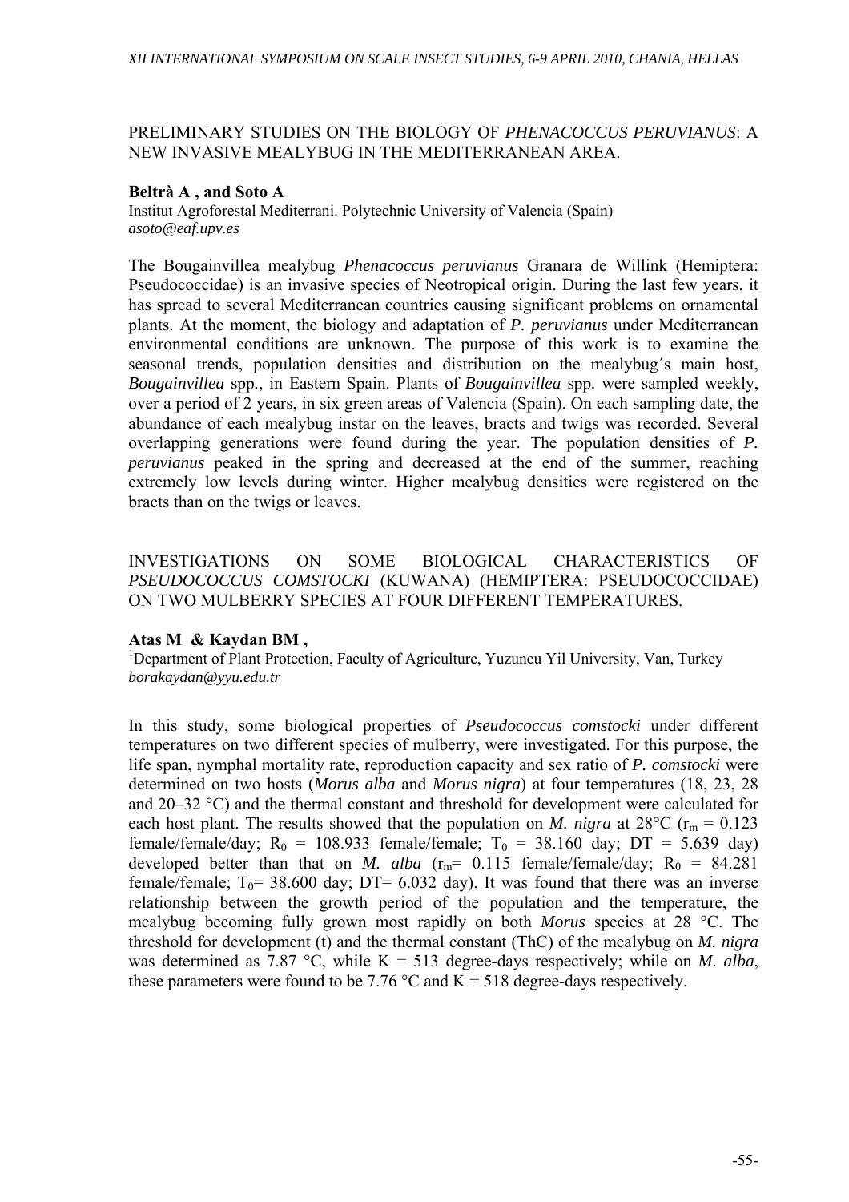## PRELIMINARY STUDIES ON THE BIOLOGY OF *PHENACOCCUS PERUVIANUS*: A NEW INVASIVE MEALYBUG IN THE MEDITERRANEAN AREA.

**Beltrà A , and Soto A**
Institut Agroforestal Mediterrani. Polytechnic University of Valencia (Spain)
*asoto@eaf.upv.es*

The Bougainvillea mealybug *Phenacoccus peruvianus* Granara de Willink (Hemiptera: Pseudococcidae) is an invasive species of Neotropical origin. During the last few years, it has spread to several Mediterranean countries causing significant problems on ornamental plants. At the moment, the biology and adaptation of *P. peruvianus* under Mediterranean environmental conditions are unknown. The purpose of this work is to examine the seasonal trends, population densities and distribution on the mealybug´s main host, *Bougainvillea* spp., in Eastern Spain. Plants of *Bougainvillea* spp. were sampled weekly, over a period of 2 years, in six green areas of Valencia (Spain). On each sampling date, the abundance of each mealybug instar on the leaves, bracts and twigs was recorded. Several overlapping generations were found during the year. The population densities of *P. peruvianus* peaked in the spring and decreased at the end of the summer, reaching extremely low levels during winter. Higher mealybug densities were registered on the bracts than on the twigs or leaves.

## INVESTIGATIONS ON SOME BIOLOGICAL CHARACTERISTICS OF *PSEUDOCOCCUS COMSTOCKI* (KUWANA) (HEMIPTERA: PSEUDOCOCCIDAE) ON TWO MULBERRY SPECIES AT FOUR DIFFERENT TEMPERATURES.

**Atas M & Kaydan BM ,**
[1]Department of Plant Protection, Faculty of Agriculture, Yuzuncu Yil University, Van, Turkey
*borakaydan@yyu.edu.tr*

In this study, some biological properties of *Pseudococcus comstocki* under different temperatures on two different species of mulberry, were investigated. For this purpose, the life span, nymphal mortality rate, reproduction capacity and sex ratio of *P. comstocki* were determined on two hosts (*Morus alba* and *Morus nigra*) at four temperatures (18, 23, 28 and 20–32 °C) and the thermal constant and threshold for development were calculated for each host plant. The results showed that the population on *M. nigra* at 28°C ($r_m$ = 0.123 female/female/day; $R_0$ = 108.933 female/female; $T_0$ = 38.160 day; DT = 5.639 day) developed better than that on *M. alba* ($r_m$= 0.115 female/female/day; $R_0$ = 84.281 female/female; $T_0$= 38.600 day; DT= 6.032 day). It was found that there was an inverse relationship between the growth period of the population and the temperature, the mealybug becoming fully grown most rapidly on both *Morus* species at 28 °C. The threshold for development (t) and the thermal constant (ThC) of the mealybug on *M. nigra* was determined as 7.87 °C, while K = 513 degree-days respectively; while on *M. alba*, these parameters were found to be 7.76 °C and K = 518 degree-days respectively.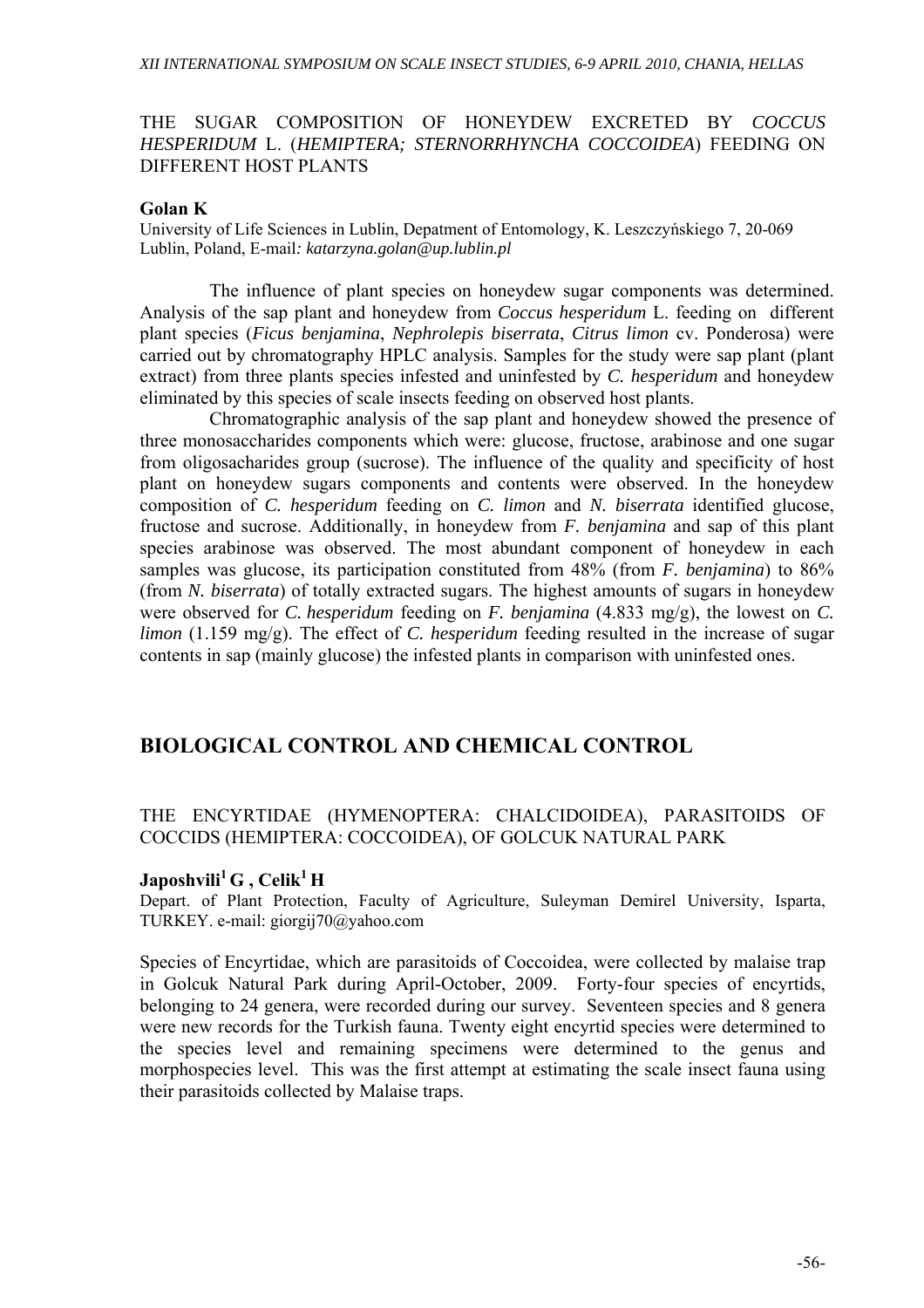## THE SUGAR COMPOSITION OF HONEYDEW EXCRETED BY *COCCUS HESPERIDUM* L. (*HEMIPTERA; STERNORRHYNCHA COCCOIDEA*) FEEDING ON DIFFERENT HOST PLANTS

**Golan K**

University of Life Sciences in Lublin, Depatment of Entomology, K. Leszczyńskiego 7, 20-069 Lublin, Poland, E-mail*: katarzyna.golan@up.lublin.pl*

The influence of plant species on honeydew sugar components was determined. Analysis of the sap plant and honeydew from ***Coccus hesperidum*** L. feeding on different plant species (***Ficus benjamina***, ***Nephrolepis biserrata***, ***Citrus limon*** cv. Ponderosa) were carried out by chromatography HPLC analysis. Samples for the study were sap plant (plant extract) from three plants species infested and uninfested by *C. hesperidum* and honeydew eliminated by this species of scale insects feeding on observed host plants.

Chromatographic analysis of the sap plant and honeydew showed the presence of three monosaccharides components which were: glucose, fructose, arabinose and one sugar from oligosacharides group (sucrose). The influence of the quality and specificity of host plant on honeydew sugars components and contents were observed. In the honeydew composition of *C. hesperidum* feeding on *C. limon* and *N. biserrata* identified glucose, fructose and sucrose. Additionally, in honeydew from *F. benjamina* and sap of this plant species arabinose was observed. The most abundant component of honeydew in each samples was glucose, its participation constituted from 48% (from *F. benjamina*) to 86% (from *N. biserrata*) of totally extracted sugars. The highest amounts of sugars in honeydew were observed for *C. hesperidum* feeding on *F. benjamina* (4.833 mg/g), the lowest on *C. limon* (1.159 mg/g). The effect of *C. hesperidum* feeding resulted in the increase of sugar contents in sap (mainly glucose) the infested plants in comparison with uninfested ones.

# BIOLOGICAL CONTROL AND CHEMICAL CONTROL

## THE ENCYRTIDAE (HYMENOPTERA: CHALCIDOIDEA), PARASITOIDS OF COCCIDS (HEMIPTERA: COCCOIDEA), OF GOLCUK NATURAL PARK

**Japoshvili[1] G , Celik[1] H**

Depart. of Plant Protection, Faculty of Agriculture, Suleyman Demirel University, Isparta, TURKEY. e-mail: giorgij70@yahoo.com

Species of Encyrtidae, which are parasitoids of Coccoidea, were collected by malaise trap in Golcuk Natural Park during April-October, 2009. Forty-four species of encyrtids, belonging to 24 genera, were recorded during our survey. Seventeen species and 8 genera were new records for the Turkish fauna. Twenty eight encyrtid species were determined to the species level and remaining specimens were determined to the genus and morphospecies level. This was the first attempt at estimating the scale insect fauna using their parasitoids collected by Malaise traps.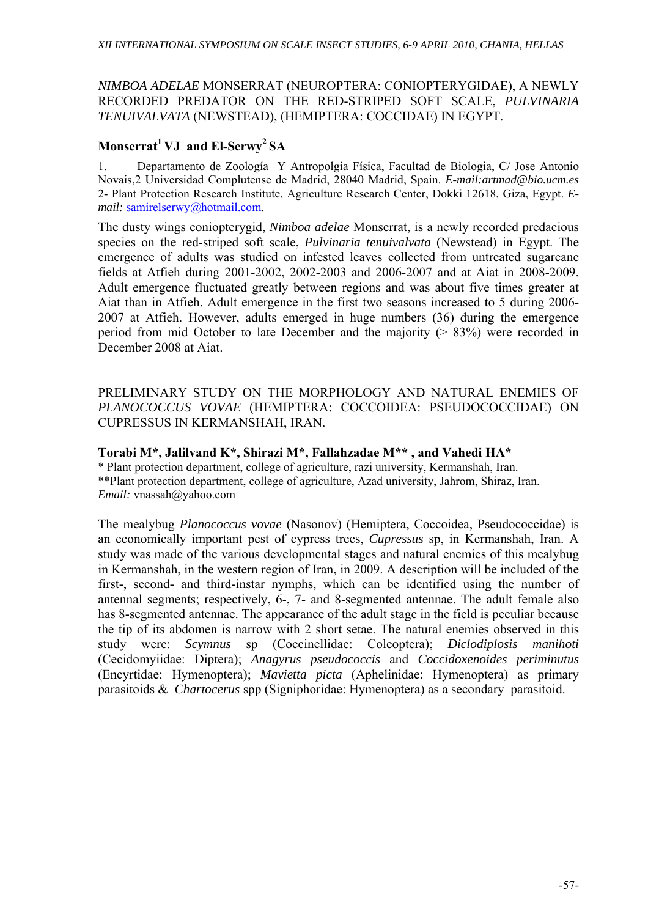## *NIMBOA ADELAE* MONSERRAT (NEUROPTERA: CONIOPTERYGIDAE), A NEWLY RECORDED PREDATOR ON THE RED-STRIPED SOFT SCALE, *PULVINARIA TENUIVALVATA* (NEWSTEAD), (HEMIPTERA: COCCIDAE) IN EGYPT.

**Monserrat[1] VJ and El-Serwy[2] SA**

1. Departamento de Zoología Y Antropolgía Física, Facultad de Biologia, C/ Jose Antonio Novais,2 Universidad Complutense de Madrid, 28040 Madrid, Spain. *E-mail:artmad@bio.ucm.es*
2- Plant Protection Research Institute, Agriculture Research Center, Dokki 12618, Giza, Egypt. *E-mail:* samirelserwy@hotmail.com.

The dusty wings coniopterygid, *Nimboa adelae* Monserrat, is a newly recorded predacious species on the red-striped soft scale, *Pulvinaria tenuivalvata* (Newstead) in Egypt. The emergence of adults was studied on infested leaves collected from untreated sugarcane fields at Atfieh during 2001-2002, 2002-2003 and 2006-2007 and at Aiat in 2008-2009. Adult emergence fluctuated greatly between regions and was about five times greater at Aiat than in Atfieh. Adult emergence in the first two seasons increased to 5 during 2006-2007 at Atfieh. However, adults emerged in huge numbers (36) during the emergence period from mid October to late December and the majority (> 83%) were recorded in December 2008 at Aiat.

## PRELIMINARY STUDY ON THE MORPHOLOGY AND NATURAL ENEMIES OF *PLANOCOCCUS VOVAE* (HEMIPTERA: COCCOIDEA: PSEUDOCOCCIDAE) ON CUPRESSUS IN KERMANSHAH, IRAN.

**Torabi M\*, Jalilvand K\*, Shirazi M\*, Fallahzadae M\*\* , and Vahedi HA\***

\* Plant protection department, college of agriculture, razi university, Kermanshah, Iran.
\*\*Plant protection department, college of agriculture, Azad university, Jahrom, Shiraz, Iran.
*Email:* vnassah@yahoo.com

The mealybug *Planococcus vovae* (Nasonov) (Hemiptera, Coccoidea, Pseudococcidae) is an economically important pest of cypress trees, *Cupressus* sp, in Kermanshah, Iran. A study was made of the various developmental stages and natural enemies of this mealybug in Kermanshah, in the western region of Iran, in 2009. A description will be included of the first-, second- and third-instar nymphs, which can be identified using the number of antennal segments; respectively, 6-, 7- and 8-segmented antennae. The adult female also has 8-segmented antennae. The appearance of the adult stage in the field is peculiar because the tip of its abdomen is narrow with 2 short setae. The natural enemies observed in this study were: *Scymnus* sp (Coccinellidae: Coleoptera); *Diclodiplosis manihoti* (Cecidomyiidae: Diptera); *Anagyrus pseudococcis* and *Coccidoxenoides periminutus* (Encyrtidae: Hymenoptera); *Mavietta picta* (Aphelinidae: Hymenoptera) as primary parasitoids & *Chartocerus* spp (Signiphoridae: Hymenoptera) as a secondary parasitoid.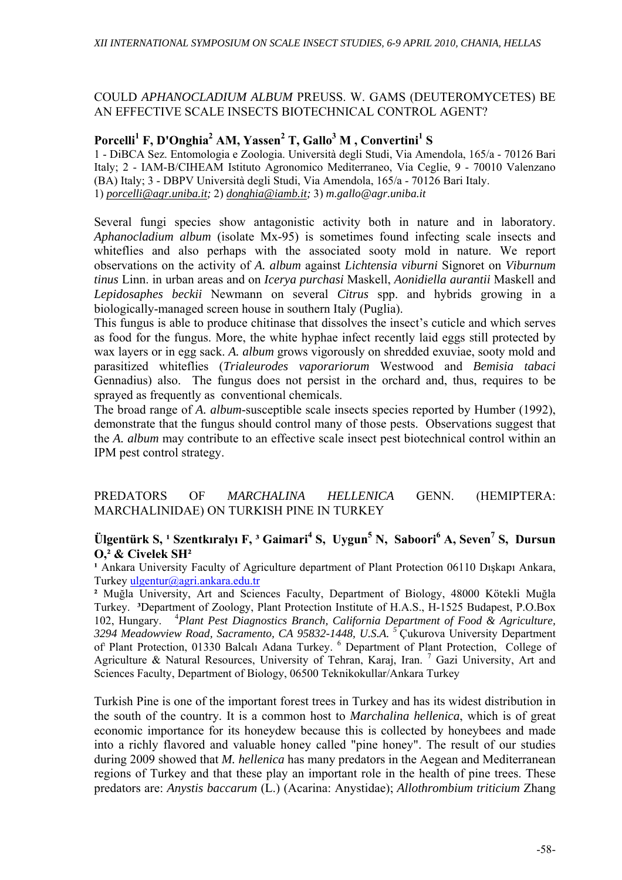## COULD *APHANOCLADIUM ALBUM* PREUSS. W. GAMS (DEUTEROMYCETES) BE AN EFFECTIVE SCALE INSECTS BIOTECHNICAL CONTROL AGENT?

**Porcelli[1] F, D'Onghia[2] AM, Yassen[2] T, Gallo[3] M , Convertini[1] S**

1 - DiBCA Sez. Entomologia e Zoologia. Università degli Studi, Via Amendola, 165/a - 70126 Bari Italy; 2 - IAM-B/CIHEAM Istituto Agronomico Mediterraneo, Via Ceglie, 9 - 70010 Valenzano (BA) Italy; 3 - DBPV Università degli Studi, Via Amendola, 165/a - 70126 Bari Italy.
1) *porcelli@agr.uniba.it;* 2) *donghia@iamb.it;* 3) *m.gallo@agr.uniba.it*

Several fungi species show antagonistic activity both in nature and in laboratory. *Aphanocladium album* (isolate Mx-95) is sometimes found infecting scale insects and whiteflies and also perhaps with the associated sooty mold in nature. We report observations on the activity of *A. album* against *Lichtensia viburni* Signoret on *Viburnum tinus* Linn. in urban areas and on *Icerya purchasi* Maskell, *Aonidiella aurantii* Maskell and *Lepidosaphes beckii* Newmann on several *Citrus* spp. and hybrids growing in a biologically-managed screen house in southern Italy (Puglia).
This fungus is able to produce chitinase that dissolves the insect's cuticle and which serves as food for the fungus. More, the white hyphae infect recently laid eggs still protected by wax layers or in egg sack. *A. album* grows vigorously on shredded exuviae, sooty mold and parasitized whiteflies (*Trialeurodes vaporariorum* Westwood and *Bemisia tabaci* Gennadius) also. The fungus does not persist in the orchard and, thus, requires to be sprayed as frequently as conventional chemicals.
The broad range of *A. album*-susceptible scale insects species reported by Humber (1992), demonstrate that the fungus should control many of those pests. Observations suggest that the *A. album* may contribute to an effective scale insect pest biotechnical control within an IPM pest control strategy.

## PREDATORS OF *MARCHALINA HELLENICA* GENN. (HEMIPTERA: MARCHALINIDAE) ON TURKISH PINE IN TURKEY

**Ülgentürk S, [1] Szentkıralyı F, [3] Gaimari[4] S, Uygun[5] N, Saboori[6] A, Seven[7] S, Dursun O,[2] & Civelek SH[2]**

[1] Ankara University Faculty of Agriculture department of Plant Protection 06110 Dışkapı Ankara, Turkey ulgentur@agri.ankara.edu.tr
[2] Muğla University, Art and Sciences Faculty, Department of Biology, 48000 Kötekli Muğla Turkey. [3]Department of Zoology, Plant Protection Institute of H.A.S., H-1525 Budapest, P.O.Box 102, Hungary. [4]*Plant Pest Diagnostics Branch, California Department of Food & Agriculture, 3294 Meadowview Road, Sacramento, CA 95832-1448, U.S.A.* [5] Çukurova University Department of Plant Protection, 01330 Balcalı Adana Turkey. [6] Department of Plant Protection, College of Agriculture & Natural Resources, University of Tehran, Karaj, Iran. [7] Gazi University, Art and Sciences Faculty, Department of Biology, 06500 Teknikokullar/Ankara Turkey

Turkish Pine is one of the important forest trees in Turkey and has its widest distribution in the south of the country. It is a common host to *Marchalina hellenica*, which is of great economic importance for its honeydew because this is collected by honeybees and made into a richly flavored and valuable honey called "pine honey". The result of our studies during 2009 showed that *M. hellenica* has many predators in the Aegean and Mediterranean regions of Turkey and that these play an important role in the health of pine trees. These predators are: *Anystis baccarum* (L.) (Acarina: Anystidae); *Allothrombium triticium* Zhang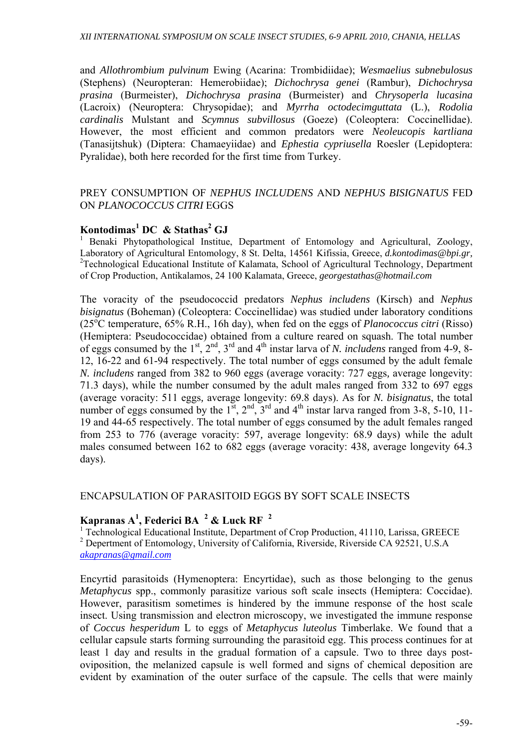and *Allothrombium pulvinum* Ewing (Acarina: Trombidiidae); *Wesmaelius subnebulosus* (Stephens) (Neuropteran: Hemerobiidae); *Dichochrysa genei* (Rambur), *Dichochrysa prasina* (Burmeister), *Dichochrysa prasina* (Burmeister) and *Chrysoperla lucasina* (Lacroix) (Neuroptera: Chrysopidae); and *Myrrha octodecimguttata* (L.), *Rodolia cardinalis* Mulstant and *Scymnus subvillosus* (Goeze) (Coleoptera: Coccinellidae). However, the most efficient and common predators were *Neoleucopis kartliana* (Tanasijtshuk) (Diptera: Chamaeyiidae) and *Ephestia cypriusella* Roesler (Lepidoptera: Pyralidae), both here recorded for the first time from Turkey.

## PREY CONSUMPTION OF *NEPHUS INCLUDENS* AND *NEPHUS BISIGNATUS* FED ON *PLANOCOCCUS CITRI* EGGS

**Kontodimas[1] DC & Stathas[2] GJ**

[1] Benaki Phytopathological Institue, Department of Entomology and Agricultural, Zoology, Laboratory of Agricultural Entomology, 8 St. Delta, 14561 Kifissia, Greece, *d.kontodimas@bpi.gr,*
[2]Technological Educational Institute of Kalamata, School of Agricultural Technology, Department of Crop Production, Antikalamos, 24 100 Kalamata, Greece, *georgestathas@hotmail.com*

The voracity of the pseudococcid predators *Nephus includens* (Kirsch) and *Nephus bisignatus* (Boheman) (Coleoptera: Coccinellidae) was studied under laboratory conditions (25°C temperature, 65% R.H., 16h day), when fed on the eggs of *Planococcus citri* (Risso) (Hemiptera: Pseudococcidae) obtained from a culture reared on squash. The total number of eggs consumed by the 1st, 2nd, 3rd and 4th instar larva of *N. includens* ranged from 4-9, 8-12, 16-22 and 61-94 respectively. The total number of eggs consumed by the adult female *N. includens* ranged from 382 to 960 eggs (average voracity: 727 eggs, average longevity: 71.3 days), while the number consumed by the adult males ranged from 332 to 697 eggs (average voracity: 511 eggs, average longevity: 69.8 days). As for *N. bisignatus*, the total number of eggs consumed by the 1st, 2nd, 3rd and 4th instar larva ranged from 3-8, 5-10, 11-19 and 44-65 respectively. The total number of eggs consumed by the adult females ranged from 253 to 776 (average voracity: 597, average longevity: 68.9 days) while the adult males consumed between 162 to 682 eggs (average voracity: 438, average longevity 64.3 days).

## ENCAPSULATION OF PARASITOID EGGS BY SOFT SCALE INSECTS

**Kapranas A[1], Federici BA [2] & Luck RF [2]**

[1] Technological Educational Institute, Department of Crop Production, 41110, Larissa, GREECE
[2] Depertment of Entomology, University of California, Riverside, Riverside CA 92521, U.S.A
*akapranas@gmail.com*

Encyrtid parasitoids (Hymenoptera: Encyrtidae), such as those belonging to the genus *Metaphycus* spp., commonly parasitize various soft scale insects (Hemiptera: Coccidae). However, parasitism sometimes is hindered by the immune response of the host scale insect. Using transmission and electron microscopy, we investigated the immune response of *Coccus hesperidum* L to eggs of *Metaphycus luteolus* Timberlake. We found that a cellular capsule starts forming surrounding the parasitoid egg. This process continues for at least 1 day and results in the gradual formation of a capsule. Two to three days post-oviposition, the melanized capsule is well formed and signs of chemical deposition are evident by examination of the outer surface of the capsule. The cells that were mainly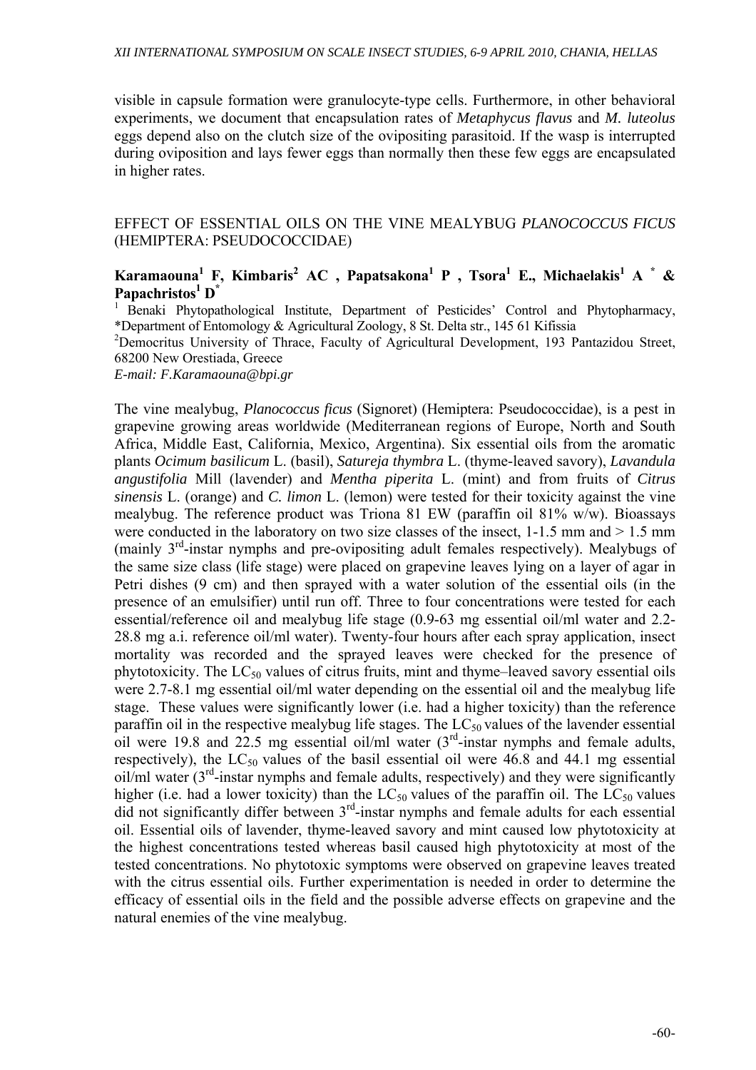visible in capsule formation were granulocyte-type cells. Furthermore, in other behavioral experiments, we document that encapsulation rates of *Metaphycus flavus* and *M. luteolus* eggs depend also on the clutch size of the ovipositing parasitoid. If the wasp is interrupted during oviposition and lays fewer eggs than normally then these few eggs are encapsulated in higher rates.

## EFFECT OF ESSENTIAL OILS ON THE VINE MEALYBUG *PLANOCOCCUS FICUS* (HEMIPTERA: PSEUDOCOCCIDAE)

**Karamaouna[1] F, Kimbaris[2] AC , Papatsakona[1] P , Tsora[1] E., Michaelakis[1] A [*] & Papachristos[1] D[*]**

[1] Benaki Phytopathological Institute, Department of Pesticides' Control and Phytopharmacy, *Department of Entomology & Agricultural Zoology, 8 St. Delta str., 145 61 Kifissia

[2] Democritus University of Thrace, Faculty of Agricultural Development, 193 Pantazidou Street, 68200 New Orestiada, Greece

*E-mail: F.Karamaouna@bpi.gr*

The vine mealybug, *Planococcus ficus* (Signoret) (Hemiptera: Pseudococcidae), is a pest in grapevine growing areas worldwide (Mediterranean regions of Europe, North and South Africa, Middle East, California, Mexico, Argentina). Six essential oils from the aromatic plants *Ocimum basilicum* L. (basil), *Satureja thymbra* L. (thyme-leaved savory), *Lavandula angustifolia* Mill (lavender) and *Mentha piperita* L. (mint) and from fruits of *Citrus sinensis* L. (orange) and *C. limon* L. (lemon) were tested for their toxicity against the vine mealybug. The reference product was Triona 81 EW (paraffin oil 81% w/w). Bioassays were conducted in the laboratory on two size classes of the insect, 1-1.5 mm and > 1.5 mm (mainly 3[rd]-instar nymphs and pre-ovipositing adult females respectively). Mealybugs of the same size class (life stage) were placed on grapevine leaves lying on a layer of agar in Petri dishes (9 cm) and then sprayed with a water solution of the essential oils (in the presence of an emulsifier) until run off. Three to four concentrations were tested for each essential/reference oil and mealybug life stage (0.9-63 mg essential oil/ml water and 2.2-28.8 mg a.i. reference oil/ml water). Twenty-four hours after each spray application, insect mortality was recorded and the sprayed leaves were checked for the presence of phytotoxicity. The $LC_{50}$ values of citrus fruits, mint and thyme–leaved savory essential oils were 2.7-8.1 mg essential oil/ml water depending on the essential oil and the mealybug life stage. These values were significantly lower (i.e. had a higher toxicity) than the reference paraffin oil in the respective mealybug life stages. The $LC_{50}$ values of the lavender essential oil were 19.8 and 22.5 mg essential oil/ml water (3[rd]-instar nymphs and female adults, respectively), the $LC_{50}$ values of the basil essential oil were 46.8 and 44.1 mg essential oil/ml water (3[rd]-instar nymphs and female adults, respectively) and they were significantly higher (i.e. had a lower toxicity) than the $LC_{50}$ values of the paraffin oil. The $LC_{50}$ values did not significantly differ between 3[rd]-instar nymphs and female adults for each essential oil. Essential oils of lavender, thyme-leaved savory and mint caused low phytotoxicity at the highest concentrations tested whereas basil caused high phytotoxicity at most of the tested concentrations. No phytotoxic symptoms were observed on grapevine leaves treated with the citrus essential oils. Further experimentation is needed in order to determine the efficacy of essential oils in the field and the possible adverse effects on grapevine and the natural enemies of the vine mealybug.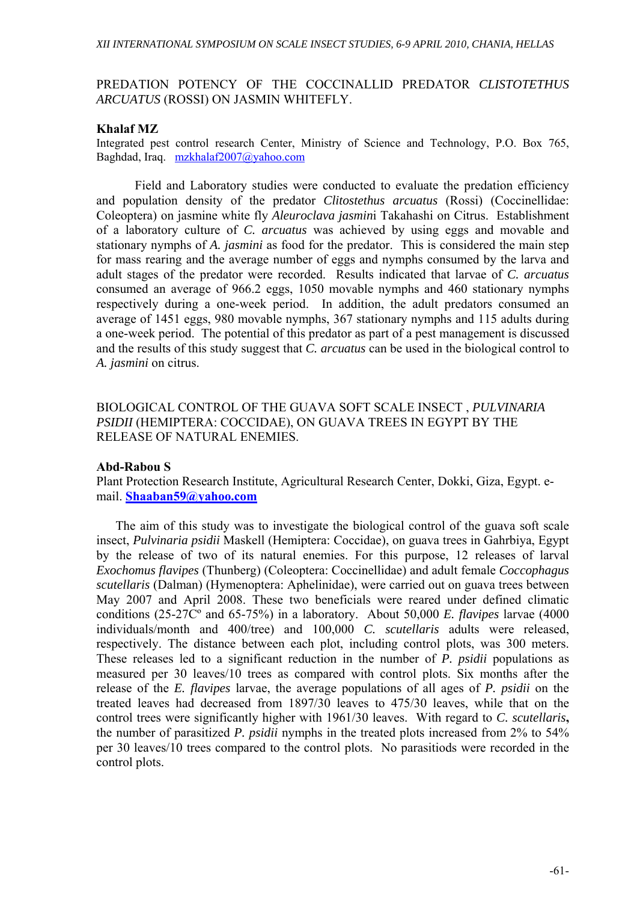PREDATION POTENCY OF THE COCCINALLID PREDATOR *CLISTOTETHUS ARCUATUS* (ROSSI) ON JASMIN WHITEFLY.

**Khalaf MZ**

Integrated pest control research Center, Ministry of Science and Technology, P.O. Box 765, Baghdad, Iraq. mzkhalaf2007@yahoo.com

Field and Laboratory studies were conducted to evaluate the predation efficiency and population density of the predator *Clitostethus arcuatus* (Rossi) (Coccinellidae: Coleoptera) on jasmine white fly *Aleuroclava jasmini* Takahashi on Citrus. Establishment of a laboratory culture of *C. arcuatus* was achieved by using eggs and movable and stationary nymphs of *A. jasmini* as food for the predator. This is considered the main step for mass rearing and the average number of eggs and nymphs consumed by the larva and adult stages of the predator were recorded. Results indicated that larvae of *C. arcuatus* consumed an average of 966.2 eggs, 1050 movable nymphs and 460 stationary nymphs respectively during a one-week period. In addition, the adult predators consumed an average of 1451 eggs, 980 movable nymphs, 367 stationary nymphs and 115 adults during a one-week period. The potential of this predator as part of a pest management is discussed and the results of this study suggest that *C. arcuatus* can be used in the biological control to *A. jasmini* on citrus.

BIOLOGICAL CONTROL OF THE GUAVA SOFT SCALE INSECT , *PULVINARIA PSIDII* (HEMIPTERA: COCCIDAE), ON GUAVA TREES IN EGYPT BY THE RELEASE OF NATURAL ENEMIES.

**Abd-Rabou S**

Plant Protection Research Institute, Agricultural Research Center, Dokki, Giza, Egypt. e-mail. **Shaaban59@yahoo.com**

The aim of this study was to investigate the biological control of the guava soft scale insect, *Pulvinaria psidii* Maskell (Hemiptera: Coccidae), on guava trees in Gahrbiya, Egypt by the release of two of its natural enemies. For this purpose, 12 releases of larval *Exochomus flavipes* (Thunberg) (Coleoptera: Coccinellidae) and adult female *Coccophagus scutellaris* (Dalman) (Hymenoptera: Aphelinidae), were carried out on guava trees between May 2007 and April 2008. These two beneficials were reared under defined climatic conditions (25-27Cº and 65-75%) in a laboratory. About 50,000 *E. flavipes* larvae (4000 individuals/month and 400/tree) and 100,000 *C. scutellaris* adults were released, respectively. The distance between each plot, including control plots, was 300 meters. These releases led to a significant reduction in the number of *P. psidii* populations as measured per 30 leaves/10 trees as compared with control plots. Six months after the release of the *E. flavipes* larvae, the average populations of all ages of *P. psidii* on the treated leaves had decreased from 1897/30 leaves to 475/30 leaves, while that on the control trees were significantly higher with 1961/30 leaves. With regard to *C. scutellaris***,** the number of parasitized *P. psidii* nymphs in the treated plots increased from 2% to 54% per 30 leaves/10 trees compared to the control plots. No parasitiods were recorded in the control plots.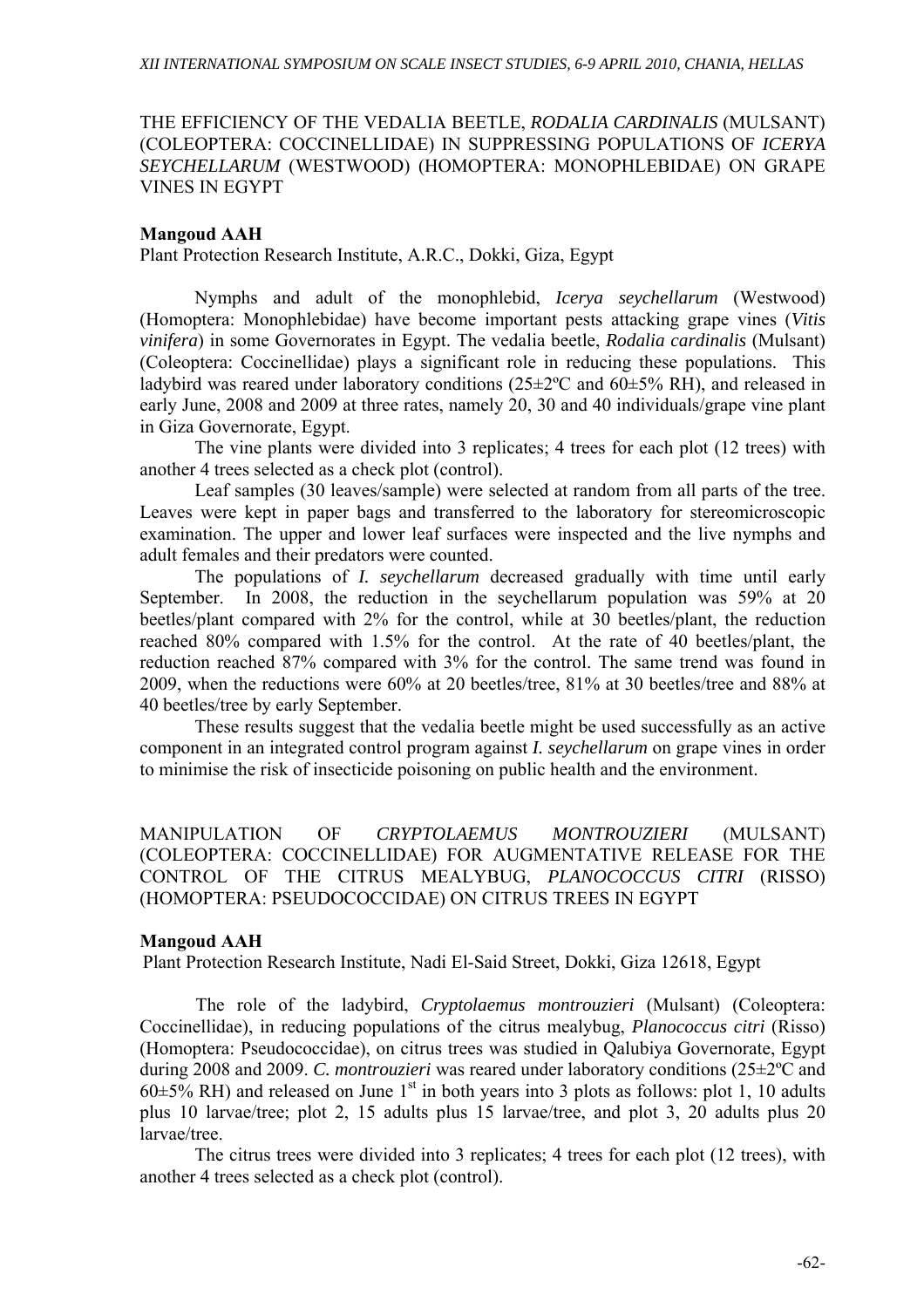## THE EFFICIENCY OF THE VEDALIA BEETLE, *RODALIA CARDINALIS* (MULSANT) (COLEOPTERA: COCCINELLIDAE) IN SUPPRESSING POPULATIONS OF *ICERYA SEYCHELLARUM* (WESTWOOD) (HOMOPTERA: MONOPHLEBIDAE) ON GRAPE VINES IN EGYPT

**Mangoud AAH**

Plant Protection Research Institute, A.R.C., Dokki, Giza, Egypt

Nymphs and adult of the monophlebid, *Icerya seychellarum* (Westwood) (Homoptera: Monophlebidae) have become important pests attacking grape vines (*Vitis vinifera*) in some Governorates in Egypt. The vedalia beetle, *Rodalia cardinalis* (Mulsant) (Coleoptera: Coccinellidae) plays a significant role in reducing these populations. This ladybird was reared under laboratory conditions (25±2ºC and 60±5% RH), and released in early June, 2008 and 2009 at three rates, namely 20, 30 and 40 individuals/grape vine plant in Giza Governorate, Egypt.

The vine plants were divided into 3 replicates; 4 trees for each plot (12 trees) with another 4 trees selected as a check plot (control).

Leaf samples (30 leaves/sample) were selected at random from all parts of the tree. Leaves were kept in paper bags and transferred to the laboratory for stereomicroscopic examination. The upper and lower leaf surfaces were inspected and the live nymphs and adult females and their predators were counted.

The populations of *I. seychellarum* decreased gradually with time until early September. In 2008, the reduction in the seychellarum population was 59% at 20 beetles/plant compared with 2% for the control, while at 30 beetles/plant, the reduction reached 80% compared with 1.5% for the control. At the rate of 40 beetles/plant, the reduction reached 87% compared with 3% for the control. The same trend was found in 2009, when the reductions were 60% at 20 beetles/tree, 81% at 30 beetles/tree and 88% at 40 beetles/tree by early September.

These results suggest that the vedalia beetle might be used successfully as an active component in an integrated control program against *I. seychellarum* on grape vines in order to minimise the risk of insecticide poisoning on public health and the environment.

## MANIPULATION OF *CRYPTOLAEMUS MONTROUZIERI* (MULSANT) (COLEOPTERA: COCCINELLIDAE) FOR AUGMENTATIVE RELEASE FOR THE CONTROL OF THE CITRUS MEALYBUG, *PLANOCOCCUS CITRI* (RISSO) (HOMOPTERA: PSEUDOCOCCIDAE) ON CITRUS TREES IN EGYPT

**Mangoud AAH**

Plant Protection Research Institute, Nadi El-Said Street, Dokki, Giza 12618, Egypt

The role of the ladybird, *Cryptolaemus montrouzieri* (Mulsant) (Coleoptera: Coccinellidae), in reducing populations of the citrus mealybug, *Planococcus citri* (Risso) (Homoptera: Pseudococcidae), on citrus trees was studied in Qalubiya Governorate, Egypt during 2008 and 2009. *C. montrouzieri* was reared under laboratory conditions (25±2ºC and 60±5% RH) and released on June 1st in both years into 3 plots as follows: plot 1, 10 adults plus 10 larvae/tree; plot 2, 15 adults plus 15 larvae/tree, and plot 3, 20 adults plus 20 larvae/tree.

The citrus trees were divided into 3 replicates; 4 trees for each plot (12 trees), with another 4 trees selected as a check plot (control).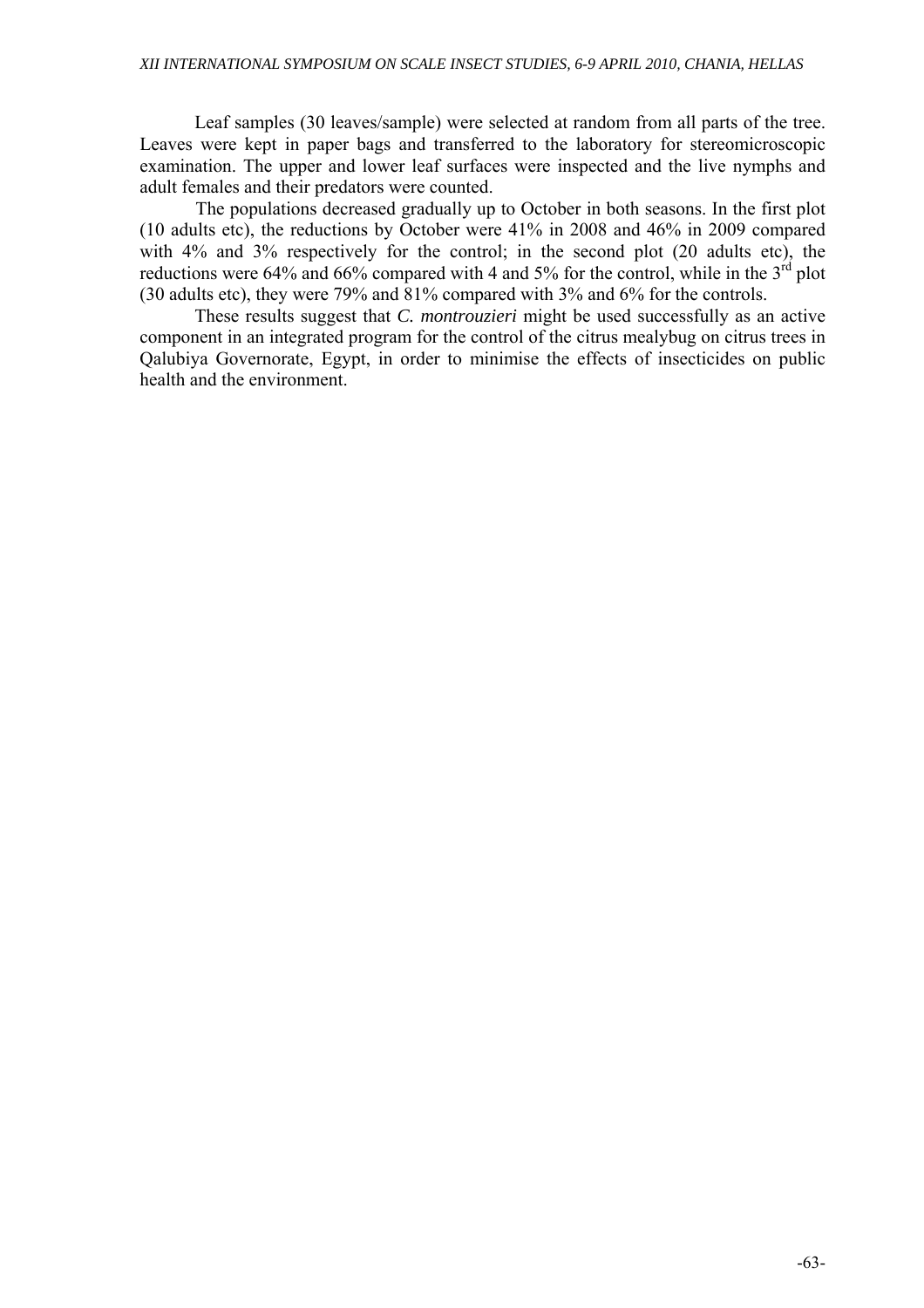Leaf samples (30 leaves/sample) were selected at random from all parts of the tree. Leaves were kept in paper bags and transferred to the laboratory for stereomicroscopic examination. The upper and lower leaf surfaces were inspected and the live nymphs and adult females and their predators were counted.

The populations decreased gradually up to October in both seasons. In the first plot (10 adults etc), the reductions by October were 41% in 2008 and 46% in 2009 compared with 4% and 3% respectively for the control; in the second plot (20 adults etc), the reductions were 64% and 66% compared with 4 and 5% for the control, while in the 3rd plot (30 adults etc), they were 79% and 81% compared with 3% and 6% for the controls.

These results suggest that *C. montrouzieri* might be used successfully as an active component in an integrated program for the control of the citrus mealybug on citrus trees in Qalubiya Governorate, Egypt, in order to minimise the effects of insecticides on public health and the environment.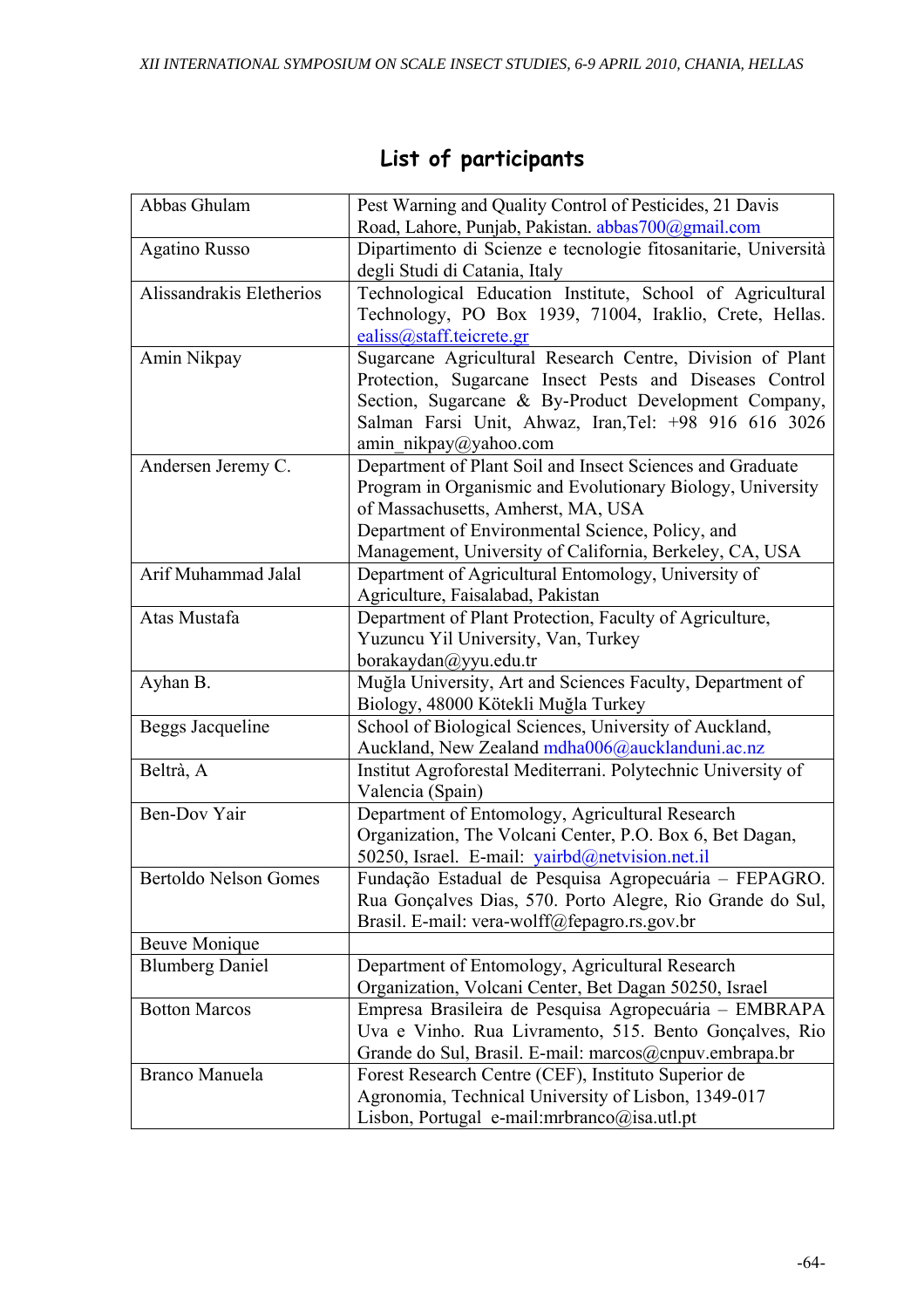# List of participants

| | |
|---|---|
| Abbas Ghulam | Pest Warning and Quality Control of Pesticides, 21 Davis Road, Lahore, Punjab, Pakistan. abbas700@gmail.com |
| Agatino Russo | Dipartimento di Scienze e tecnologie fitosanitarie, Università degli Studi di Catania, Italy |
| Alissandrakis Eletherios | Technological Education Institute, School of Agricultural Technology, PO Box 1939, 71004, Iraklio, Crete, Hellas. ealiss@staff.teicrete.gr |
| Amin Nikpay | Sugarcane Agricultural Research Centre, Division of Plant Protection, Sugarcane Insect Pests and Diseases Control Section, Sugarcane & By-Product Development Company, Salman Farsi Unit, Ahwaz, Iran,Tel: +98 916 616 3026 amin_nikpay@yahoo.com |
| Andersen Jeremy C. | Department of Plant Soil and Insect Sciences and Graduate Program in Organismic and Evolutionary Biology, University of Massachusetts, Amherst, MA, USA<br>Department of Environmental Science, Policy, and Management, University of California, Berkeley, CA, USA |
| Arif Muhammad Jalal | Department of Agricultural Entomology, University of Agriculture, Faisalabad, Pakistan |
| Atas Mustafa | Department of Plant Protection, Faculty of Agriculture, Yuzuncu Yil University, Van, Turkey borakaydan@yyu.edu.tr |
| Ayhan B. | Muğla University, Art and Sciences Faculty, Department of Biology, 48000 Kötekli Muğla Turkey |
| Beggs Jacqueline | School of Biological Sciences, University of Auckland, Auckland, New Zealand mdha006@aucklanduni.ac.nz |
| Beltrà, A | Institut Agroforestal Mediterrani. Polytechnic University of Valencia (Spain) |
| Ben-Dov Yair | Department of Entomology, Agricultural Research Organization, The Volcani Center, P.O. Box 6, Bet Dagan, 50250, Israel. E-mail: yairbd@netvision.net.il |
| Bertoldo Nelson Gomes | Fundação Estadual de Pesquisa Agropecuária – FEPAGRO. Rua Gonçalves Dias, 570. Porto Alegre, Rio Grande do Sul, Brasil. E-mail: vera-wolff@fepagro.rs.gov.br |
| Beuve Monique | |
| Blumberg Daniel | Department of Entomology, Agricultural Research Organization, Volcani Center, Bet Dagan 50250, Israel |
| Botton Marcos | Empresa Brasileira de Pesquisa Agropecuária – EMBRAPA Uva e Vinho. Rua Livramento, 515. Bento Gonçalves, Rio Grande do Sul, Brasil. E-mail: marcos@cnpuv.embrapa.br |
| Branco Manuela | Forest Research Centre (CEF), Instituto Superior de Agronomia, Technical University of Lisbon, 1349-017 Lisbon, Portugal e-mail:mrbranco@isa.utl.pt |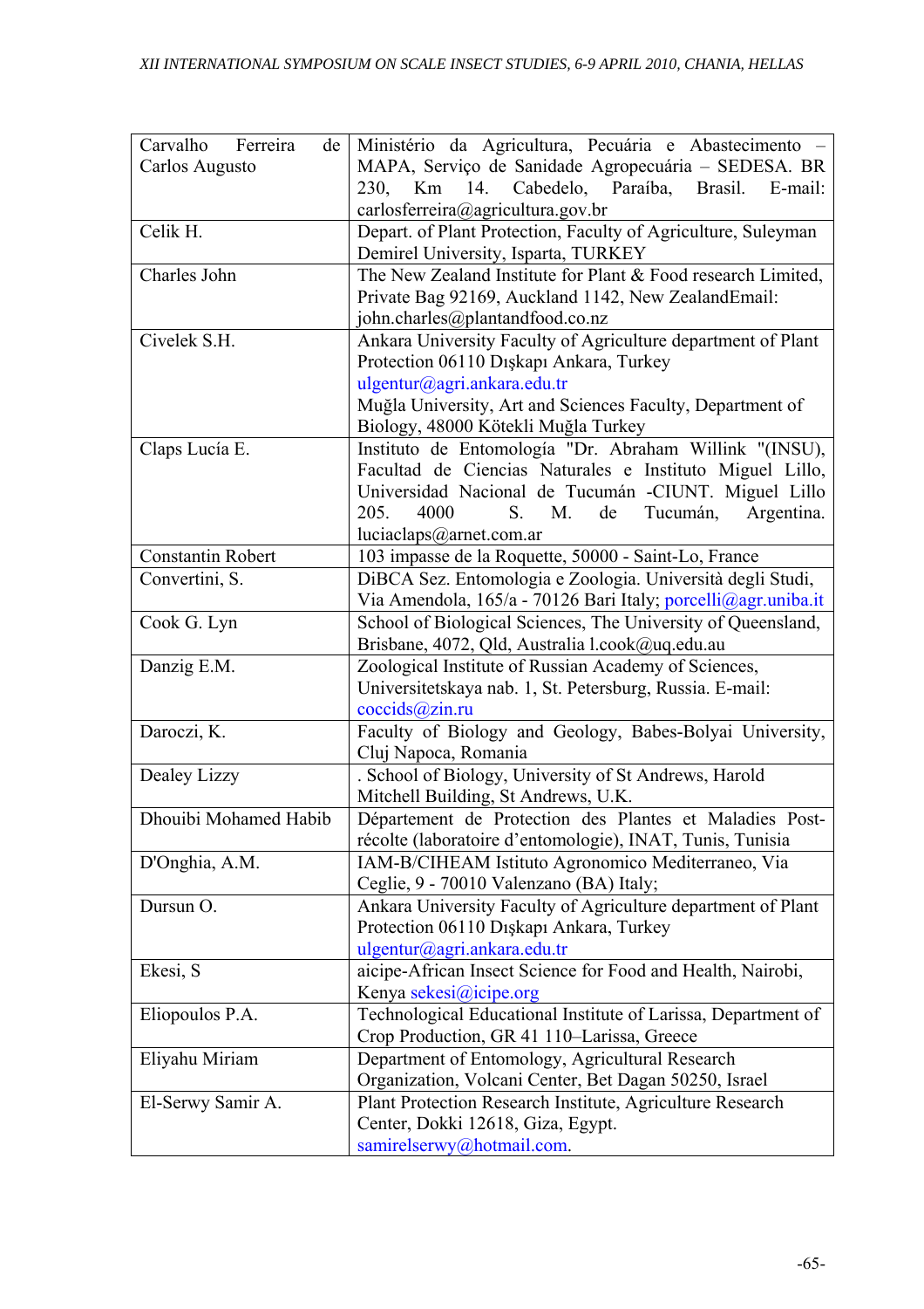| | |
|---|---|
| Carvalho Ferreira de Carlos Augusto | Ministério da Agricultura, Pecuária e Abastecimento – MAPA, Serviço de Sanidade Agropecuária – SEDESA. BR 230, Km 14. Cabedelo, Paraíba, Brasil. E-mail: carlosferreira@agricultura.gov.br |
| Celik H. | Depart. of Plant Protection, Faculty of Agriculture, Suleyman Demirel University, Isparta, TURKEY |
| Charles John | The New Zealand Institute for Plant & Food research Limited, Private Bag 92169, Auckland 1142, New ZealandEmail: john.charles@plantandfood.co.nz |
| Civelek S.H. | Ankara University Faculty of Agriculture department of Plant Protection 06110 Dışkapı Ankara, Turkey ulgentur@agri.ankara.edu.tr Muğla University, Art and Sciences Faculty, Department of Biology, 48000 Kötekli Muğla Turkey |
| Claps Lucía E. | Instituto de Entomología "Dr. Abraham Willink "(INSU), Facultad de Ciencias Naturales e Instituto Miguel Lillo, Universidad Nacional de Tucumán -CIUNT. Miguel Lillo 205. 4000 S. M. de Tucumán, Argentina. luciaclaps@arnet.com.ar |
| Constantin Robert | 103 impasse de la Roquette, 50000 - Saint-Lo, France |
| Convertini, S. | DiBCA Sez. Entomologia e Zoologia. Università degli Studi, Via Amendola, 165/a - 70126 Bari Italy; porcelli@agr.uniba.it |
| Cook G. Lyn | School of Biological Sciences, The University of Queensland, Brisbane, 4072, Qld, Australia l.cook@uq.edu.au |
| Danzig E.M. | Zoological Institute of Russian Academy of Sciences, Universitetskaya nab. 1, St. Petersburg, Russia. E-mail: coccids@zin.ru |
| Daroczi, K. | Faculty of Biology and Geology, Babes-Bolyai University, Cluj Napoca, Romania |
| Dealey Lizzy | . School of Biology, University of St Andrews, Harold Mitchell Building, St Andrews, U.K. |
| Dhouibi Mohamed Habib | Département de Protection des Plantes et Maladies Post-récolte (laboratoire d'entomologie), INAT, Tunis, Tunisia |
| D'Onghia, A.M. | IAM-B/CIHEAM Istituto Agronomico Mediterraneo, Via Ceglie, 9 - 70010 Valenzano (BA) Italy; |
| Dursun O. | Ankara University Faculty of Agriculture department of Plant Protection 06110 Dışkapı Ankara, Turkey ulgentur@agri.ankara.edu.tr |
| Ekesi, S | aicipe-African Insect Science for Food and Health, Nairobi, Kenya sekesi@icipe.org |
| Eliopoulos P.A. | Technological Educational Institute of Larissa, Department of Crop Production, GR 41 110–Larissa, Greece |
| Eliyahu Miriam | Department of Entomology, Agricultural Research Organization, Volcani Center, Bet Dagan 50250, Israel |
| El-Serwy Samir A. | Plant Protection Research Institute, Agriculture Research Center, Dokki 12618, Giza, Egypt. samirelserwy@hotmail.com. |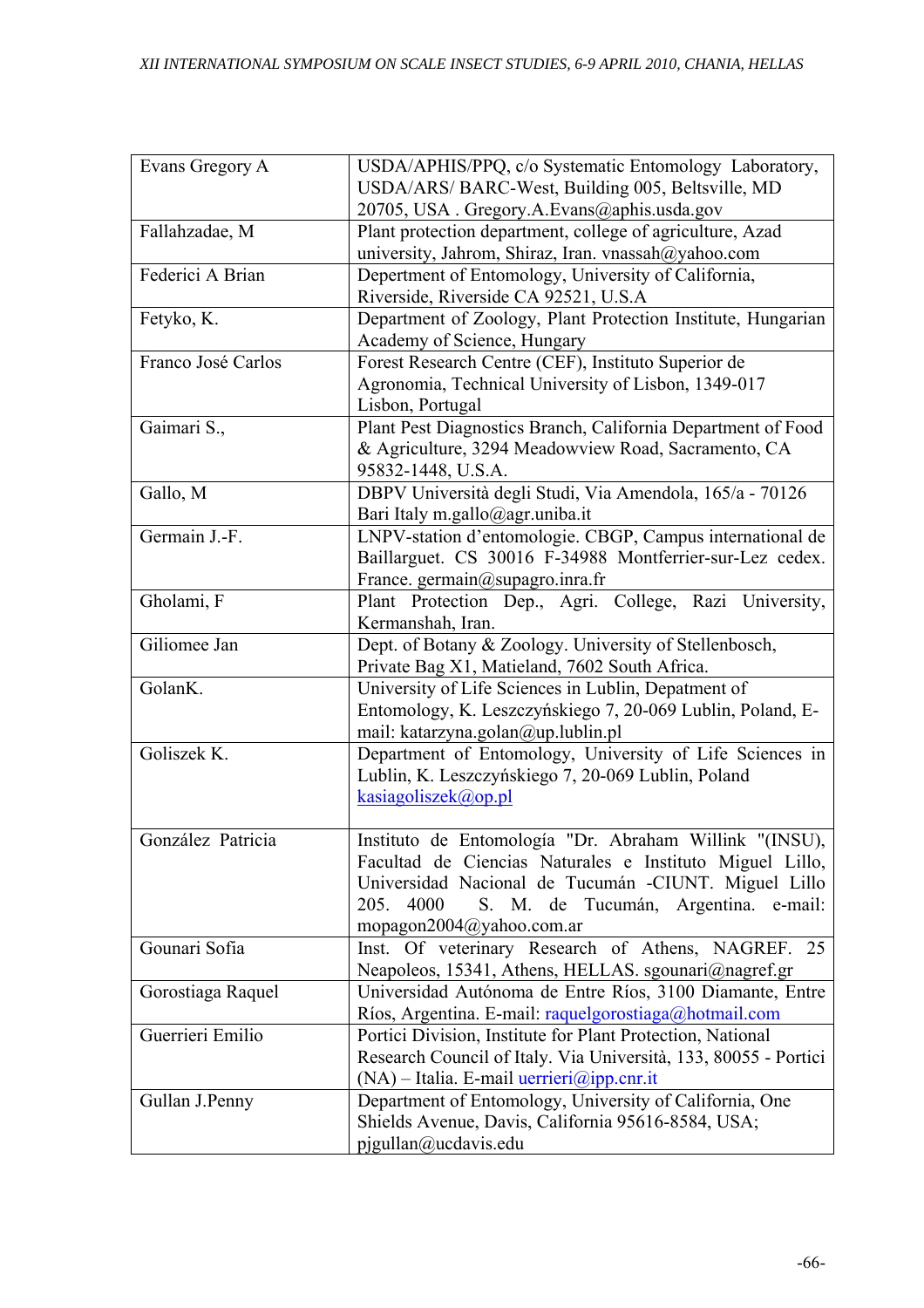| | |
|---|---|
| Evans Gregory A | USDA/APHIS/PPQ, c/o Systematic Entomology Laboratory, USDA/ARS/ BARC-West, Building 005, Beltsville, MD 20705, USA . Gregory.A.Evans@aphis.usda.gov |
| Fallahzadae, M | Plant protection department, college of agriculture, Azad university, Jahrom, Shiraz, Iran. vnassah@yahoo.com |
| Federici A Brian | Depertment of Entomology, University of California, Riverside, Riverside CA 92521, U.S.A |
| Fetyko, K. | Department of Zoology, Plant Protection Institute, Hungarian Academy of Science, Hungary |
| Franco José Carlos | Forest Research Centre (CEF), Instituto Superior de Agronomia, Technical University of Lisbon, 1349-017 Lisbon, Portugal |
| Gaimari S., | Plant Pest Diagnostics Branch, California Department of Food & Agriculture, 3294 Meadowview Road, Sacramento, CA 95832-1448, U.S.A. |
| Gallo, M | DBPV Università degli Studi, Via Amendola, 165/a - 70126 Bari Italy m.gallo@agr.uniba.it |
| Germain J.-F. | LNPV-station d'entomologie. CBGP, Campus international de Baillarguet. CS 30016 F-34988 Montferrier-sur-Lez cedex. France. germain@supagro.inra.fr |
| Gholami, F | Plant Protection Dep., Agri. College, Razi University, Kermanshah, Iran. |
| Giliomee Jan | Dept. of Botany & Zoology. University of Stellenbosch, Private Bag X1, Matieland, 7602 South Africa. |
| GolanK. | University of Life Sciences in Lublin, Depatment of Entomology, K. Leszczyńskiego 7, 20-069 Lublin, Poland, E-mail: katarzyna.golan@up.lublin.pl |
| Goliszek K. | Department of Entomology, University of Life Sciences in Lublin, K. Leszczyńskiego 7, 20-069 Lublin, Poland kasiagoliszek@op.pl |
| González Patricia | Instituto de Entomología "Dr. Abraham Willink "(INSU), Facultad de Ciencias Naturales e Instituto Miguel Lillo, Universidad Nacional de Tucumán -CIUNT. Miguel Lillo 205. 4000 S. M. de Tucumán, Argentina. e-mail: mopagon2004@yahoo.com.ar |
| Gounari Sofia | Inst. Of veterinary Research of Athens, NAGREF. 25 Neapoleos, 15341, Athens, HELLAS. sgounari@nagref.gr |
| Gorostiaga Raquel | Universidad Autónoma de Entre Ríos, 3100 Diamante, Entre Ríos, Argentina. E-mail: raquelgorostiaga@hotmail.com |
| Guerrieri Emilio | Portici Division, Institute for Plant Protection, National Research Council of Italy. Via Università, 133, 80055 - Portici (NA) – Italia. E-mail uerrieri@ipp.cnr.it |
| Gullan J.Penny | Department of Entomology, University of California, One Shields Avenue, Davis, California 95616-8584, USA; pjgullan@ucdavis.edu |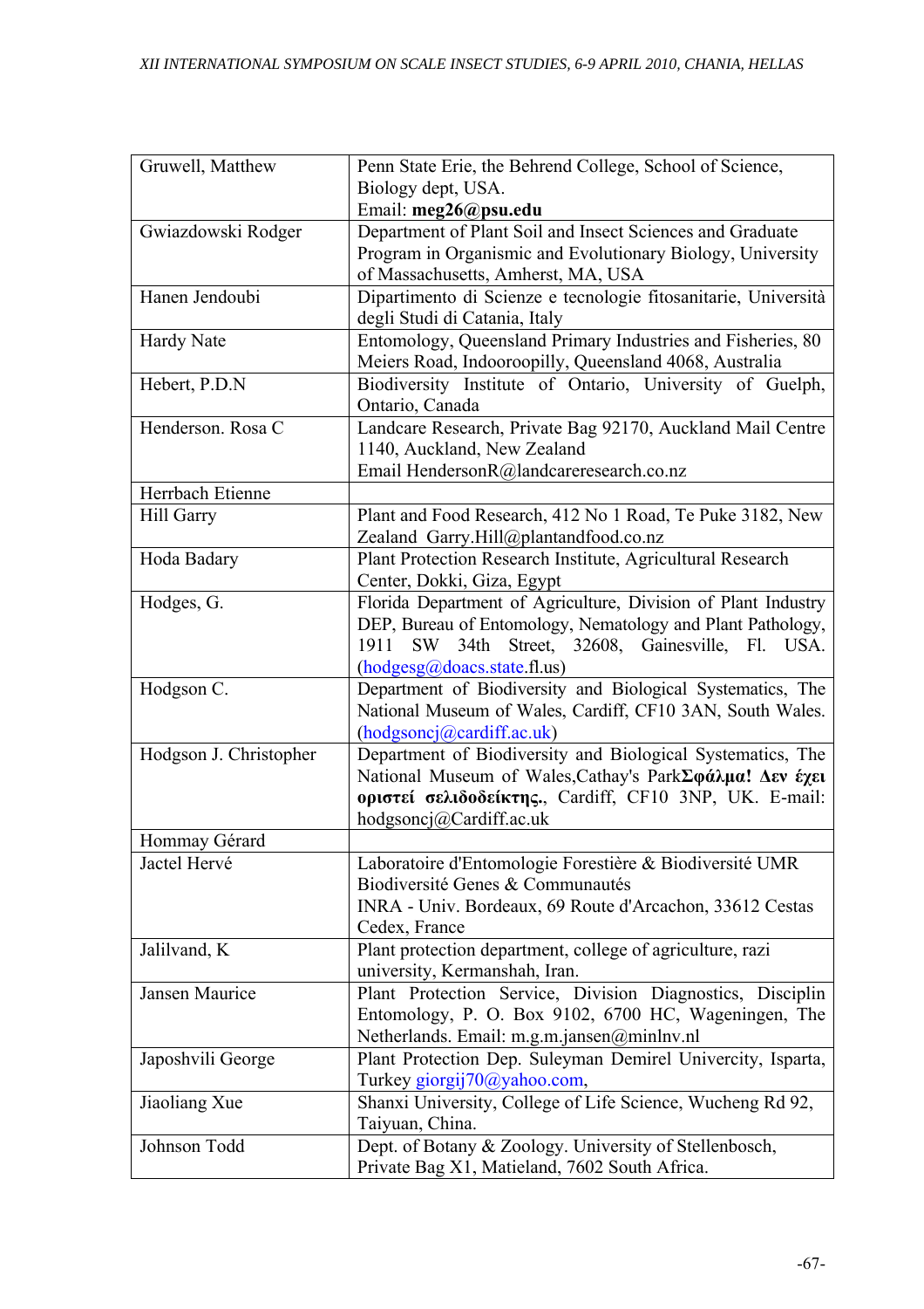| | |
|---|---|
| Gruwell, Matthew | Penn State Erie, the Behrend College, School of Science, Biology dept, USA. Email: **meg26@psu.edu** |
| Gwiazdowski Rodger | Department of Plant Soil and Insect Sciences and Graduate Program in Organismic and Evolutionary Biology, University of Massachusetts, Amherst, MA, USA |
| Hanen Jendoubi | Dipartimento di Scienze e tecnologie fitosanitarie, Università degli Studi di Catania, Italy |
| Hardy Nate | Entomology, Queensland Primary Industries and Fisheries, 80 Meiers Road, Indooroopilly, Queensland 4068, Australia |
| Hebert, P.D.N | Biodiversity Institute of Ontario, University of Guelph, Ontario, Canada |
| Henderson. Rosa C | Landcare Research, Private Bag 92170, Auckland Mail Centre 1140, Auckland, New Zealand Email HendersonR@landcareresearch.co.nz |
| Herrbach Etienne | |
| Hill Garry | Plant and Food Research, 412 No 1 Road, Te Puke 3182, New Zealand Garry.Hill@plantandfood.co.nz |
| Hoda Badary | Plant Protection Research Institute, Agricultural Research Center, Dokki, Giza, Egypt |
| Hodges, G. | Florida Department of Agriculture, Division of Plant Industry DEP, Bureau of Entomology, Nematology and Plant Pathology, 1911 SW 34th Street, 32608, Gainesville, Fl. USA. (hodgesg@doacs.state.fl.us) |
| Hodgson C. | Department of Biodiversity and Biological Systematics, The National Museum of Wales, Cardiff, CF10 3AN, South Wales. (hodgsoncj@cardiff.ac.uk) |
| Hodgson J. Christopher | Department of Biodiversity and Biological Systematics, The National Museum of Wales,Cathay's Park**Σφάλμα! Δεν έχει οριστεί σελιδοδείκτης.**, Cardiff, CF10 3NP, UK. E-mail: hodgsoncj@Cardiff.ac.uk |
| Hommay Gérard | |
| Jactel Hervé | Laboratoire d'Entomologie Forestière & Biodiversité UMR Biodiversité Genes & Communautés INRA - Univ. Bordeaux, 69 Route d'Arcachon, 33612 Cestas Cedex, France |
| Jalilvand, K | Plant protection department, college of agriculture, razi university, Kermanshah, Iran. |
| Jansen Maurice | Plant Protection Service, Division Diagnostics, Disciplin Entomology, P. O. Box 9102, 6700 HC, Wageningen, The Netherlands. Email: m.g.m.jansen@minlnv.nl |
| Japoshvili George | Plant Protection Dep. Suleyman Demirel Univercity, Isparta, Turkey giorgij70@yahoo.com, |
| Jiaoliang Xue | Shanxi University, College of Life Science, Wucheng Rd 92, Taiyuan, China. |
| Johnson Todd | Dept. of Botany & Zoology. University of Stellenbosch, Private Bag X1, Matieland, 7602 South Africa. |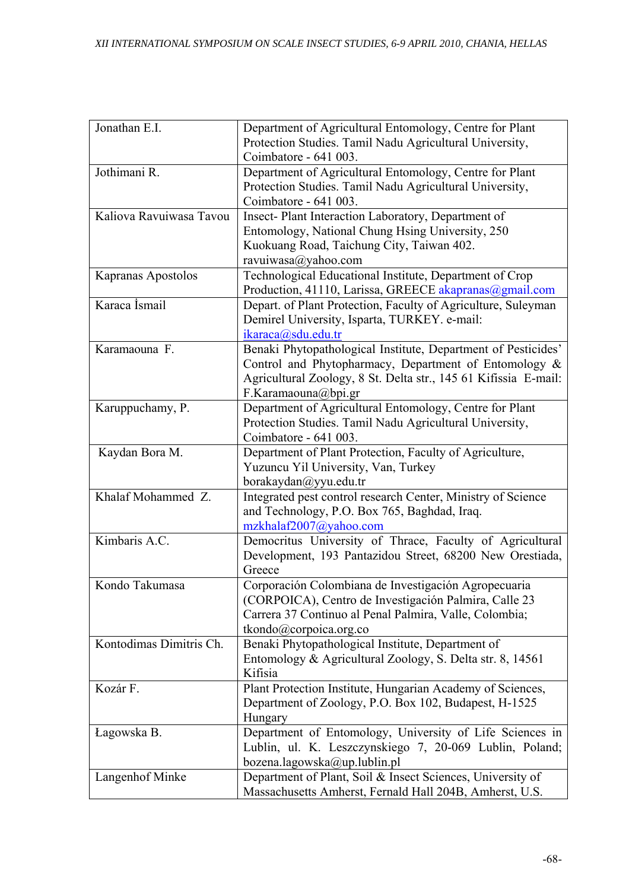| Jonathan E.I. | Department of Agricultural Entomology, Centre for Plant Protection Studies. Tamil Nadu Agricultural University, Coimbatore - 641 003. |
|---|---|
| Jothimani R. | Department of Agricultural Entomology, Centre for Plant Protection Studies. Tamil Nadu Agricultural University, Coimbatore - 641 003. |
| Kaliova Ravuiwasa Tavou | Insect- Plant Interaction Laboratory, Department of Entomology, National Chung Hsing University, 250 Kuokuang Road, Taichung City, Taiwan 402. ravuiwasa@yahoo.com |
| Kapranas Apostolos | Technological Educational Institute, Department of Crop Production, 41110, Larissa, GREECE akapranas@gmail.com |
| Karaca İsmail | Depart. of Plant Protection, Faculty of Agriculture, Suleyman Demirel University, Isparta, TURKEY. e-mail: ikaraca@sdu.edu.tr |
| Karamaouna F. | Benaki Phytopathological Institute, Department of Pesticides' Control and Phytopharmacy, Department of Entomology & Agricultural Zoology, 8 St. Delta str., 145 61 Kifissia E-mail: F.Karamaouna@bpi.gr |
| Karuppuchamy, P. | Department of Agricultural Entomology, Centre for Plant Protection Studies. Tamil Nadu Agricultural University, Coimbatore - 641 003. |
| Kaydan Bora M. | Department of Plant Protection, Faculty of Agriculture, Yuzuncu Yil University, Van, Turkey borakaydan@yyu.edu.tr |
| Khalaf Mohammed Z. | Integrated pest control research Center, Ministry of Science and Technology, P.O. Box 765, Baghdad, Iraq. mzkhalaf2007@yahoo.com |
| Kimbaris A.C. | Democritus University of Thrace, Faculty of Agricultural Development, 193 Pantazidou Street, 68200 New Orestiada, Greece |
| Kondo Takumasa | Corporación Colombiana de Investigación Agropecuaria (CORPOICA), Centro de Investigación Palmira, Calle 23 Carrera 37 Continuo al Penal Palmira, Valle, Colombia; tkondo@corpoica.org.co |
| Kontodimas Dimitris Ch. | Benaki Phytopathological Institute, Department of Entomology & Agricultural Zoology, S. Delta str. 8, 14561 Kifisia |
| Kozár F. | Plant Protection Institute, Hungarian Academy of Sciences, Department of Zoology, P.O. Box 102, Budapest, H-1525 Hungary |
| Łagowska B. | Department of Entomology, University of Life Sciences in Lublin, ul. K. Leszczynskiego 7, 20-069 Lublin, Poland; bozena.lagowska@up.lublin.pl |
| Langenhof Minke | Department of Plant, Soil & Insect Sciences, University of Massachusetts Amherst, Fernald Hall 204B, Amherst, U.S. |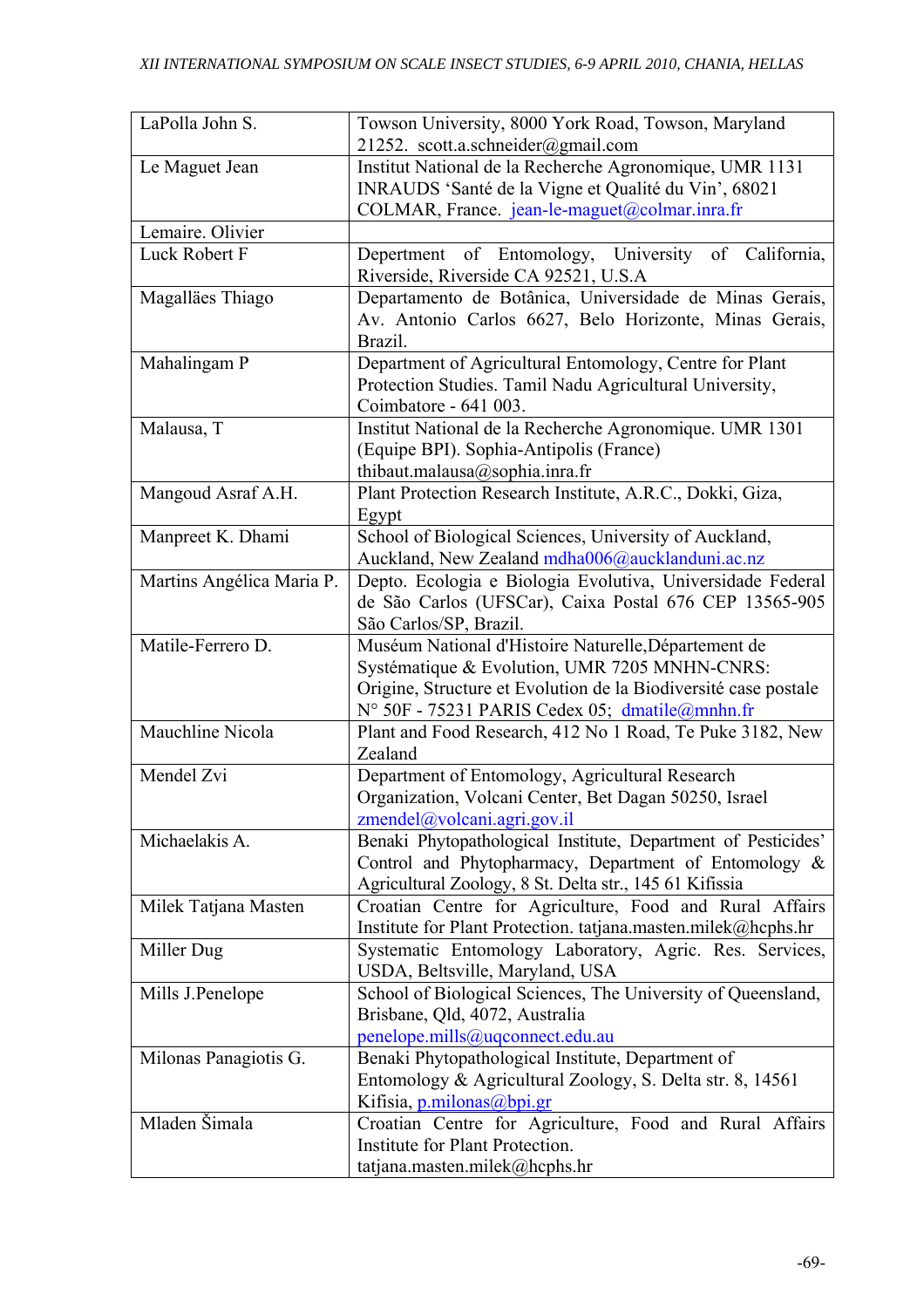| | |
|---|---|
| LaPolla John S. | Towson University, 8000 York Road, Towson, Maryland 21252. scott.a.schneider@gmail.com |
| Le Maguet Jean | Institut National de la Recherche Agronomique, UMR 1131 INRAUDS 'Santé de la Vigne et Qualité du Vin', 68021 COLMAR, France. jean-le-maguet@colmar.inra.fr |
| Lemaire. Olivier | |
| Luck Robert F | Depertment of Entomology, University of California, Riverside, Riverside CA 92521, U.S.A |
| Magalläes Thiago | Departamento de Botânica, Universidade de Minas Gerais, Av. Antonio Carlos 6627, Belo Horizonte, Minas Gerais, Brazil. |
| Mahalingam P | Department of Agricultural Entomology, Centre for Plant Protection Studies. Tamil Nadu Agricultural University, Coimbatore - 641 003. |
| Malausa, T | Institut National de la Recherche Agronomique. UMR 1301 (Equipe BPI). Sophia-Antipolis (France) thibaut.malausa@sophia.inra.fr |
| Mangoud Asraf A.H. | Plant Protection Research Institute, A.R.C., Dokki, Giza, Egypt |
| Manpreet K. Dhami | School of Biological Sciences, University of Auckland, Auckland, New Zealand mdha006@aucklanduni.ac.nz |
| Martins Angélica Maria P. | Depto. Ecologia e Biologia Evolutiva, Universidade Federal de São Carlos (UFSCar), Caixa Postal 676 CEP 13565-905 São Carlos/SP, Brazil. |
| Matile-Ferrero D. | Muséum National d'Histoire Naturelle,Département de Systématique & Evolution, UMR 7205 MNHN-CNRS: Origine, Structure et Evolution de la Biodiversité case postale N° 50F - 75231 PARIS Cedex 05; dmatile@mnhn.fr |
| Mauchline Nicola | Plant and Food Research, 412 No 1 Road, Te Puke 3182, New Zealand |
| Mendel Zvi | Department of Entomology, Agricultural Research Organization, Volcani Center, Bet Dagan 50250, Israel zmendel@volcani.agri.gov.il |
| Michaelakis A. | Benaki Phytopathological Institute, Department of Pesticides' Control and Phytopharmacy, Department of Entomology & Agricultural Zoology, 8 St. Delta str., 145 61 Kifissia |
| Milek Tatjana Masten | Croatian Centre for Agriculture, Food and Rural Affairs Institute for Plant Protection. tatjana.masten.milek@hcphs.hr |
| Miller Dug | Systematic Entomology Laboratory, Agric. Res. Services, USDA, Beltsville, Maryland, USA |
| Mills J.Penelope | School of Biological Sciences, The University of Queensland, Brisbane, Qld, 4072, Australia penelope.mills@uqconnect.edu.au |
| Milonas Panagiotis G. | Benaki Phytopathological Institute, Department of Entomology & Agricultural Zoology, S. Delta str. 8, 14561 Kifisia, p.milonas@bpi.gr |
| Mladen Šimala | Croatian Centre for Agriculture, Food and Rural Affairs Institute for Plant Protection. tatjana.masten.milek@hcphs.hr |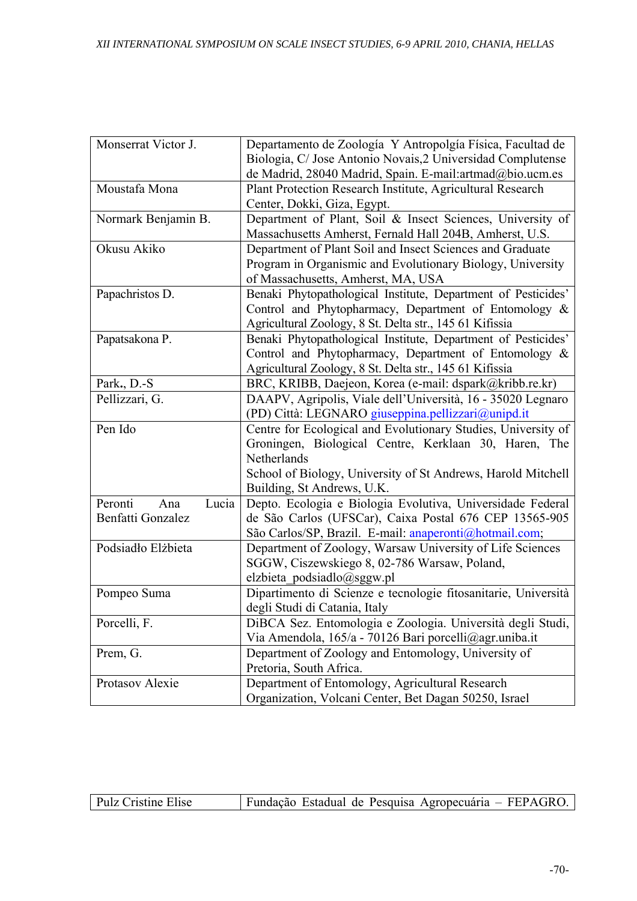| | |
|---|---|
| Monserrat Victor J. | Departamento de Zoología Y Antropolgía Física, Facultad de Biologia, C/ Jose Antonio Novais,2 Universidad Complutense de Madrid, 28040 Madrid, Spain. E-mail:artmad@bio.ucm.es |
| Moustafa Mona | Plant Protection Research Institute, Agricultural Research Center, Dokki, Giza, Egypt. |
| Normark Benjamin B. | Department of Plant, Soil & Insect Sciences, University of Massachusetts Amherst, Fernald Hall 204B, Amherst, U.S. |
| Okusu Akiko | Department of Plant Soil and Insect Sciences and Graduate Program in Organismic and Evolutionary Biology, University of Massachusetts, Amherst, MA, USA |
| Papachristos D. | Benaki Phytopathological Institute, Department of Pesticides' Control and Phytopharmacy, Department of Entomology & Agricultural Zoology, 8 St. Delta str., 145 61 Kifissia |
| Papatsakona P. | Benaki Phytopathological Institute, Department of Pesticides' Control and Phytopharmacy, Department of Entomology & Agricultural Zoology, 8 St. Delta str., 145 61 Kifissia |
| Park., D.-S | BRC, KRIBB, Daejeon, Korea (e-mail: dspark@kribb.re.kr) |
| Pellizzari, G. | DAAPV, Agripolis, Viale dell'Università, 16 - 35020 Legnaro (PD) Città: LEGNARO giuseppina.pellizzari@unipd.it |
| Pen Ido | Centre for Ecological and Evolutionary Studies, University of Groningen, Biological Centre, Kerklaan 30, Haren, The Netherlands<br>School of Biology, University of St Andrews, Harold Mitchell Building, St Andrews, U.K. |
| Peronti Ana Lucia Benfatti Gonzalez | Depto. Ecologia e Biologia Evolutiva, Universidade Federal de São Carlos (UFSCar), Caixa Postal 676 CEP 13565-905 São Carlos/SP, Brazil. E-mail: anaperonti@hotmail.com; |
| Podsiadło Elżbieta | Department of Zoology, Warsaw University of Life Sciences SGGW, Ciszewskiego 8, 02-786 Warsaw, Poland, elzbieta_podsiadlo@sggw.pl |
| Pompeo Suma | Dipartimento di Scienze e tecnologie fitosanitarie, Università degli Studi di Catania, Italy |
| Porcelli, F. | DiBCA Sez. Entomologia e Zoologia. Università degli Studi, Via Amendola, 165/a - 70126 Bari porcelli@agr.uniba.it |
| Prem, G. | Department of Zoology and Entomology, University of Pretoria, South Africa. |
| Protasov Alexie | Department of Entomology, Agricultural Research Organization, Volcani Center, Bet Dagan 50250, Israel |

| | |
|---|---|
| Pulz Cristine Elise | Fundação Estadual de Pesquisa Agropecuária – FEPAGRO. |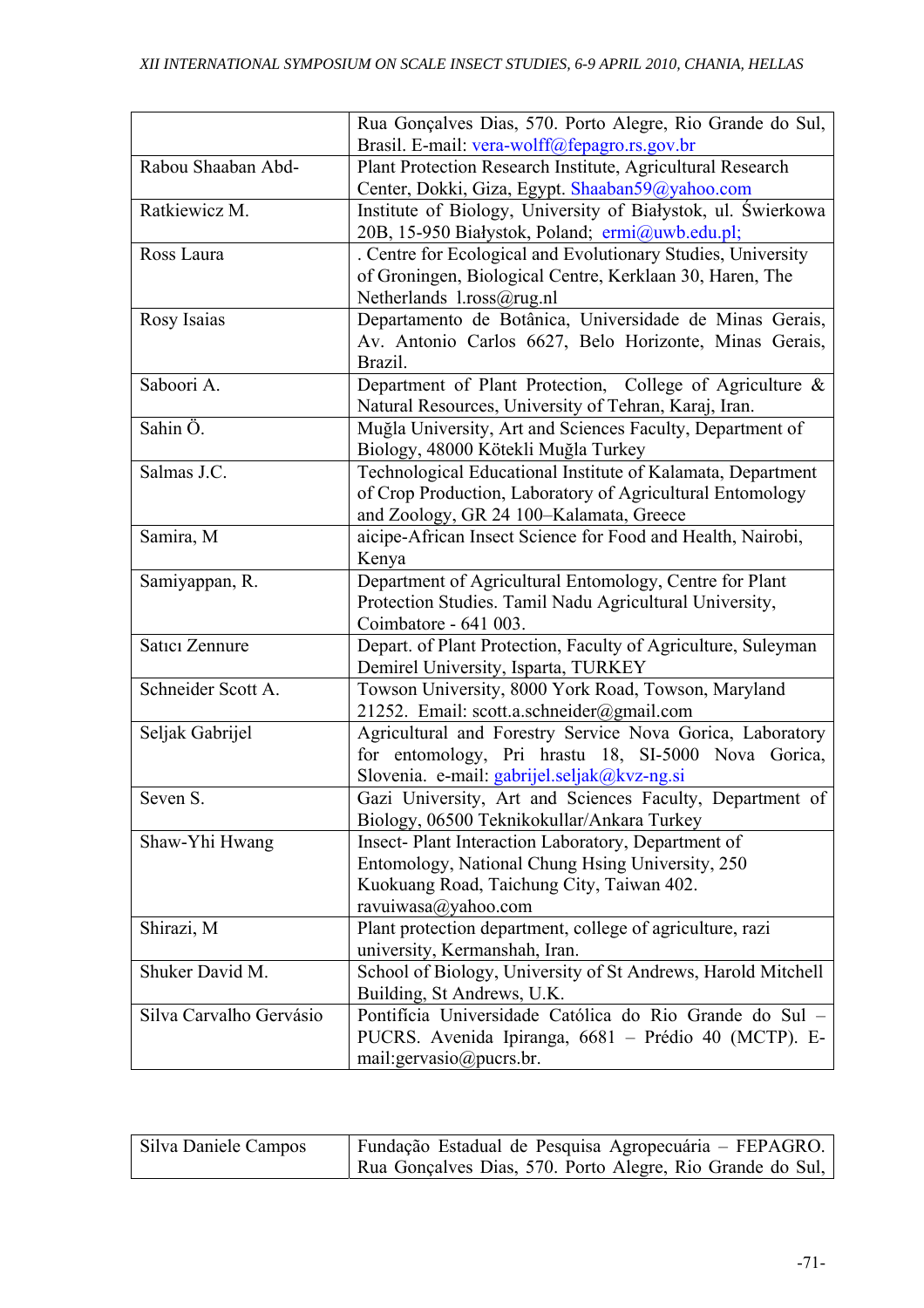| | |
|---|---|
| | Rua Gonçalves Dias, 570. Porto Alegre, Rio Grande do Sul, Brasil. E-mail: vera-wolff@fepagro.rs.gov.br |
| Rabou Shaaban Abd- | Plant Protection Research Institute, Agricultural Research Center, Dokki, Giza, Egypt. Shaaban59@yahoo.com |
| Ratkiewicz M. | Institute of Biology, University of Białystok, ul. Świerkowa 20B, 15-950 Białystok, Poland; ermi@uwb.edu.pl; |
| Ross Laura | . Centre for Ecological and Evolutionary Studies, University of Groningen, Biological Centre, Kerklaan 30, Haren, The Netherlands l.ross@rug.nl |
| Rosy Isaias | Departamento de Botânica, Universidade de Minas Gerais, Av. Antonio Carlos 6627, Belo Horizonte, Minas Gerais, Brazil. |
| Saboori A. | Department of Plant Protection, College of Agriculture & Natural Resources, University of Tehran, Karaj, Iran. |
| Sahin Ö. | Muğla University, Art and Sciences Faculty, Department of Biology, 48000 Kötekli Muğla Turkey |
| Salmas J.C. | Technological Educational Institute of Kalamata, Department of Crop Production, Laboratory of Agricultural Entomology and Zoology, GR 24 100–Kalamata, Greece |
| Samira, M | aicipe-African Insect Science for Food and Health, Nairobi, Kenya |
| Samiyappan, R. | Department of Agricultural Entomology, Centre for Plant Protection Studies. Tamil Nadu Agricultural University, Coimbatore - 641 003. |
| Satıcı Zennure | Depart. of Plant Protection, Faculty of Agriculture, Suleyman Demirel University, Isparta, TURKEY |
| Schneider Scott A. | Towson University, 8000 York Road, Towson, Maryland 21252. Email: scott.a.schneider@gmail.com |
| Seljak Gabrijel | Agricultural and Forestry Service Nova Gorica, Laboratory for entomology, Pri hrastu 18, SI-5000 Nova Gorica, Slovenia. e-mail: gabrijel.seljak@kvz-ng.si |
| Seven S. | Gazi University, Art and Sciences Faculty, Department of Biology, 06500 Teknikokullar/Ankara Turkey |
| Shaw-Yhi Hwang | Insect- Plant Interaction Laboratory, Department of Entomology, National Chung Hsing University, 250 Kuokuang Road, Taichung City, Taiwan 402. ravuiwasa@yahoo.com |
| Shirazi, M | Plant protection department, college of agriculture, razi university, Kermanshah, Iran. |
| Shuker David M. | School of Biology, University of St Andrews, Harold Mitchell Building, St Andrews, U.K. |
| Silva Carvalho Gervásio | Pontifícia Universidade Católica do Rio Grande do Sul – PUCRS. Avenida Ipiranga, 6681 – Prédio 40 (MCTP). E-mail:gervasio@pucrs.br. |
| Silva Daniele Campos | Fundação Estadual de Pesquisa Agropecuária – FEPAGRO. Rua Gonçalves Dias, 570. Porto Alegre, Rio Grande do Sul, |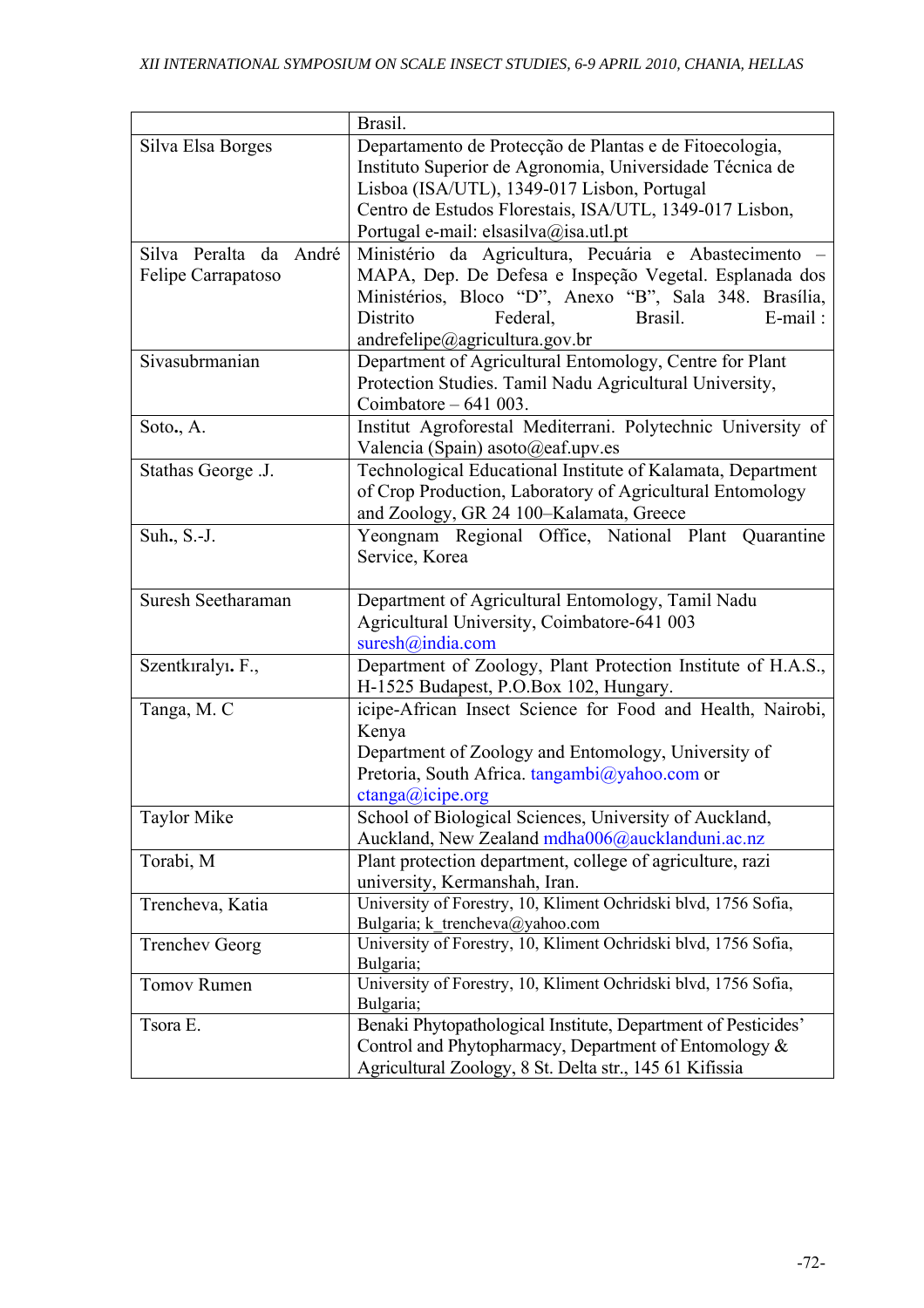| | |
|---|---|
| | Brasil. |
| Silva Elsa Borges | Departamento de Protecção de Plantas e de Fitoecologia, Instituto Superior de Agronomia, Universidade Técnica de Lisboa (ISA/UTL), 1349-017 Lisbon, Portugal<br>Centro de Estudos Florestais, ISA/UTL, 1349-017 Lisbon, Portugal e-mail: elsasilva@isa.utl.pt |
| Silva Peralta da André Felipe Carrapatoso | Ministério da Agricultura, Pecuária e Abastecimento – MAPA, Dep. De Defesa e Inspeção Vegetal. Esplanada dos Ministérios, Bloco "D", Anexo "B", Sala 348. Brasília, Distrito Federal, Brasil. E-mail : andrefelipe@agricultura.gov.br |
| Sivasubrmanian | Department of Agricultural Entomology, Centre for Plant Protection Studies. Tamil Nadu Agricultural University, Coimbatore – 641 003. |
| Soto., A. | Institut Agroforestal Mediterrani. Polytechnic University of Valencia (Spain) asoto@eaf.upv.es |
| Stathas George .J. | Technological Educational Institute of Kalamata, Department of Crop Production, Laboratory of Agricultural Entomology and Zoology, GR 24 100–Kalamata, Greece |
| Suh., S.-J. | Yeongnam Regional Office, National Plant Quarantine Service, Korea |
| Suresh Seetharaman | Department of Agricultural Entomology, Tamil Nadu Agricultural University, Coimbatore-641 003<br>suresh@india.com |
| Szentkıralyı. F., | Department of Zoology, Plant Protection Institute of H.A.S., H-1525 Budapest, P.O.Box 102, Hungary. |
| Tanga, M. C | icipe-African Insect Science for Food and Health, Nairobi, Kenya<br>Department of Zoology and Entomology, University of Pretoria, South Africa. tangambi@yahoo.com or ctanga@icipe.org |
| Taylor Mike | School of Biological Sciences, University of Auckland, Auckland, New Zealand mdha006@aucklanduni.ac.nz |
| Torabi, M | Plant protection department, college of agriculture, razi university, Kermanshah, Iran. |
| Trencheva, Katia | University of Forestry, 10, Kliment Ochridski blvd, 1756 Sofia, Bulgaria; k_trencheva@yahoo.com |
| Trenchev Georg | University of Forestry, 10, Kliment Ochridski blvd, 1756 Sofia, Bulgaria; |
| Tomov Rumen | University of Forestry, 10, Kliment Ochridski blvd, 1756 Sofia, Bulgaria; |
| Tsora E. | Benaki Phytopathological Institute, Department of Pesticides' Control and Phytopharmacy, Department of Entomology & Agricultural Zoology, 8 St. Delta str., 145 61 Kifissia |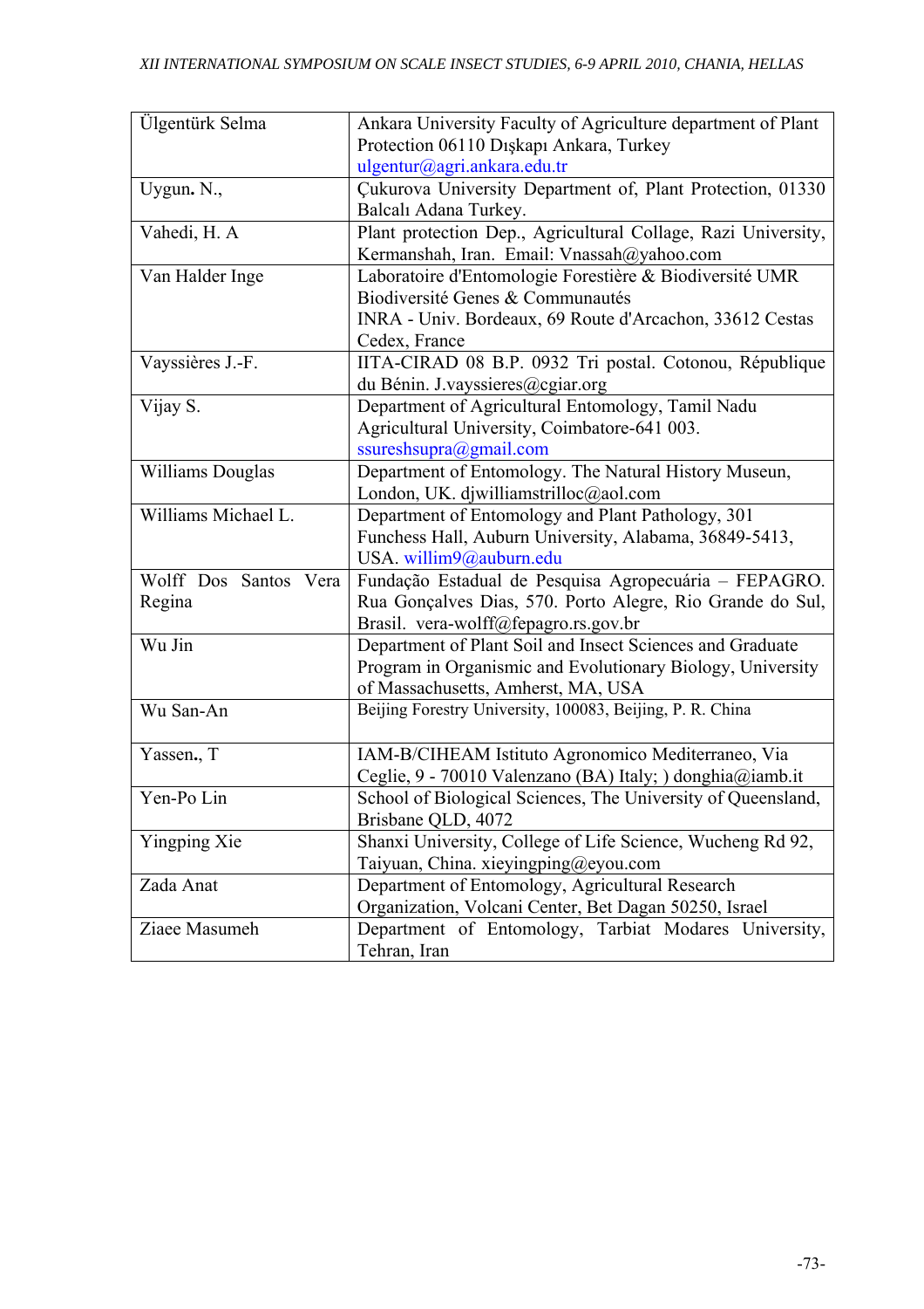| | |
|---|---|
| Ülgentürk Selma | Ankara University Faculty of Agriculture department of Plant Protection 06110 Dışkapı Ankara, Turkey ulgentur@agri.ankara.edu.tr |
| Uygun. N., | Çukurova University Department of, Plant Protection, 01330 Balcalı Adana Turkey. |
| Vahedi, H. A | Plant protection Dep., Agricultural Collage, Razi University, Kermanshah, Iran. Email: Vnassah@yahoo.com |
| Van Halder Inge | Laboratoire d'Entomologie Forestière & Biodiversité UMR Biodiversité Genes & Communautés INRA - Univ. Bordeaux, 69 Route d'Arcachon, 33612 Cestas Cedex, France |
| Vayssières J.-F. | IITA-CIRAD 08 B.P. 0932 Tri postal. Cotonou, République du Bénin. J.vayssieres@cgiar.org |
| Vijay S. | Department of Agricultural Entomology, Tamil Nadu Agricultural University, Coimbatore-641 003. ssureshsupra@gmail.com |
| Williams Douglas | Department of Entomology. The Natural History Museun, London, UK. djwilliamstrilloc@aol.com |
| Williams Michael L. | Department of Entomology and Plant Pathology, 301 Funchess Hall, Auburn University, Alabama, 36849-5413, USA. willim9@auburn.edu |
| Wolff Dos Santos Vera Regina | Fundação Estadual de Pesquisa Agropecuária – FEPAGRO. Rua Gonçalves Dias, 570. Porto Alegre, Rio Grande do Sul, Brasil. vera-wolff@fepagro.rs.gov.br |
| Wu Jin | Department of Plant Soil and Insect Sciences and Graduate Program in Organismic and Evolutionary Biology, University of Massachusetts, Amherst, MA, USA |
| Wu San-An | Beijing Forestry University, 100083, Beijing, P. R. China |
| Yassen., T | IAM-B/CIHEAM Istituto Agronomico Mediterraneo, Via Ceglie, 9 - 70010 Valenzano (BA) Italy; ) donghia@iamb.it |
| Yen-Po Lin | School of Biological Sciences, The University of Queensland, Brisbane QLD, 4072 |
| Yingping Xie | Shanxi University, College of Life Science, Wucheng Rd 92, Taiyuan, China. xieyingping@eyou.com |
| Zada Anat | Department of Entomology, Agricultural Research Organization, Volcani Center, Bet Dagan 50250, Israel |
| Ziaee Masumeh | Department of Entomology, Tarbiat Modares University, Tehran, Iran |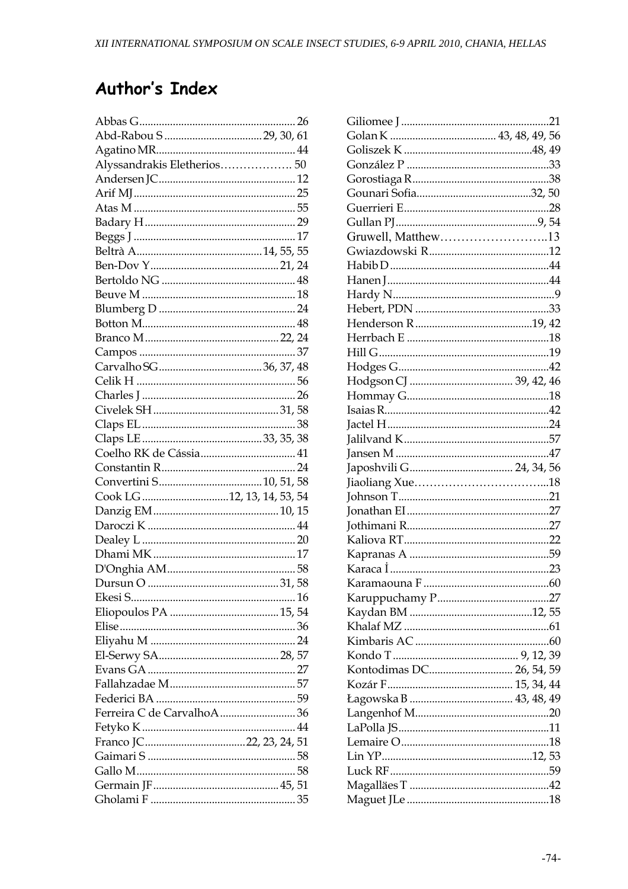# Author's Index

Abbas G........................................................ 26
Abd-Rabou S .................................. 29, 30, 61
Agatino MR................................................. 44
Alyssandrakis Eletherios………………. 50
Andersen JC................................................ 12
Arif MJ......................................................... 25
Atas M ......................................................... 55
Badary H..................................................... 29
Beggs J ......................................................... 17
Beltrà A............................................ 14, 55, 55
Ben-Dov Y............................................. 21, 24
Bertoldo NG ............................................... 48
Beuve M ...................................................... 18
Blumberg D ................................................ 24
Botton M...................................................... 48
Branco M............................................... 22, 24
Campos ....................................................... 37
Carvalho SG.................................... 36, 37, 48
Celik H ........................................................ 56
Charles J ...................................................... 26
Civelek SH ............................................ 31, 58
Claps EL ...................................................... 38
Claps LE .......................................... 33, 35, 38
Coelho RK de Cássia.................................. 41
Constantin R............................................... 24
Convertini S.................................... 10, 51, 58
Cook LG .............................. 12, 13, 14, 53, 54
Danzig EM ............................................ 10, 15
Daroczi K .................................................... 44
Dealey L ...................................................... 20
Dhami MK .................................................. 17
D'Onghia AM............................................. 58
Dursun O .............................................. 31, 58
Ekesi S.......................................................... 16
Eliopoulos PA ...................................... 15, 54
Elise.............................................................. 36
Eliyahu M ................................................... 24
El-Serwy SA........................................... 28, 57
Evans GA .................................................... 27
Fallahzadae M............................................ 57
Federici BA ................................................. 59
Ferreira C de CarvalhoA.......................... 36
Fetyko K ...................................................... 44
Franco JC.................................... 22, 23, 24, 51
Gaimari S .................................................... 58
Gallo M........................................................ 58
Germain JF ............................................ 45, 51
Gholami F ................................................... 35
Giliomee J ....................................................21
Golan K ...................................... 43, 48, 49, 56
Goliszek K ..............................................48, 49
González P ..................................................33
Gorostiaga R................................................38
Gounari Sofia.........................................32, 50
Guerrieri E...................................................28
Gullan PJ..................................................9, 54
Gruwell, Matthew……………………..13
Gwiazdowski R...........................................12
Habib D ........................................................44
Hanen J.........................................................44
Hardy N..........................................................9
Hebert, PDN ................................................33
Henderson R..........................................19, 42
Herrbach E ...................................................18
Hill G.............................................................19
Hodges G......................................................42
Hodgson CJ .................................... 39, 42, 46
Hommay G...................................................18
Isaias R...........................................................42
Jactel H..........................................................24
Jalilvand K....................................................57
Jansen M .......................................................47
Japoshvili G..................................... 24, 34, 56
Jiaoliang Xue……………………………...18
Johnson T......................................................21
Jonathan EI...................................................27
Jothimani R...................................................27
Kaliova RT....................................................22
Kapranas A ..................................................59
Karaca İ .........................................................23
Karamaouna F .............................................60
Karuppuchamy P........................................27
Kaydan BM ............................................12, 55
Khalaf MZ ....................................................61
Kimbaris AC ................................................60
Kondo T ............................................ 9, 12, 39
Kontodimas DC............................. 26, 54, 59
Kozár F............................................. 15, 34, 44
Łagowska B .................................... 43, 48, 49
Langenhof M................................................20
LaPolla JS......................................................11
Lemaire O.....................................................18
Lin YP......................................................12, 53
Luck RF.........................................................59
Magalläes T ..................................................42
Maguet JLe ...................................................18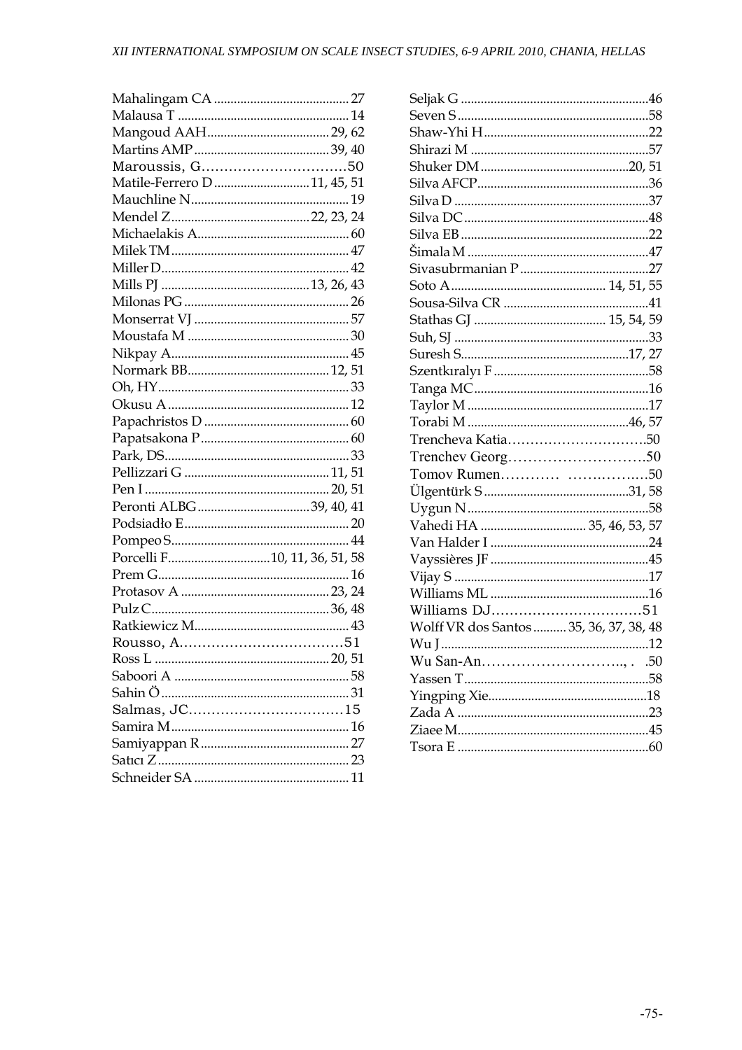Mahalingam CA .......................................... 27
Malausa T .................................................... 14
Mangoud AAH...................................... 29, 62
Martins AMP.......................................... 39, 40
Maroussis, G.................................50
Matile-Ferrero D ............................. 11, 45, 51
Mauchline N................................................ 19
Mendel Z........................................... 22, 23, 24
Michaelakis A.............................................. 60
Milek TM...................................................... 47
Miller D......................................................... 42
Mills PJ ............................................. 13, 26, 43
Milonas PG .................................................. 26
Monserrat VJ ............................................... 57
Moustafa M ................................................. 30
Nikpay A...................................................... 45
Normark BB........................................... 12, 51
Oh, HY.......................................................... 33
Okusu A ....................................................... 12
Papachristos D ............................................ 60
Papatsakona P............................................. 60
Park, DS........................................................ 33
Pellizzari G ............................................ 11, 51
Pen I ........................................................ 20, 51
Peronti ALBG.................................. 39, 40, 41
Podsiadło E.................................................. 20
Pompeo S..................................................... 44
Porcelli F...............................10, 11, 36, 51, 58
Prem G.......................................................... 16
Protasov A ............................................. 23, 24
Pulz C...................................................... 36, 48
Ratkiewicz M............................................... 43
Rousso, A....................................51
Ross L ..................................................... 20, 51
Saboori A ..................................................... 58
Sahin Ö......................................................... 31
Salmas, JC..................................15
Samira M...................................................... 16
Samiyappan R............................................. 27
Satıcı Z.......................................................... 23
Schneider SA ............................................... 11
Seljak G .........................................................46
Seven S ..........................................................58
Shaw-Yhi H..................................................22
Shirazi M ......................................................57
Shuker DM.............................................20, 51
Silva AFCP....................................................36
Silva D ...........................................................37
Silva DC ........................................................48
Silva EB .........................................................22
Šimala M .......................................................47
Sivasubrmanian P .......................................27
Soto A............................................... 14, 51, 55
Sousa-Silva CR ............................................41
Stathas GJ ........................................ 15, 54, 59
Suh, SJ ...........................................................33
Suresh S...................................................17, 27
Szentkıralyı F ...............................................58
Tanga MC .....................................................16
Taylor M .......................................................17
Torabi M .................................................46, 57
Trencheva Katia...............................50
Trenchev Georg.............................50
Tomov Rumen............ ..................50
Ülgentürk S ............................................31, 58
Uygun N .......................................................58
Vahedi HA ................................ 35, 46, 53, 57
Van Halder I ................................................24
Vayssières JF ................................................45
Vijay S ...........................................................17
Williams ML ................................................16
Williams DJ.................................51
Wolff VR dos Santos .......... 35, 36, 37, 38, 48
Wu J...............................................................12
Wu San-An..............................., . .50
Yassen T........................................................58
Yingping Xie................................................18
Zada A ..........................................................23
Ziaee M..........................................................45
Tsora E ..........................................................60